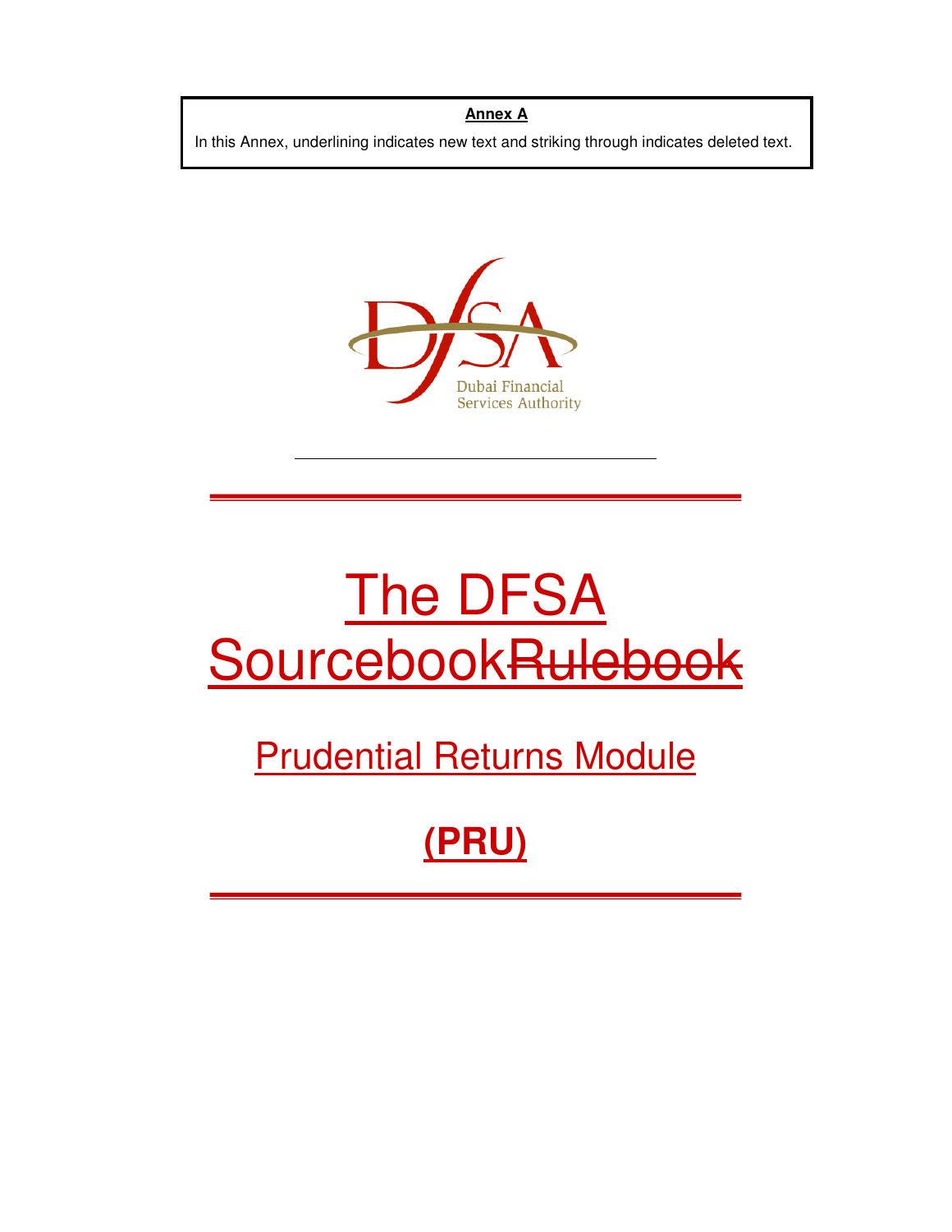**Annex A**

In this Annex, underlining indicates new text and striking through indicates deleted text.

Dubai Financial Services Authority

# The DFSA SourcebookRulebook

## Prudential Returns Module

## (PRU)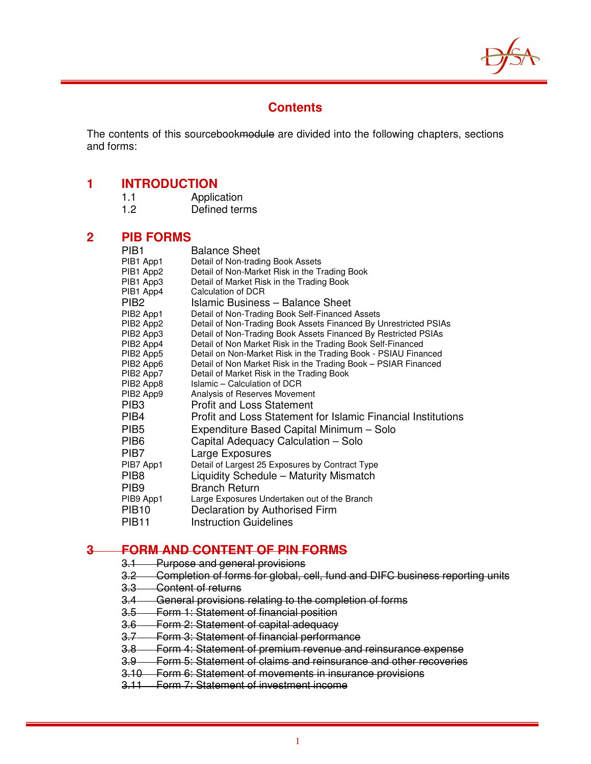# Contents

The contents of this sourcebook~~module~~ are divided into the following chapters, sections and forms:

## 1 INTRODUCTION

| | |
|---|---|
| 1.1 | Application |
| 1.2 | Defined terms |

## 2 PIB FORMS

| | |
|---|---|
| PIB1 | Balance Sheet |
| PIB1 App1 | Detail of Non-trading Book Assets |
| PIB1 App2 | Detail of Non-Market Risk in the Trading Book |
| PIB1 App3 | Detail of Market Risk in the Trading Book |
| PIB1 App4 | Calculation of DCR |
| PIB2 | Islamic Business – Balance Sheet |
| PIB2 App1 | Detail of Non-Trading Book Self-Financed Assets |
| PIB2 App2 | Detail of Non-Trading Book Assets Financed By Unrestricted PSIAs |
| PIB2 App3 | Detail of Non-Trading Book Assets Financed By Restricted PSIAs |
| PIB2 App4 | Detail of Non Market Risk in the Trading Book Self-Financed |
| PIB2 App5 | Detail on Non-Market Risk in the Trading Book - PSIAU Financed |
| PIB2 App6 | Detail of Non Market Risk in the Trading Book – PSIAR Financed |
| PIB2 App7 | Detail of Market Risk in the Trading Book |
| PIB2 App8 | Islamic – Calculation of DCR |
| PIB2 App9 | Analysis of Reserves Movement |
| PIB3 | Profit and Loss Statement |
| PIB4 | Profit and Loss Statement for Islamic Financial Institutions |
| PIB5 | Expenditure Based Capital Minimum – Solo |
| PIB6 | Capital Adequacy Calculation – Solo |
| PIB7 | Large Exposures |
| PIB7 App1 | Detail of Largest 25 Exposures by Contract Type |
| PIB8 | Liquidity Schedule – Maturity Mismatch |
| PIB9 | Branch Return |
| PIB9 App1 | Large Exposures Undertaken out of the Branch |
| PIB10 | Declaration by Authorised Firm |
| PIB11 | Instruction Guidelines |

## ~~3 FORM AND CONTENT OF PIN FORMS~~

| | |
|---|---|
| ~~3.1~~ | ~~Purpose and general provisions~~ |
| ~~3.2~~ | ~~Completion of forms for global, cell, fund and DIFC business reporting units~~ |
| ~~3.3~~ | ~~Content of returns~~ |
| ~~3.4~~ | ~~General provisions relating to the completion of forms~~ |
| ~~3.5~~ | ~~Form 1: Statement of financial position~~ |
| ~~3.6~~ | ~~Form 2: Statement of capital adequacy~~ |
| ~~3.7~~ | ~~Form 3: Statement of financial performance~~ |
| ~~3.8~~ | ~~Form 4: Statement of premium revenue and reinsurance expense~~ |
| ~~3.9~~ | ~~Form 5: Statement of claims and reinsurance and other recoveries~~ |
| ~~3.10~~ | ~~Form 6: Statement of movements in insurance provisions~~ |
| ~~3.11~~ | ~~Form 7: Statement of investment income~~ |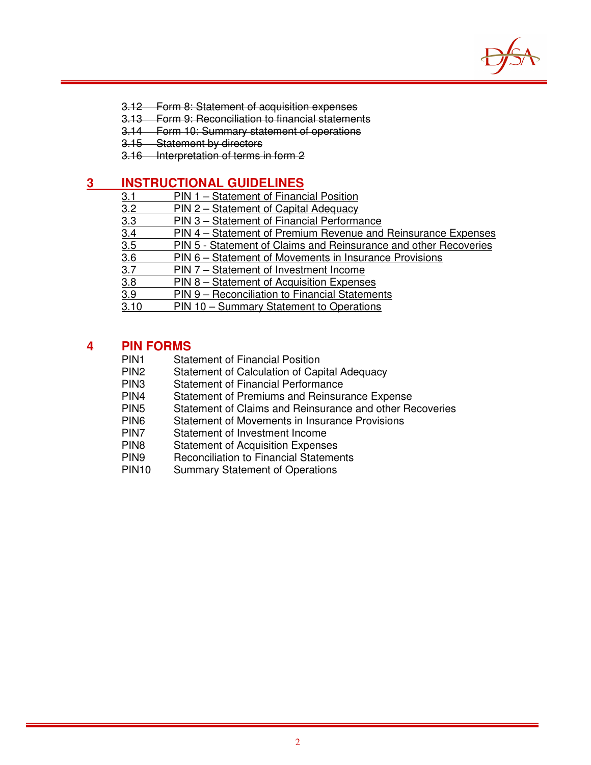~~3.12 Form 8: Statement of acquisition expenses~~
~~3.13 Form 9: Reconciliation to financial statements~~
~~3.14 Form 10: Summary statement of operations~~
~~3.15 Statement by directors~~
~~3.16 Interpretation of terms in form 2~~

## <u>3 INSTRUCTIONAL GUIDELINES</u>

<u>3.1 PIN 1 – Statement of Financial Position</u>
<u>3.2 PIN 2 – Statement of Capital Adequacy</u>
<u>3.3 PIN 3 – Statement of Financial Performance</u>
<u>3.4 PIN 4 – Statement of Premium Revenue and Reinsurance Expenses</u>
<u>3.5 PIN 5 - Statement of Claims and Reinsurance and other Recoveries</u>
<u>3.6 PIN 6 – Statement of Movements in Insurance Provisions</u>
<u>3.7 PIN 7 – Statement of Investment Income</u>
<u>3.8 PIN 8 – Statement of Acquisition Expenses</u>
<u>3.9 PIN 9 – Reconciliation to Financial Statements</u>
<u>3.10 PIN 10 – Summary Statement to Operations</u>

## 4 PIN FORMS

PIN1 Statement of Financial Position
PIN2 Statement of Calculation of Capital Adequacy
PIN3 Statement of Financial Performance
PIN4 Statement of Premiums and Reinsurance Expense
PIN5 Statement of Claims and Reinsurance and other Recoveries
PIN6 Statement of Movements in Insurance Provisions
PIN7 Statement of Investment Income
PIN8 Statement of Acquisition Expenses
PIN9 Reconciliation to Financial Statements
PIN10 Summary Statement of Operations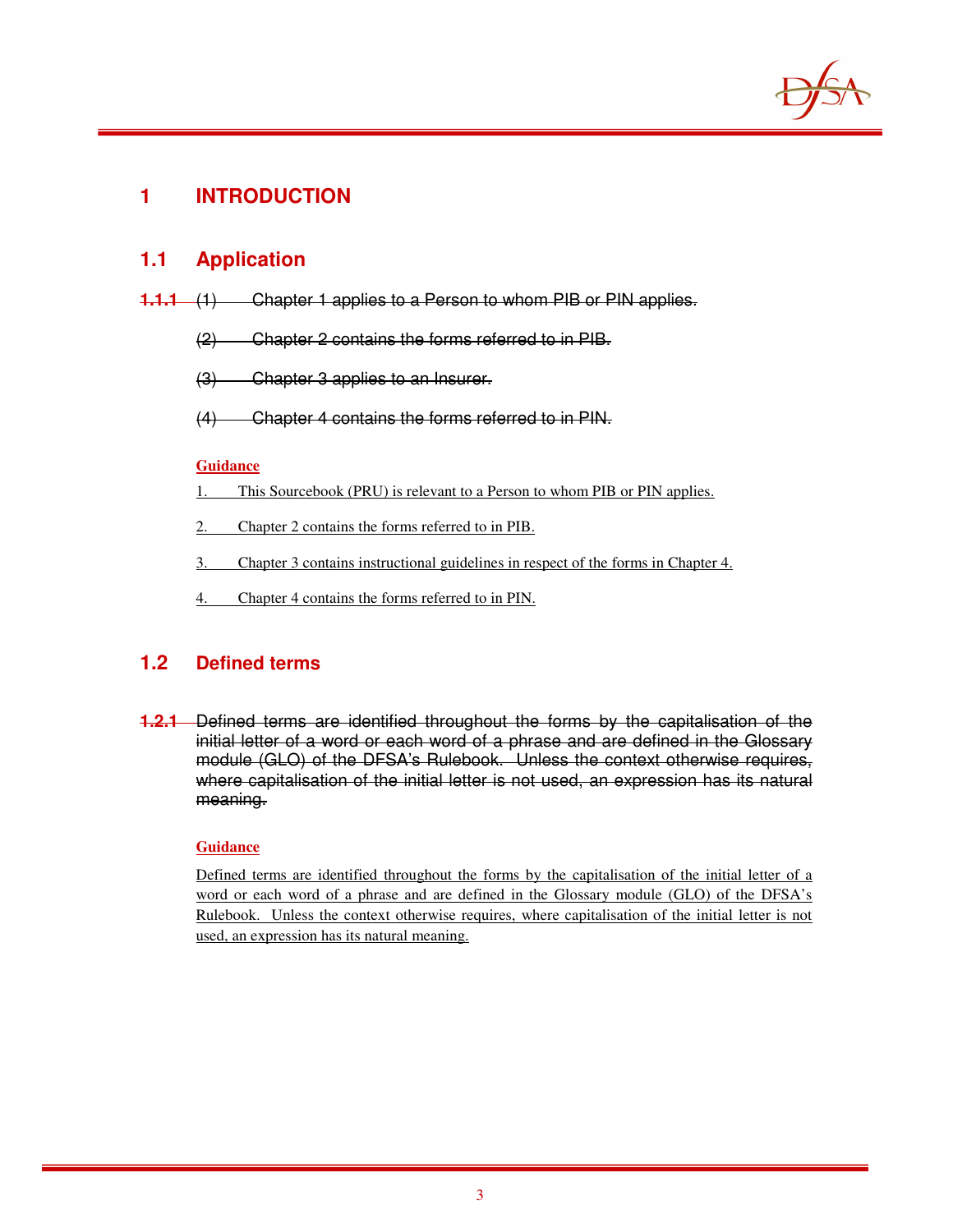# 1 INTRODUCTION

## 1.1 Application

~~1.1.1 (1) Chapter 1 applies to a Person to whom PIB or PIN applies.~~

~~(2) Chapter 2 contains the forms referred to in PIB.~~

~~(3) Chapter 3 applies to an Insurer.~~

~~(4) Chapter 4 contains the forms referred to in PIN.~~

<u>**Guidance**</u>

1. <u>This Sourcebook (PRU) is relevant to a Person to whom PIB or PIN applies.</u>

2. <u>Chapter 2 contains the forms referred to in PIB.</u>

3. <u>Chapter 3 contains instructional guidelines in respect of the forms in Chapter 4.</u>

4. <u>Chapter 4 contains the forms referred to in PIN.</u>

## 1.2 Defined terms

~~1.2.1 Defined terms are identified throughout the forms by the capitalisation of the initial letter of a word or each word of a phrase and are defined in the Glossary module (GLO) of the DFSA's Rulebook. Unless the context otherwise requires, where capitalisation of the initial letter is not used, an expression has its natural meaning.~~

<u>**Guidance**</u>

<u>Defined terms are identified throughout the forms by the capitalisation of the initial letter of a word or each word of a phrase and are defined in the Glossary module (GLO) of the DFSA's Rulebook. Unless the context otherwise requires, where capitalisation of the initial letter is not used, an expression has its natural meaning.</u>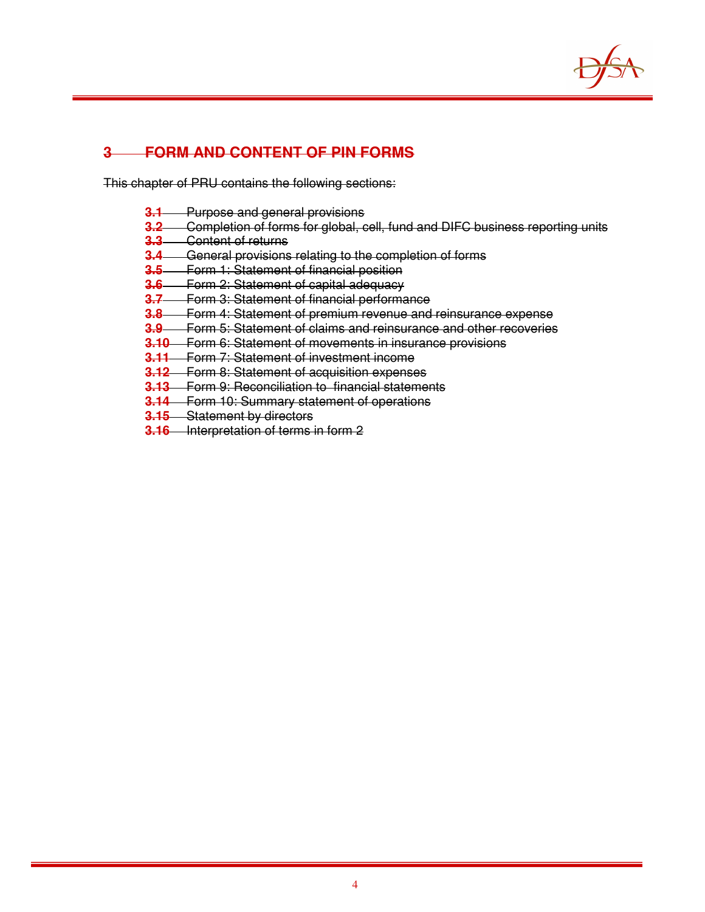## ~~3 FORM AND CONTENT OF PIN FORMS~~

~~This chapter of PRU contains the following sections:~~

- ~~**3.1** Purpose and general provisions~~
- ~~**3.2** Completion of forms for global, cell, fund and DIFC business reporting units~~
- ~~**3.3** Content of returns~~
- ~~**3.4** General provisions relating to the completion of forms~~
- ~~**3.5** Form 1: Statement of financial position~~
- ~~**3.6** Form 2: Statement of capital adequacy~~
- ~~**3.7** Form 3: Statement of financial performance~~
- ~~**3.8** Form 4: Statement of premium revenue and reinsurance expense~~
- ~~**3.9** Form 5: Statement of claims and reinsurance and other recoveries~~
- ~~**3.10** Form 6: Statement of movements in insurance provisions~~
- ~~**3.11** Form 7: Statement of investment income~~
- ~~**3.12** Form 8: Statement of acquisition expenses~~
- ~~**3.13** Form 9: Reconciliation to financial statements~~
- ~~**3.14** Form 10: Summary statement of operations~~
- ~~**3.15** Statement by directors~~
- ~~**3.16** Interpretation of terms in form 2~~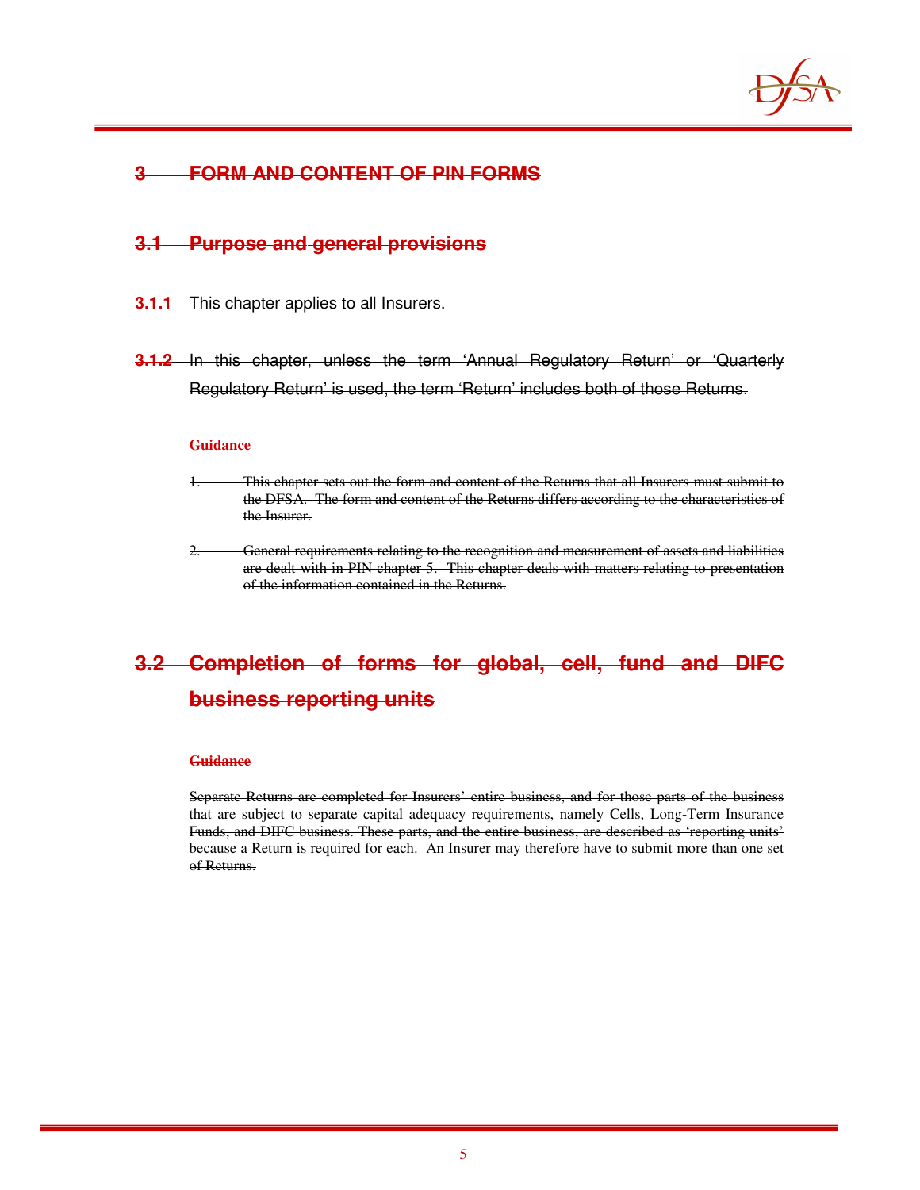# ~~3 FORM AND CONTENT OF PIN FORMS~~

## ~~3.1 Purpose and general provisions~~

~~**3.1.1** This chapter applies to all Insurers.~~

~~**3.1.2** In this chapter, unless the term 'Annual Regulatory Return' or 'Quarterly Regulatory Return' is used, the term 'Return' includes both of those Returns.~~

~~**Guidance**~~

1. ~~This chapter sets out the form and content of the Returns that all Insurers must submit to the DFSA. The form and content of the Returns differs according to the characteristics of the Insurer.~~

2. ~~General requirements relating to the recognition and measurement of assets and liabilities are dealt with in PIN chapter 5. This chapter deals with matters relating to presentation of the information contained in the Returns.~~

## ~~3.2 Completion of forms for global, cell, fund and DIFC business reporting units~~

~~**Guidance**~~

~~Separate Returns are completed for Insurers' entire business, and for those parts of the business that are subject to separate capital adequacy requirements, namely Cells, Long-Term Insurance Funds, and DIFC business. These parts, and the entire business, are described as 'reporting units' because a Return is required for each. An Insurer may therefore have to submit more than one set of Returns.~~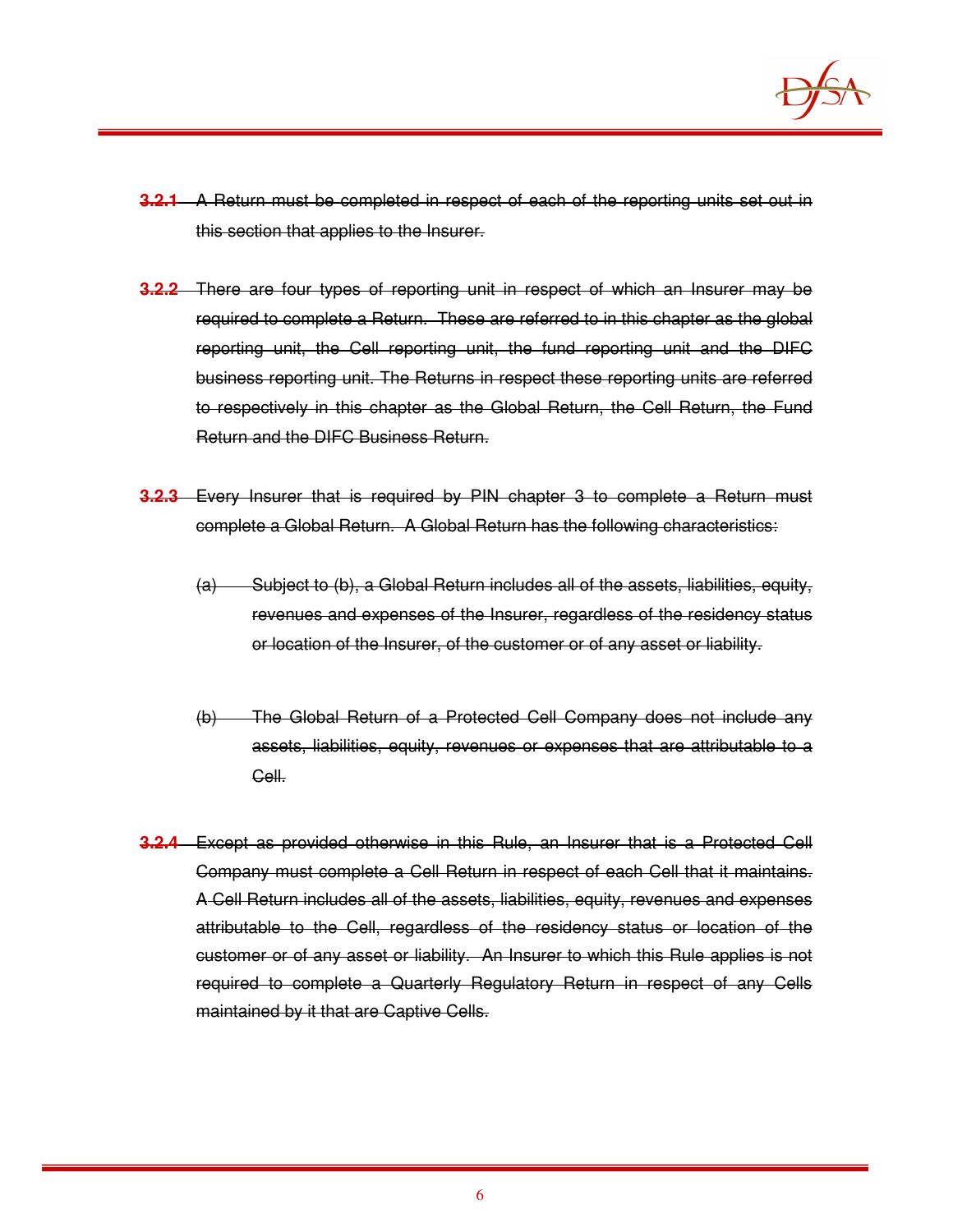~~**3.2.1** A Return must be completed in respect of each of the reporting units set out in this section that applies to the Insurer.~~

~~**3.2.2** There are four types of reporting unit in respect of which an Insurer may be required to complete a Return. These are referred to in this chapter as the global reporting unit, the Cell reporting unit, the fund reporting unit and the DIFC business reporting unit. The Returns in respect these reporting units are referred to respectively in this chapter as the Global Return, the Cell Return, the Fund Return and the DIFC Business Return.~~

~~**3.2.3** Every Insurer that is required by PIN chapter 3 to complete a Return must complete a Global Return. A Global Return has the following characteristics:~~

~~(a) Subject to (b), a Global Return includes all of the assets, liabilities, equity, revenues and expenses of the Insurer, regardless of the residency status or location of the Insurer, of the customer or of any asset or liability.~~

~~(b) The Global Return of a Protected Cell Company does not include any assets, liabilities, equity, revenues or expenses that are attributable to a Cell.~~

~~**3.2.4** Except as provided otherwise in this Rule, an Insurer that is a Protected Cell Company must complete a Cell Return in respect of each Cell that it maintains. A Cell Return includes all of the assets, liabilities, equity, revenues and expenses attributable to the Cell, regardless of the residency status or location of the customer or of any asset or liability. An Insurer to which this Rule applies is not required to complete a Quarterly Regulatory Return in respect of any Cells maintained by it that are Captive Cells.~~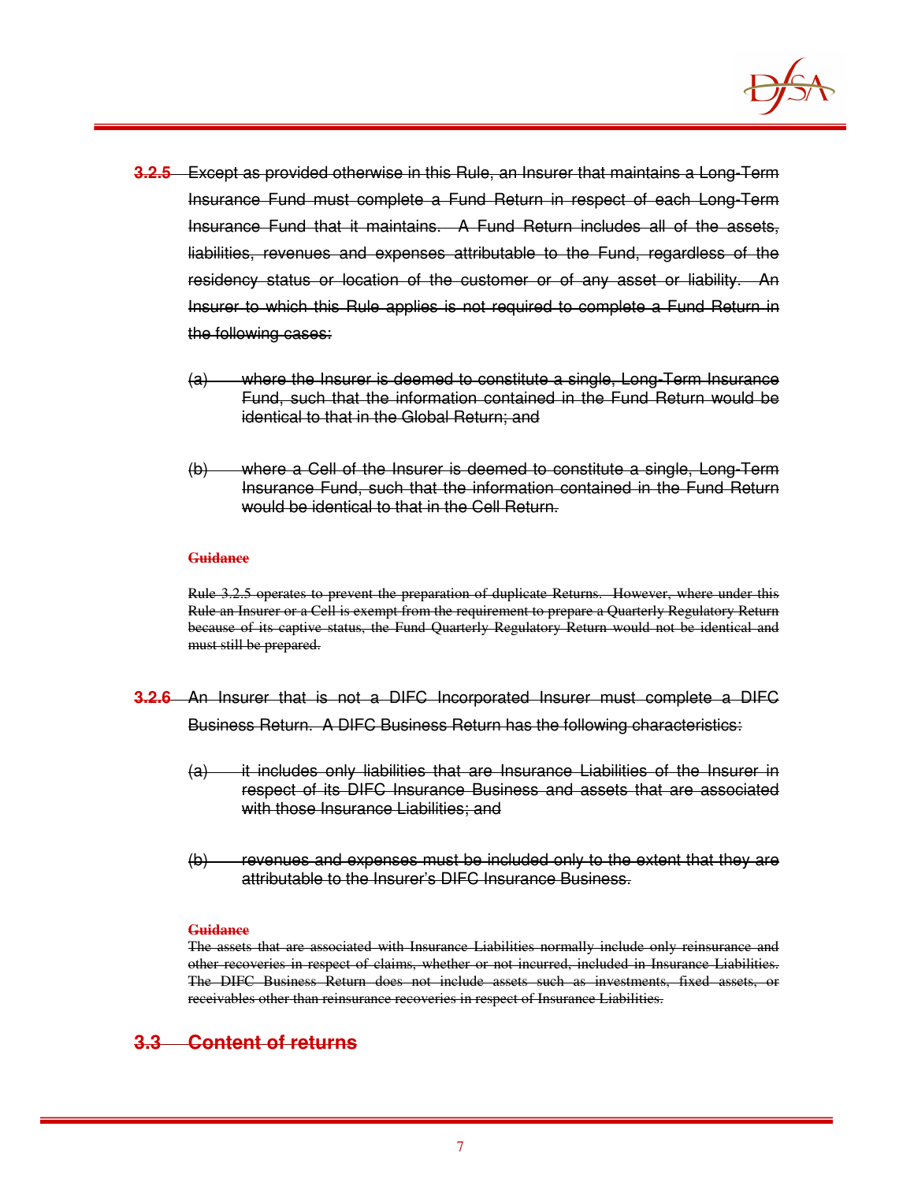**3.2.5** Except as provided otherwise in this Rule, an Insurer that maintains a Long-Term Insurance Fund must complete a Fund Return in respect of each Long-Term Insurance Fund that it maintains. A Fund Return includes all of the assets, liabilities, revenues and expenses attributable to the Fund, regardless of the residency status or location of the customer or of any asset or liability. An Insurer to which this Rule applies is not required to complete a Fund Return in the following cases:

(a) where the Insurer is deemed to constitute a single, Long-Term Insurance Fund, such that the information contained in the Fund Return would be identical to that in the Global Return; and

(b) where a Cell of the Insurer is deemed to constitute a single, Long-Term Insurance Fund, such that the information contained in the Fund Return would be identical to that in the Cell Return.

**Guidance**

Rule 3.2.5 operates to prevent the preparation of duplicate Returns. However, where under this Rule an Insurer or a Cell is exempt from the requirement to prepare a Quarterly Regulatory Return because of its captive status, the Fund Quarterly Regulatory Return would not be identical and must still be prepared.

**3.2.6** An Insurer that is not a DIFC Incorporated Insurer must complete a DIFC Business Return. A DIFC Business Return has the following characteristics:

(a) it includes only liabilities that are Insurance Liabilities of the Insurer in respect of its DIFC Insurance Business and assets that are associated with those Insurance Liabilities; and

(b) revenues and expenses must be included only to the extent that they are attributable to the Insurer's DIFC Insurance Business.

**Guidance**

The assets that are associated with Insurance Liabilities normally include only reinsurance and other recoveries in respect of claims, whether or not incurred, included in Insurance Liabilities. The DIFC Business Return does not include assets such as investments, fixed assets, or receivables other than reinsurance recoveries in respect of Insurance Liabilities.

## 3.3 Content of returns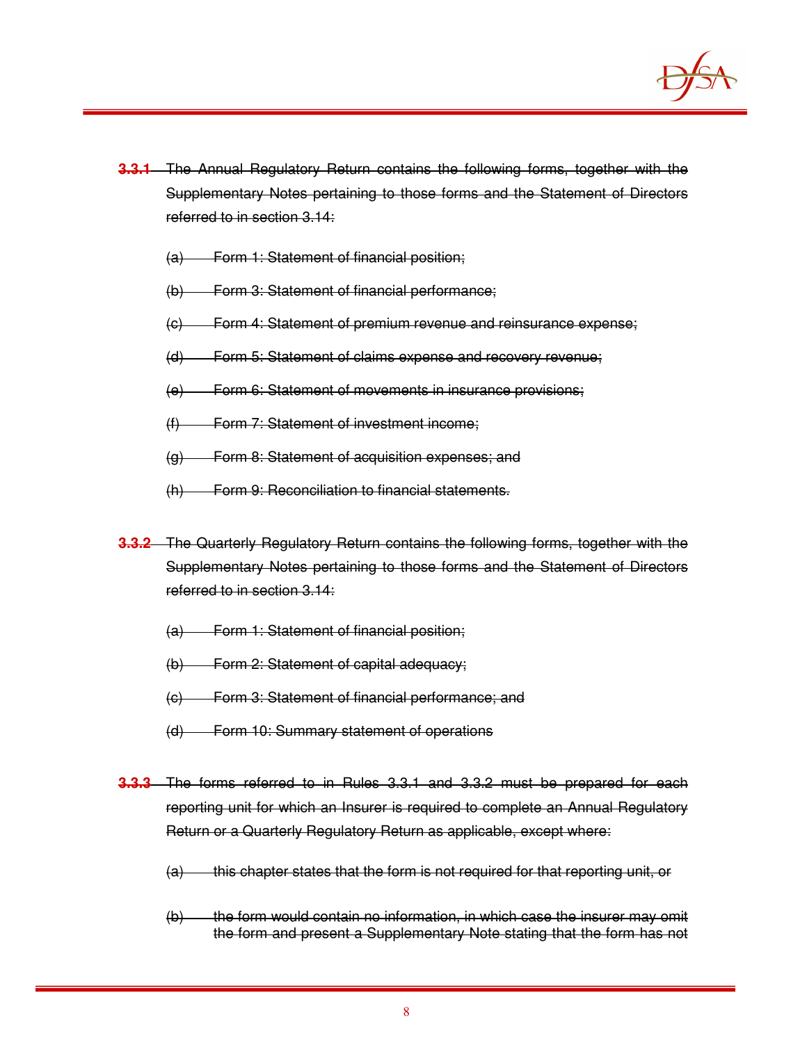~~**3.3.1** The Annual Regulatory Return contains the following forms, together with the Supplementary Notes pertaining to those forms and the Statement of Directors referred to in section 3.14:~~

~~(a) Form 1: Statement of financial position;~~

~~(b) Form 3: Statement of financial performance;~~

~~(c) Form 4: Statement of premium revenue and reinsurance expense;~~

~~(d) Form 5: Statement of claims expense and recovery revenue;~~

~~(e) Form 6: Statement of movements in insurance provisions;~~

~~(f) Form 7: Statement of investment income;~~

~~(g) Form 8: Statement of acquisition expenses; and~~

~~(h) Form 9: Reconciliation to financial statements.~~

~~**3.3.2** The Quarterly Regulatory Return contains the following forms, together with the Supplementary Notes pertaining to those forms and the Statement of Directors referred to in section 3.14:~~

~~(a) Form 1: Statement of financial position;~~

~~(b) Form 2: Statement of capital adequacy;~~

~~(c) Form 3: Statement of financial performance; and~~

~~(d) Form 10: Summary statement of operations~~

~~**3.3.3** The forms referred to in Rules 3.3.1 and 3.3.2 must be prepared for each reporting unit for which an Insurer is required to complete an Annual Regulatory Return or a Quarterly Regulatory Return as applicable, except where:~~

~~(a) this chapter states that the form is not required for that reporting unit, or~~

~~(b) the form would contain no information, in which case the insurer may omit the form and present a Supplementary Note stating that the form has not~~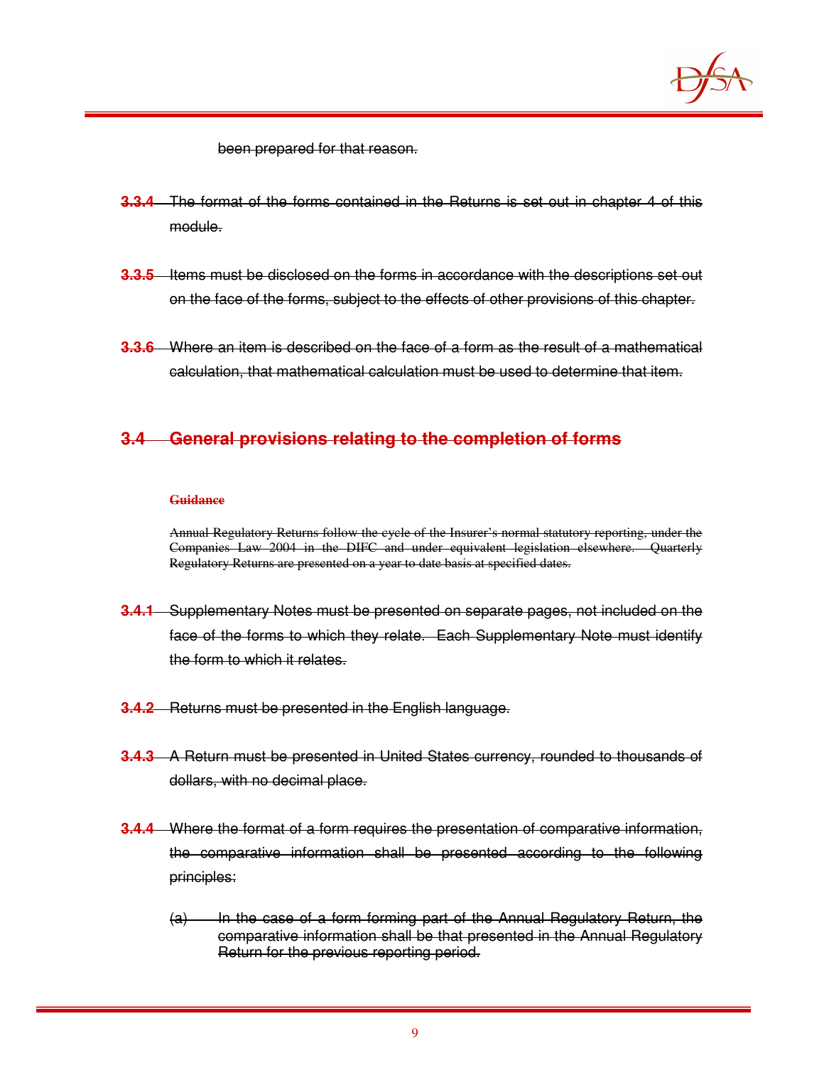been prepared for that reason.

**3.3.4** The format of the forms contained in the Returns is set out in chapter 4 of this module.

**3.3.5** Items must be disclosed on the forms in accordance with the descriptions set out on the face of the forms, subject to the effects of other provisions of this chapter.

**3.3.6** Where an item is described on the face of a form as the result of a mathematical calculation, that mathematical calculation must be used to determine that item.

## 3.4 General provisions relating to the completion of forms

**Guidance**

Annual Regulatory Returns follow the cycle of the Insurer's normal statutory reporting, under the Companies Law 2004 in the DIFC and under equivalent legislation elsewhere. Quarterly Regulatory Returns are presented on a year to date basis at specified dates.

**3.4.1** Supplementary Notes must be presented on separate pages, not included on the face of the forms to which they relate. Each Supplementary Note must identify the form to which it relates.

**3.4.2** Returns must be presented in the English language.

**3.4.3** A Return must be presented in United States currency, rounded to thousands of dollars, with no decimal place.

**3.4.4** Where the format of a form requires the presentation of comparative information, the comparative information shall be presented according to the following principles:

(a) In the case of a form forming part of the Annual Regulatory Return, the comparative information shall be that presented in the Annual Regulatory Return for the previous reporting period.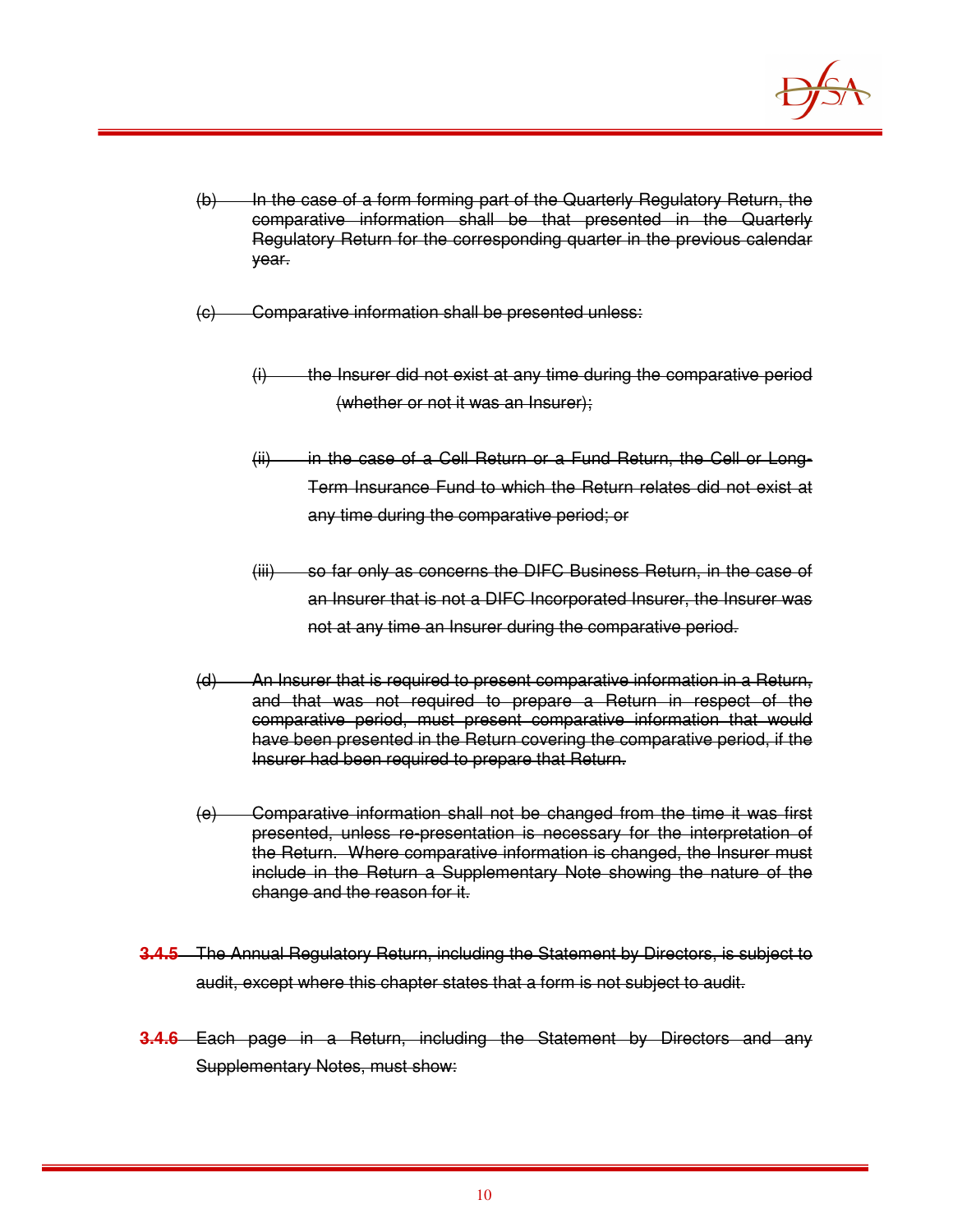~~(b) In the case of a form forming part of the Quarterly Regulatory Return, the comparative information shall be that presented in the Quarterly Regulatory Return for the corresponding quarter in the previous calendar year.~~

~~(c) Comparative information shall be presented unless:~~

~~(i) the Insurer did not exist at any time during the comparative period (whether or not it was an Insurer);~~

~~(ii) in the case of a Cell Return or a Fund Return, the Cell or Long-Term Insurance Fund to which the Return relates did not exist at any time during the comparative period; or~~

~~(iii) so far only as concerns the DIFC Business Return, in the case of an Insurer that is not a DIFC Incorporated Insurer, the Insurer was not at any time an Insurer during the comparative period.~~

~~(d) An Insurer that is required to present comparative information in a Return, and that was not required to prepare a Return in respect of the comparative period, must present comparative information that would have been presented in the Return covering the comparative period, if the Insurer had been required to prepare that Return.~~

~~(e) Comparative information shall not be changed from the time it was first presented, unless re-presentation is necessary for the interpretation of the Return. Where comparative information is changed, the Insurer must include in the Return a Supplementary Note showing the nature of the change and the reason for it.~~

~~**3.4.5** The Annual Regulatory Return, including the Statement by Directors, is subject to audit, except where this chapter states that a form is not subject to audit.~~

~~**3.4.6** Each page in a Return, including the Statement by Directors and any Supplementary Notes, must show:~~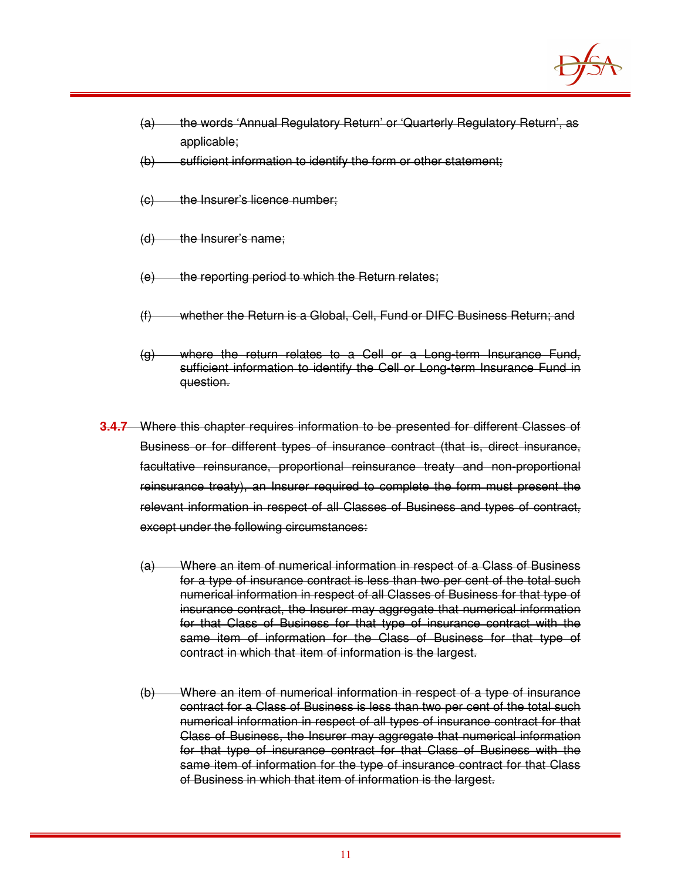~~(a) the words 'Annual Regulatory Return' or 'Quarterly Regulatory Return', as applicable;~~

~~(b) sufficient information to identify the form or other statement;~~

~~(c) the Insurer's licence number;~~

~~(d) the Insurer's name;~~

~~(e) the reporting period to which the Return relates;~~

~~(f) whether the Return is a Global, Cell, Fund or DIFC Business Return; and~~

~~(g) where the return relates to a Cell or a Long-term Insurance Fund, sufficient information to identify the Cell or Long-term Insurance Fund in question.~~

~~**3.4.7** Where this chapter requires information to be presented for different Classes of Business or for different types of insurance contract (that is, direct insurance, facultative reinsurance, proportional reinsurance treaty and non-proportional reinsurance treaty), an Insurer required to complete the form must present the relevant information in respect of all Classes of Business and types of contract, except under the following circumstances:~~

~~(a) Where an item of numerical information in respect of a Class of Business for a type of insurance contract is less than two per cent of the total such numerical information in respect of all Classes of Business for that type of insurance contract, the Insurer may aggregate that numerical information for that Class of Business for that type of insurance contract with the same item of information for the Class of Business for that type of contract in which that item of information is the largest.~~

~~(b) Where an item of numerical information in respect of a type of insurance contract for a Class of Business is less than two per cent of the total such numerical information in respect of all types of insurance contract for that Class of Business, the Insurer may aggregate that numerical information for that type of insurance contract for that Class of Business with the same item of information for the type of insurance contract for that Class of Business in which that item of information is the largest.~~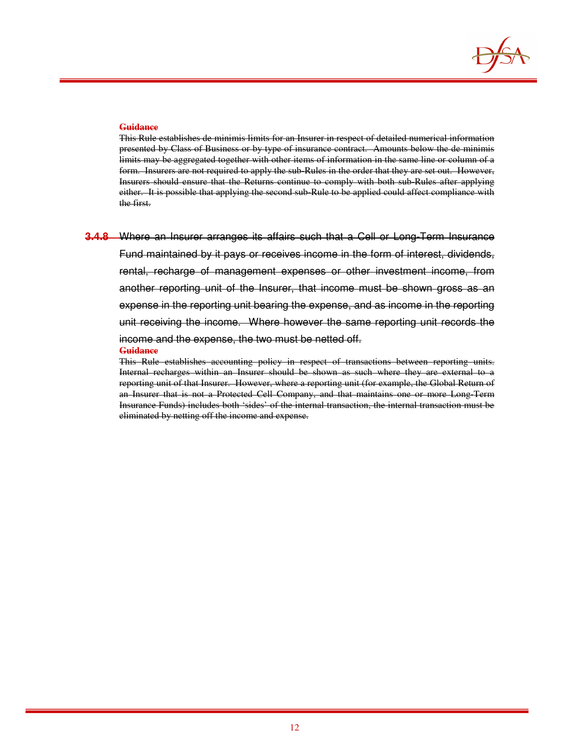~~**Guidance**~~

~~This Rule establishes de minimis limits for an Insurer in respect of detailed numerical information presented by Class of Business or by type of insurance contract. Amounts below the de minimis limits may be aggregated together with other items of information in the same line or column of a form. Insurers are not required to apply the sub-Rules in the order that they are set out. However, Insurers should ensure that the Returns continue to comply with both sub-Rules after applying either. It is possible that applying the second sub-Rule to be applied could affect compliance with the first.~~

~~**3.4.8** Where an Insurer arranges its affairs such that a Cell or Long-Term Insurance Fund maintained by it pays or receives income in the form of interest, dividends, rental, recharge of management expenses or other investment income, from another reporting unit of the Insurer, that income must be shown gross as an expense in the reporting unit bearing the expense, and as income in the reporting unit receiving the income. Where however the same reporting unit records the income and the expense, the two must be netted off.~~

~~**Guidance**~~

~~This Rule establishes accounting policy in respect of transactions between reporting units. Internal recharges within an Insurer should be shown as such where they are external to a reporting unit of that Insurer. However, where a reporting unit (for example, the Global Return of an Insurer that is not a Protected Cell Company, and that maintains one or more Long-Term Insurance Funds) includes both 'sides' of the internal transaction, the internal transaction must be eliminated by netting off the income and expense.~~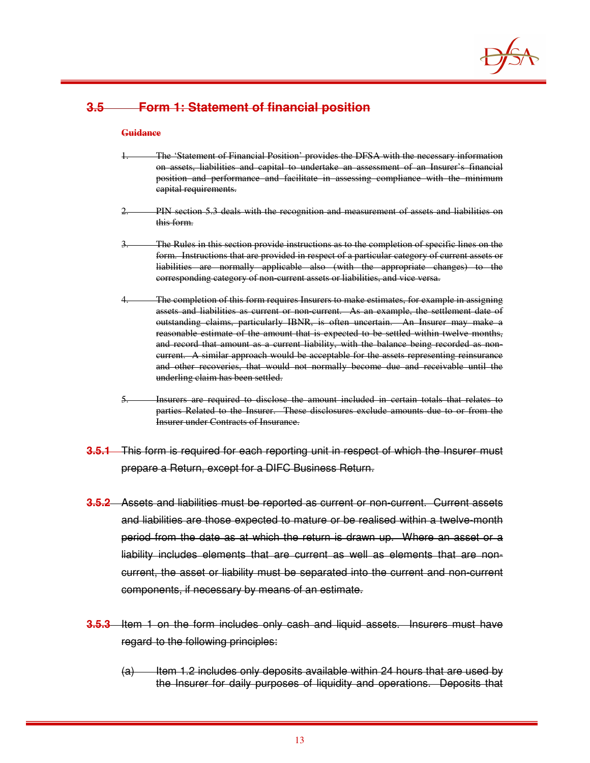## ~~3.5 Form 1: Statement of financial position~~

**~~Guidance~~**

1. ~~The 'Statement of Financial Position' provides the DFSA with the necessary information on assets, liabilities and capital to undertake an assessment of an Insurer's financial position and performance and facilitate in assessing compliance with the minimum capital requirements.~~

2. ~~PIN section 5.3 deals with the recognition and measurement of assets and liabilities on this form.~~

3. ~~The Rules in this section provide instructions as to the completion of specific lines on the form. Instructions that are provided in respect of a particular category of current assets or liabilities are normally applicable also (with the appropriate changes) to the corresponding category of non-current assets or liabilities, and vice versa.~~

4. ~~The completion of this form requires Insurers to make estimates, for example in assigning assets and liabilities as current or non-current. As an example, the settlement date of outstanding claims, particularly IBNR, is often uncertain. An Insurer may make a reasonable estimate of the amount that is expected to be settled within twelve months, and record that amount as a current liability, with the balance being recorded as non-current. A similar approach would be acceptable for the assets representing reinsurance and other recoveries, that would not normally become due and receivable until the underling claim has been settled.~~

5. ~~Insurers are required to disclose the amount included in certain totals that relates to parties Related to the Insurer. These disclosures exclude amounts due to or from the Insurer under Contracts of Insurance.~~

**~~3.5.1~~** ~~This form is required for each reporting unit in respect of which the Insurer must prepare a Return, except for a DIFC Business Return.~~

**~~3.5.2~~** ~~Assets and liabilities must be reported as current or non-current. Current assets and liabilities are those expected to mature or be realised within a twelve-month period from the date as at which the return is drawn up. Where an asset or a liability includes elements that are current as well as elements that are non-current, the asset or liability must be separated into the current and non-current components, if necessary by means of an estimate.~~

**~~3.5.3~~** ~~Item 1 on the form includes only cash and liquid assets. Insurers must have regard to the following principles:~~

(a) ~~Item 1.2 includes only deposits available within 24 hours that are used by the Insurer for daily purposes of liquidity and operations. Deposits that~~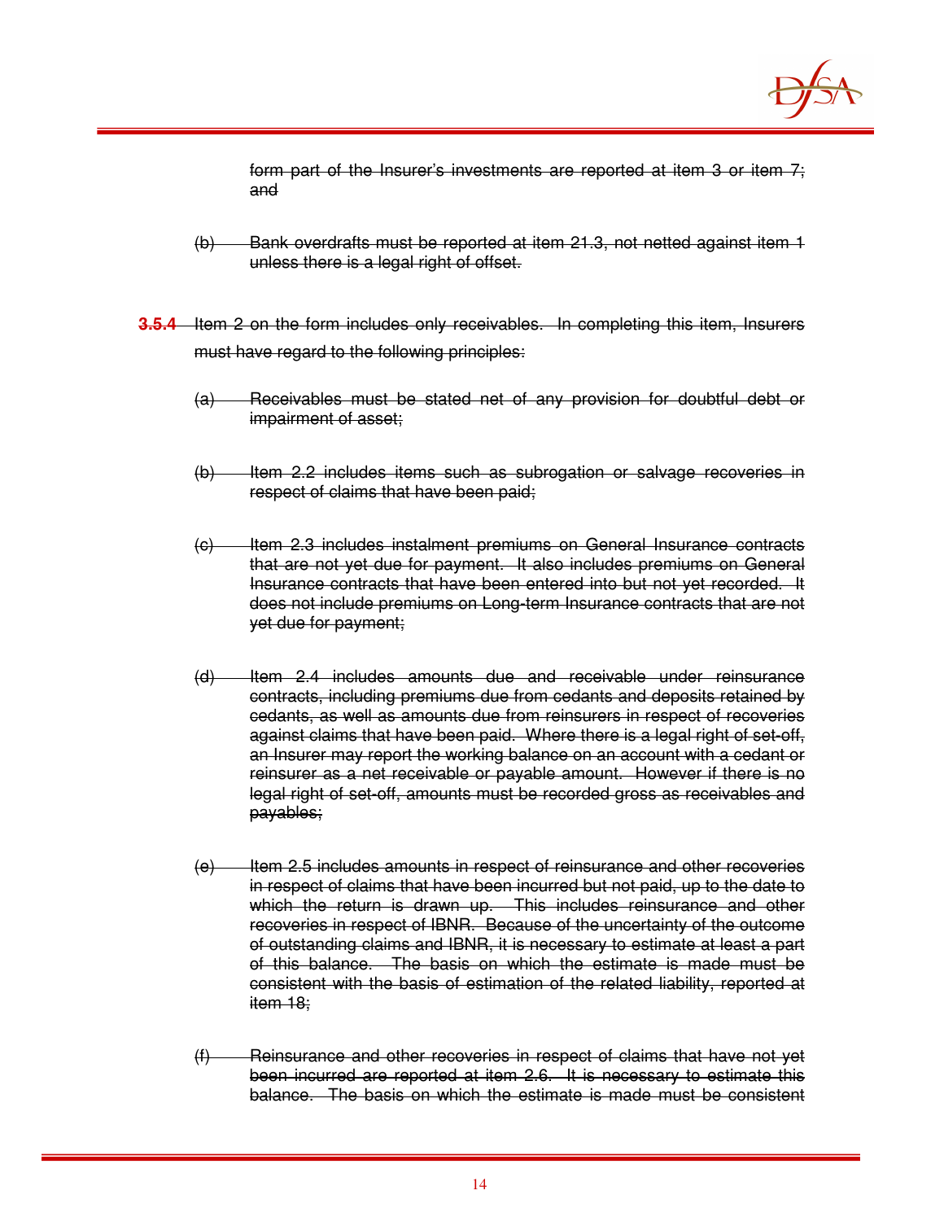~~form part of the Insurer's investments are reported at item 3 or item 7; and~~

~~(b) Bank overdrafts must be reported at item 21.3, not netted against item 1 unless there is a legal right of offset.~~

**3.5.4** ~~Item 2 on the form includes only receivables. In completing this item, Insurers must have regard to the following principles:~~

~~(a) Receivables must be stated net of any provision for doubtful debt or impairment of asset;~~

~~(b) Item 2.2 includes items such as subrogation or salvage recoveries in respect of claims that have been paid;~~

~~(c) Item 2.3 includes instalment premiums on General Insurance contracts that are not yet due for payment. It also includes premiums on General Insurance contracts that have been entered into but not yet recorded. It does not include premiums on Long-term Insurance contracts that are not yet due for payment;~~

~~(d) Item 2.4 includes amounts due and receivable under reinsurance contracts, including premiums due from cedants and deposits retained by cedants, as well as amounts due from reinsurers in respect of recoveries against claims that have been paid. Where there is a legal right of set-off, an Insurer may report the working balance on an account with a cedant or reinsurer as a net receivable or payable amount. However if there is no legal right of set-off, amounts must be recorded gross as receivables and payables;~~

~~(e) Item 2.5 includes amounts in respect of reinsurance and other recoveries in respect of claims that have been incurred but not paid, up to the date to which the return is drawn up. This includes reinsurance and other recoveries in respect of IBNR. Because of the uncertainty of the outcome of outstanding claims and IBNR, it is necessary to estimate at least a part of this balance. The basis on which the estimate is made must be consistent with the basis of estimation of the related liability, reported at item 18;~~

~~(f) Reinsurance and other recoveries in respect of claims that have not yet been incurred are reported at item 2.6. It is necessary to estimate this balance. The basis on which the estimate is made must be consistent~~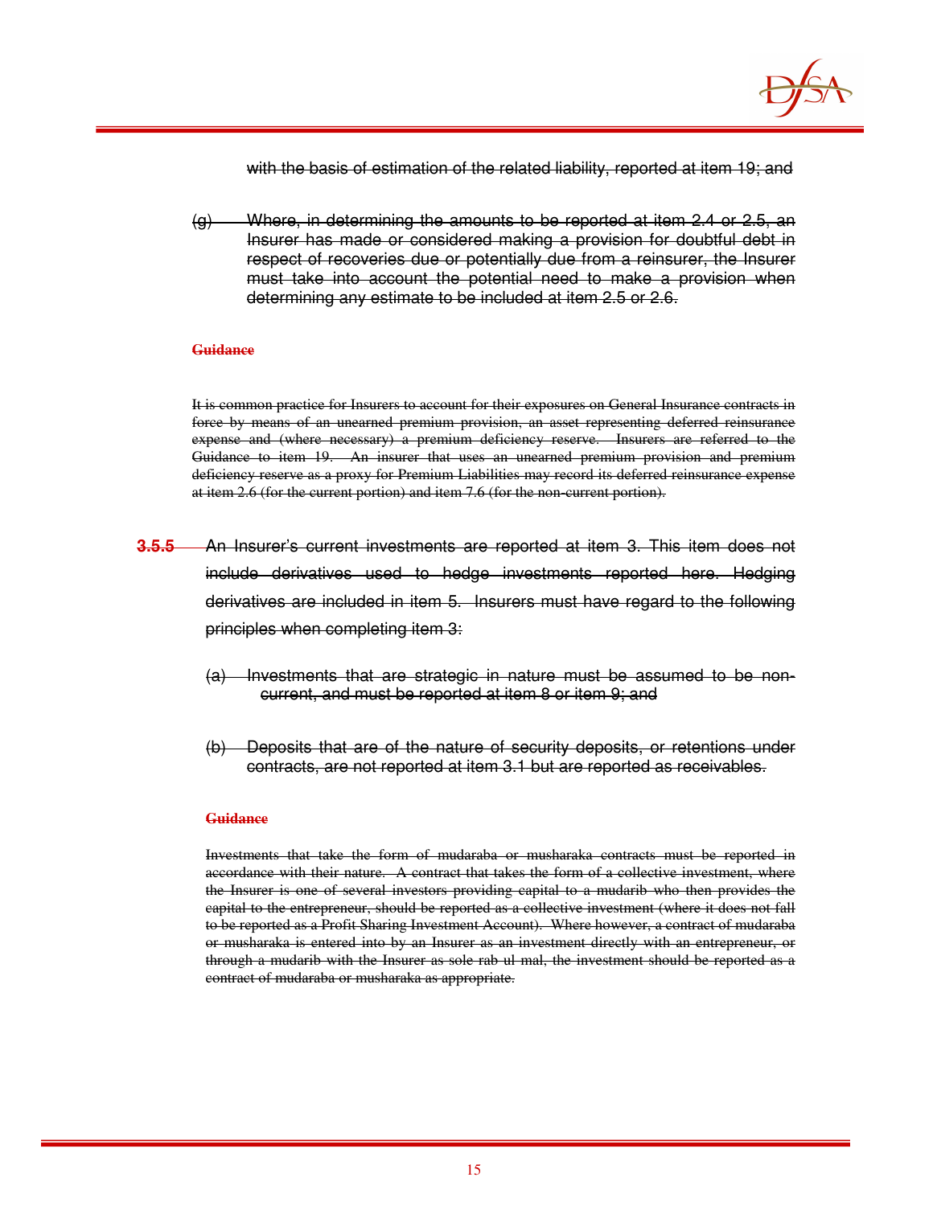~~with the basis of estimation of the related liability, reported at item 19; and~~

~~(g) Where, in determining the amounts to be reported at item 2.4 or 2.5, an Insurer has made or considered making a provision for doubtful debt in respect of recoveries due or potentially due from a reinsurer, the Insurer must take into account the potential need to make a provision when determining any estimate to be included at item 2.5 or 2.6.~~

**~~Guidance~~**

~~It is common practice for Insurers to account for their exposures on General Insurance contracts in force by means of an unearned premium provision, an asset representing deferred reinsurance expense and (where necessary) a premium deficiency reserve. Insurers are referred to the Guidance to item 19. An insurer that uses an unearned premium provision and premium deficiency reserve as a proxy for Premium Liabilities may record its deferred reinsurance expense at item 2.6 (for the current portion) and item 7.6 (for the non-current portion).~~

**~~3.5.5~~** ~~An Insurer's current investments are reported at item 3. This item does not include derivatives used to hedge investments reported here. Hedging derivatives are included in item 5. Insurers must have regard to the following principles when completing item 3:~~

~~(a) Investments that are strategic in nature must be assumed to be non-current, and must be reported at item 8 or item 9; and~~

~~(b) Deposits that are of the nature of security deposits, or retentions under contracts, are not reported at item 3.1 but are reported as receivables.~~

**~~Guidance~~**

~~Investments that take the form of mudaraba or musharaka contracts must be reported in accordance with their nature. A contract that takes the form of a collective investment, where the Insurer is one of several investors providing capital to a mudarib who then provides the capital to the entrepreneur, should be reported as a collective investment (where it does not fall to be reported as a Profit Sharing Investment Account). Where however, a contract of mudaraba or musharaka is entered into by an Insurer as an investment directly with an entrepreneur, or through a mudarib with the Insurer as sole rab ul mal, the investment should be reported as a contract of mudaraba or musharaka as appropriate.~~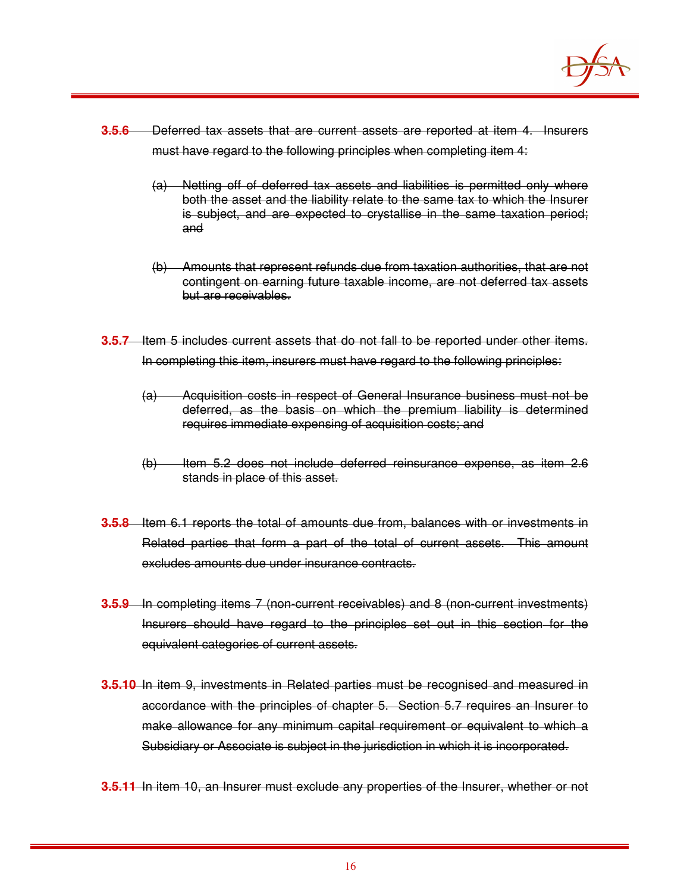~~**3.5.6** Deferred tax assets that are current assets are reported at item 4. Insurers must have regard to the following principles when completing item 4:~~

~~(a) Netting off of deferred tax assets and liabilities is permitted only where both the asset and the liability relate to the same tax to which the Insurer is subject, and are expected to crystallise in the same taxation period; and~~

~~(b) Amounts that represent refunds due from taxation authorities, that are not contingent on earning future taxable income, are not deferred tax assets but are receivables.~~

~~**3.5.7** Item 5 includes current assets that do not fall to be reported under other items. In completing this item, insurers must have regard to the following principles:~~

~~(a) Acquisition costs in respect of General Insurance business must not be deferred, as the basis on which the premium liability is determined requires immediate expensing of acquisition costs; and~~

~~(b) Item 5.2 does not include deferred reinsurance expense, as item 2.6 stands in place of this asset.~~

~~**3.5.8** Item 6.1 reports the total of amounts due from, balances with or investments in Related parties that form a part of the total of current assets. This amount excludes amounts due under insurance contracts.~~

~~**3.5.9** In completing items 7 (non-current receivables) and 8 (non-current investments) Insurers should have regard to the principles set out in this section for the equivalent categories of current assets.~~

~~**3.5.10** In item 9, investments in Related parties must be recognised and measured in accordance with the principles of chapter 5. Section 5.7 requires an Insurer to make allowance for any minimum capital requirement or equivalent to which a Subsidiary or Associate is subject in the jurisdiction in which it is incorporated.~~

~~**3.5.11** In item 10, an Insurer must exclude any properties of the Insurer, whether or not~~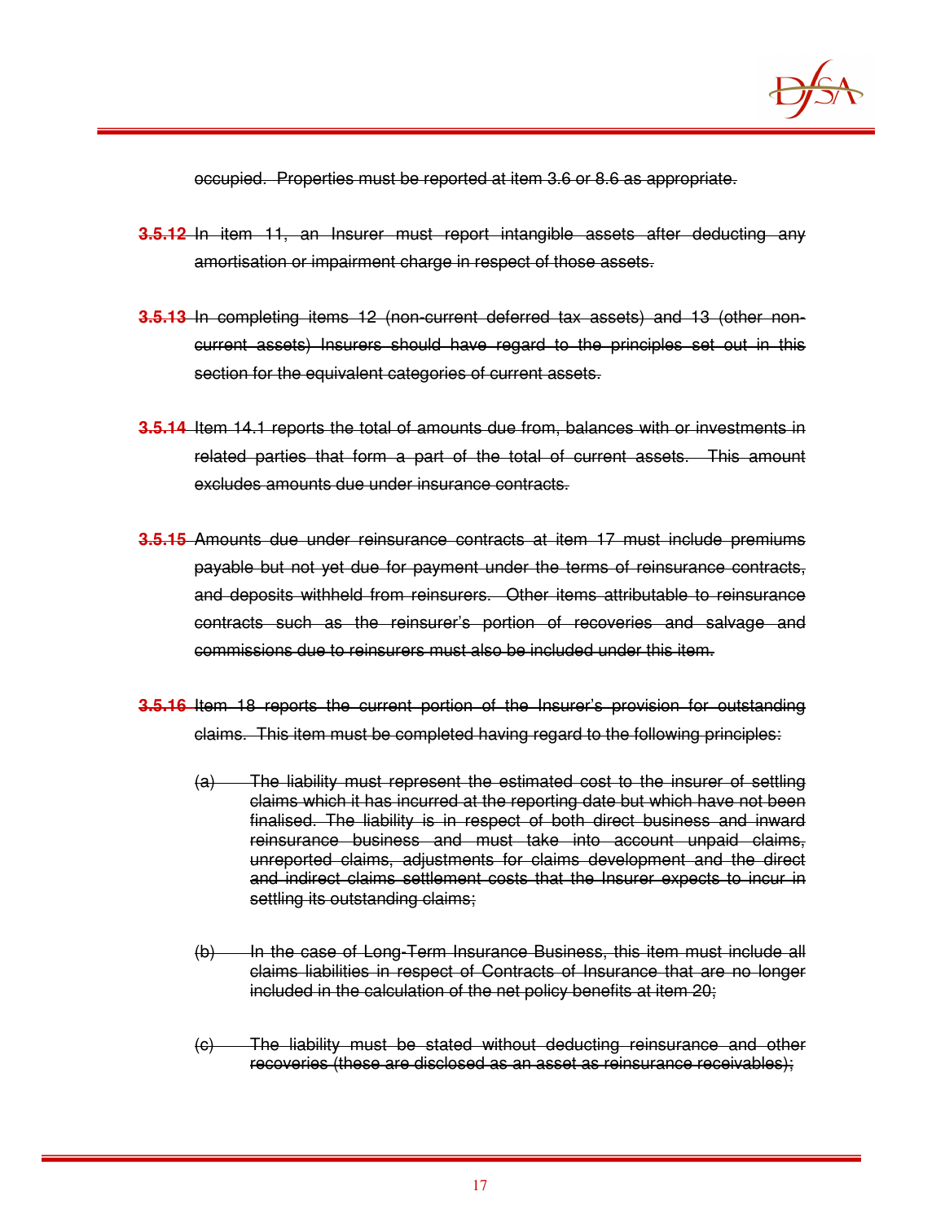~~occupied. Properties must be reported at item 3.6 or 8.6 as appropriate.~~

**~~3.5.12~~** ~~In item 11, an Insurer must report intangible assets after deducting any amortisation or impairment charge in respect of those assets.~~

**~~3.5.13~~** ~~In completing items 12 (non-current deferred tax assets) and 13 (other non-current assets) Insurers should have regard to the principles set out in this section for the equivalent categories of current assets.~~

**~~3.5.14~~** ~~Item 14.1 reports the total of amounts due from, balances with or investments in related parties that form a part of the total of current assets. This amount excludes amounts due under insurance contracts.~~

**~~3.5.15~~** ~~Amounts due under reinsurance contracts at item 17 must include premiums payable but not yet due for payment under the terms of reinsurance contracts, and deposits withheld from reinsurers. Other items attributable to reinsurance contracts such as the reinsurer's portion of recoveries and salvage and commissions due to reinsurers must also be included under this item.~~

**~~3.5.16~~** ~~Item 18 reports the current portion of the Insurer's provision for outstanding claims. This item must be completed having regard to the following principles:~~

~~(a) The liability must represent the estimated cost to the insurer of settling claims which it has incurred at the reporting date but which have not been finalised. The liability is in respect of both direct business and inward reinsurance business and must take into account unpaid claims, unreported claims, adjustments for claims development and the direct and indirect claims settlement costs that the Insurer expects to incur in settling its outstanding claims;~~

~~(b) In the case of Long-Term Insurance Business, this item must include all claims liabilities in respect of Contracts of Insurance that are no longer included in the calculation of the net policy benefits at item 20;~~

~~(c) The liability must be stated without deducting reinsurance and other recoveries (these are disclosed as an asset as reinsurance receivables);~~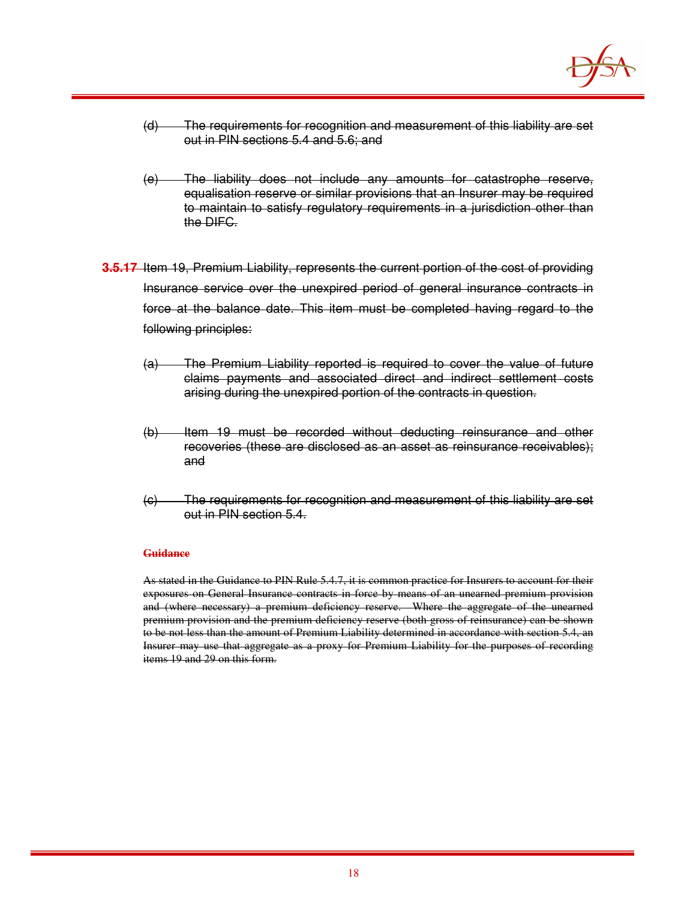(d) The requirements for recognition and measurement of this liability are set out in PIN sections 5.4 and 5.6; and

(e) The liability does not include any amounts for catastrophe reserve, equalisation reserve or similar provisions that an Insurer may be required to maintain to satisfy regulatory requirements in a jurisdiction other than the DIFC.

**3.5.17** Item 19, Premium Liability, represents the current portion of the cost of providing Insurance service over the unexpired period of general insurance contracts in force at the balance date. This item must be completed having regard to the following principles:

(a) The Premium Liability reported is required to cover the value of future claims payments and associated direct and indirect settlement costs arising during the unexpired portion of the contracts in question.

(b) Item 19 must be recorded without deducting reinsurance and other recoveries (these are disclosed as an asset as reinsurance receivables); and

(c) The requirements for recognition and measurement of this liability are set out in PIN section 5.4.

**Guidance**

As stated in the Guidance to PIN Rule 5.4.7, it is common practice for Insurers to account for their exposures on General Insurance contracts in force by means of an unearned premium provision and (where necessary) a premium deficiency reserve. Where the aggregate of the unearned premium provision and the premium deficiency reserve (both gross of reinsurance) can be shown to be not less than the amount of Premium Liability determined in accordance with section 5.4, an Insurer may use that aggregate as a proxy for Premium Liability for the purposes of recording items 19 and 29 on this form.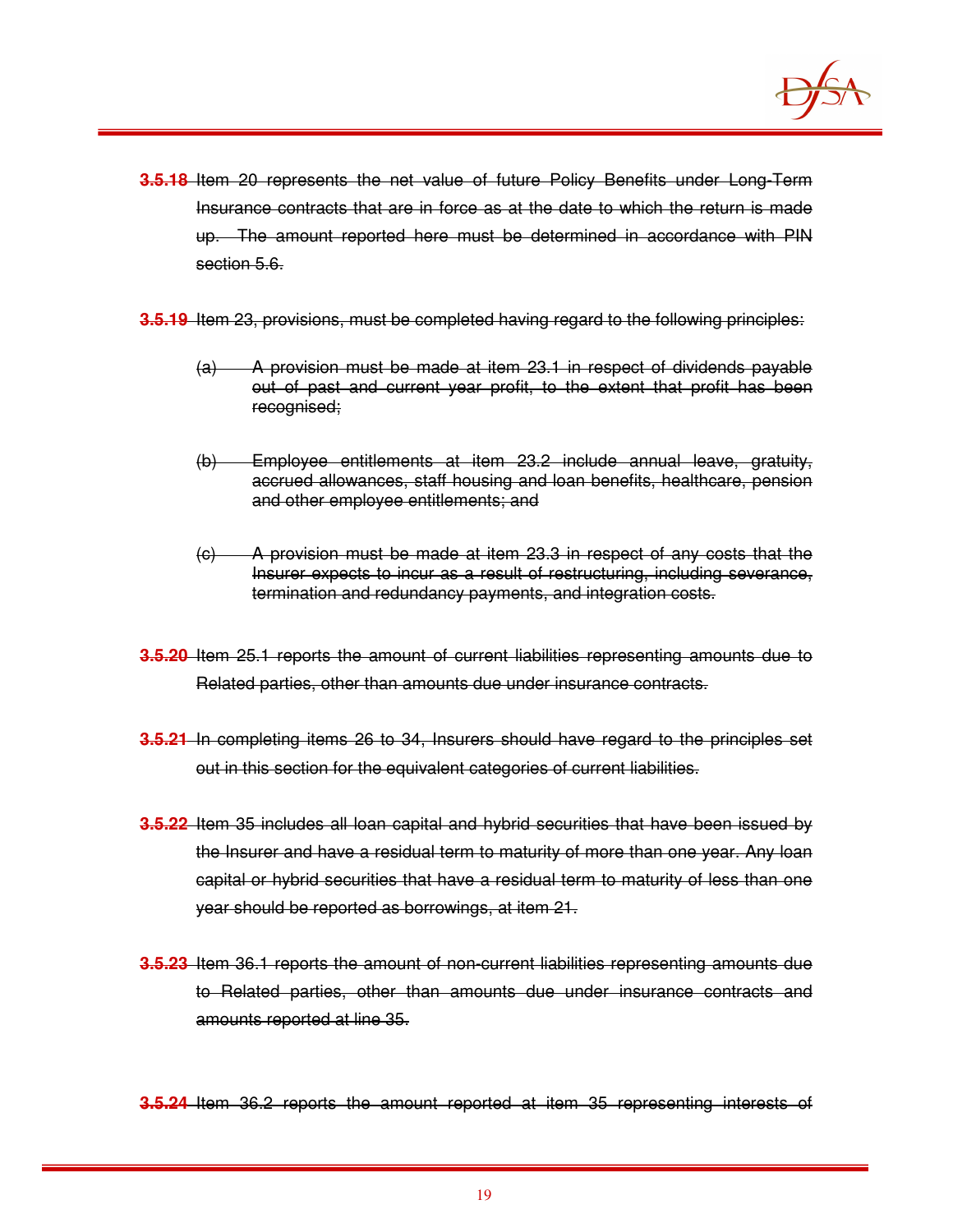~~**3.5.18** Item 20 represents the net value of future Policy Benefits under Long-Term Insurance contracts that are in force as at the date to which the return is made up. The amount reported here must be determined in accordance with PIN section 5.6.~~

~~**3.5.19** Item 23, provisions, must be completed having regard to the following principles:~~

~~(a) A provision must be made at item 23.1 in respect of dividends payable out of past and current year profit, to the extent that profit has been recognised;~~

~~(b) Employee entitlements at item 23.2 include annual leave, gratuity, accrued allowances, staff housing and loan benefits, healthcare, pension and other employee entitlements; and~~

~~(c) A provision must be made at item 23.3 in respect of any costs that the Insurer expects to incur as a result of restructuring, including severance, termination and redundancy payments, and integration costs.~~

~~**3.5.20** Item 25.1 reports the amount of current liabilities representing amounts due to Related parties, other than amounts due under insurance contracts.~~

~~**3.5.21** In completing items 26 to 34, Insurers should have regard to the principles set out in this section for the equivalent categories of current liabilities.~~

~~**3.5.22** Item 35 includes all loan capital and hybrid securities that have been issued by the Insurer and have a residual term to maturity of more than one year. Any loan capital or hybrid securities that have a residual term to maturity of less than one year should be reported as borrowings, at item 21.~~

~~**3.5.23** Item 36.1 reports the amount of non-current liabilities representing amounts due to Related parties, other than amounts due under insurance contracts and amounts reported at line 35.~~

~~**3.5.24** Item 36.2 reports the amount reported at item 35 representing interests of~~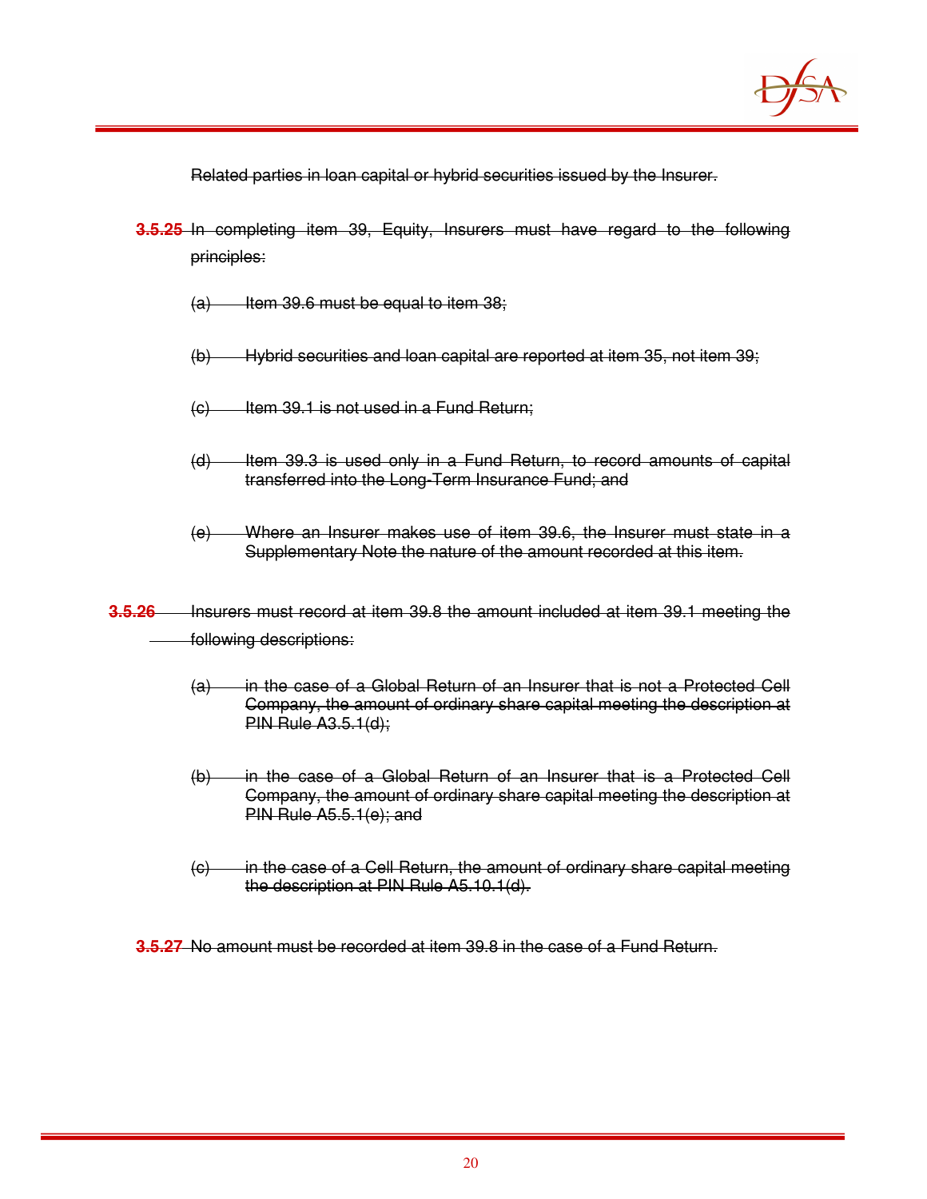~~Related parties in loan capital or hybrid securities issued by the Insurer.~~

**3.5.25** ~~In completing item 39, Equity, Insurers must have regard to the following principles:~~

~~(a) Item 39.6 must be equal to item 38;~~

~~(b) Hybrid securities and loan capital are reported at item 35, not item 39;~~

~~(c) Item 39.1 is not used in a Fund Return;~~

~~(d) Item 39.3 is used only in a Fund Return, to record amounts of capital transferred into the Long-Term Insurance Fund; and~~

~~(e) Where an Insurer makes use of item 39.6, the Insurer must state in a Supplementary Note the nature of the amount recorded at this item.~~

**3.5.26** ~~Insurers must record at item 39.8 the amount included at item 39.1 meeting the following descriptions:~~

~~(a) in the case of a Global Return of an Insurer that is not a Protected Cell Company, the amount of ordinary share capital meeting the description at PIN Rule A3.5.1(d);~~

~~(b) in the case of a Global Return of an Insurer that is a Protected Cell Company, the amount of ordinary share capital meeting the description at PIN Rule A5.5.1(e); and~~

~~(c) in the case of a Cell Return, the amount of ordinary share capital meeting the description at PIN Rule A5.10.1(d).~~

**3.5.27** ~~No amount must be recorded at item 39.8 in the case of a Fund Return.~~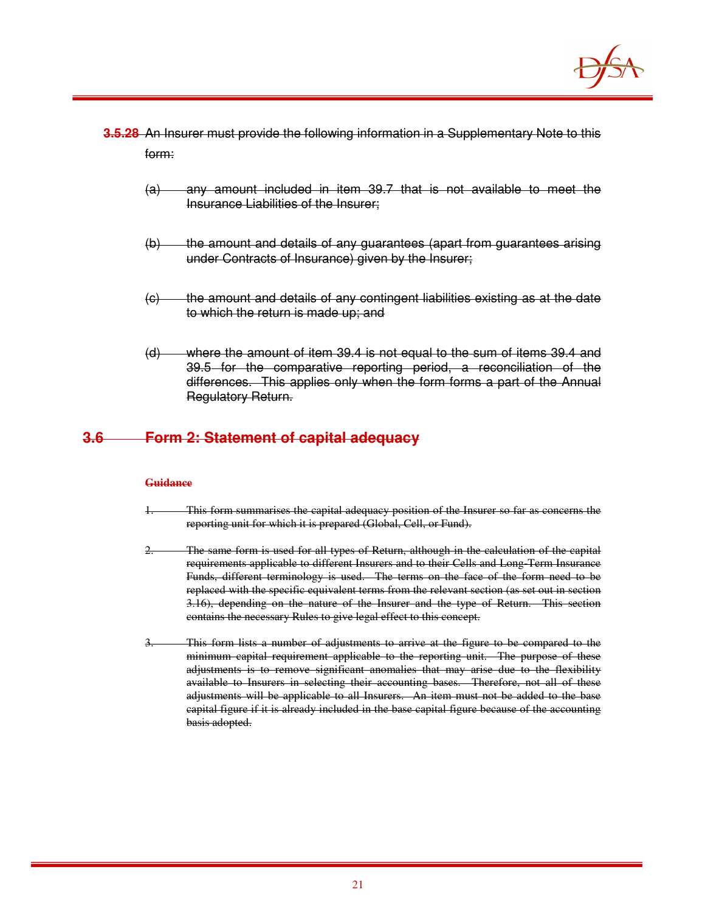**3.5.28** An Insurer must provide the following information in a Supplementary Note to this form:

(a) any amount included in item 39.7 that is not available to meet the Insurance Liabilities of the Insurer;

(b) the amount and details of any guarantees (apart from guarantees arising under Contracts of Insurance) given by the Insurer;

(c) the amount and details of any contingent liabilities existing as at the date to which the return is made up; and

(d) where the amount of item 39.4 is not equal to the sum of items 39.4 and 39.5 for the comparative reporting period, a reconciliation of the differences. This applies only when the form forms a part of the Annual Regulatory Return.

## 3.6 Form 2: Statement of capital adequacy

**Guidance**

1. This form summarises the capital adequacy position of the Insurer so far as concerns the reporting unit for which it is prepared (Global, Cell, or Fund).

2. The same form is used for all types of Return, although in the calculation of the capital requirements applicable to different Insurers and to their Cells and Long-Term Insurance Funds, different terminology is used. The terms on the face of the form need to be replaced with the specific equivalent terms from the relevant section (as set out in section 3.16), depending on the nature of the Insurer and the type of Return. This section contains the necessary Rules to give legal effect to this concept.

3. This form lists a number of adjustments to arrive at the figure to be compared to the minimum capital requirement applicable to the reporting unit. The purpose of these adjustments is to remove significant anomalies that may arise due to the flexibility available to Insurers in selecting their accounting bases. Therefore, not all of these adjustments will be applicable to all Insurers. An item must not be added to the base capital figure if it is already included in the base capital figure because of the accounting basis adopted.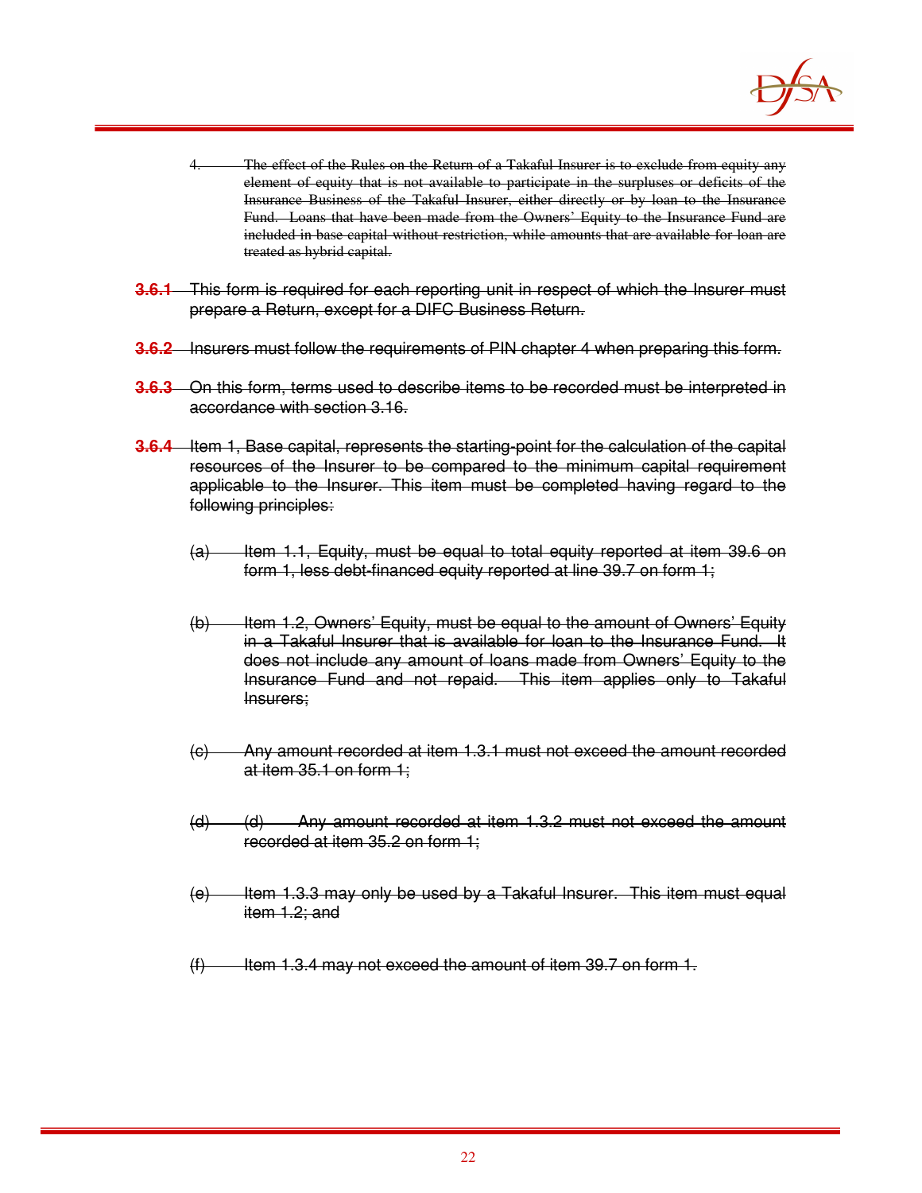~~4. The effect of the Rules on the Return of a Takaful Insurer is to exclude from equity any element of equity that is not available to participate in the surpluses or deficits of the Insurance Business of the Takaful Insurer, either directly or by loan to the Insurance Fund. Loans that have been made from the Owners' Equity to the Insurance Fund are included in base capital without restriction, while amounts that are available for loan are treated as hybrid capital.~~

~~**3.6.1** This form is required for each reporting unit in respect of which the Insurer must prepare a Return, except for a DIFC Business Return.~~

~~**3.6.2** Insurers must follow the requirements of PIN chapter 4 when preparing this form.~~

~~**3.6.3** On this form, terms used to describe items to be recorded must be interpreted in accordance with section 3.16.~~

~~**3.6.4** Item 1, Base capital, represents the starting-point for the calculation of the capital resources of the Insurer to be compared to the minimum capital requirement applicable to the Insurer. This item must be completed having regard to the following principles:~~

~~(a) Item 1.1, Equity, must be equal to total equity reported at item 39.6 on form 1, less debt-financed equity reported at line 39.7 on form 1;~~

~~(b) Item 1.2, Owners' Equity, must be equal to the amount of Owners' Equity in a Takaful Insurer that is available for loan to the Insurance Fund. It does not include any amount of loans made from Owners' Equity to the Insurance Fund and not repaid. This item applies only to Takaful Insurers;~~

~~(c) Any amount recorded at item 1.3.1 must not exceed the amount recorded at item 35.1 on form 1;~~

~~(d) (d) Any amount recorded at item 1.3.2 must not exceed the amount recorded at item 35.2 on form 1;~~

~~(e) Item 1.3.3 may only be used by a Takaful Insurer. This item must equal item 1.2; and~~

~~(f) Item 1.3.4 may not exceed the amount of item 39.7 on form 1.~~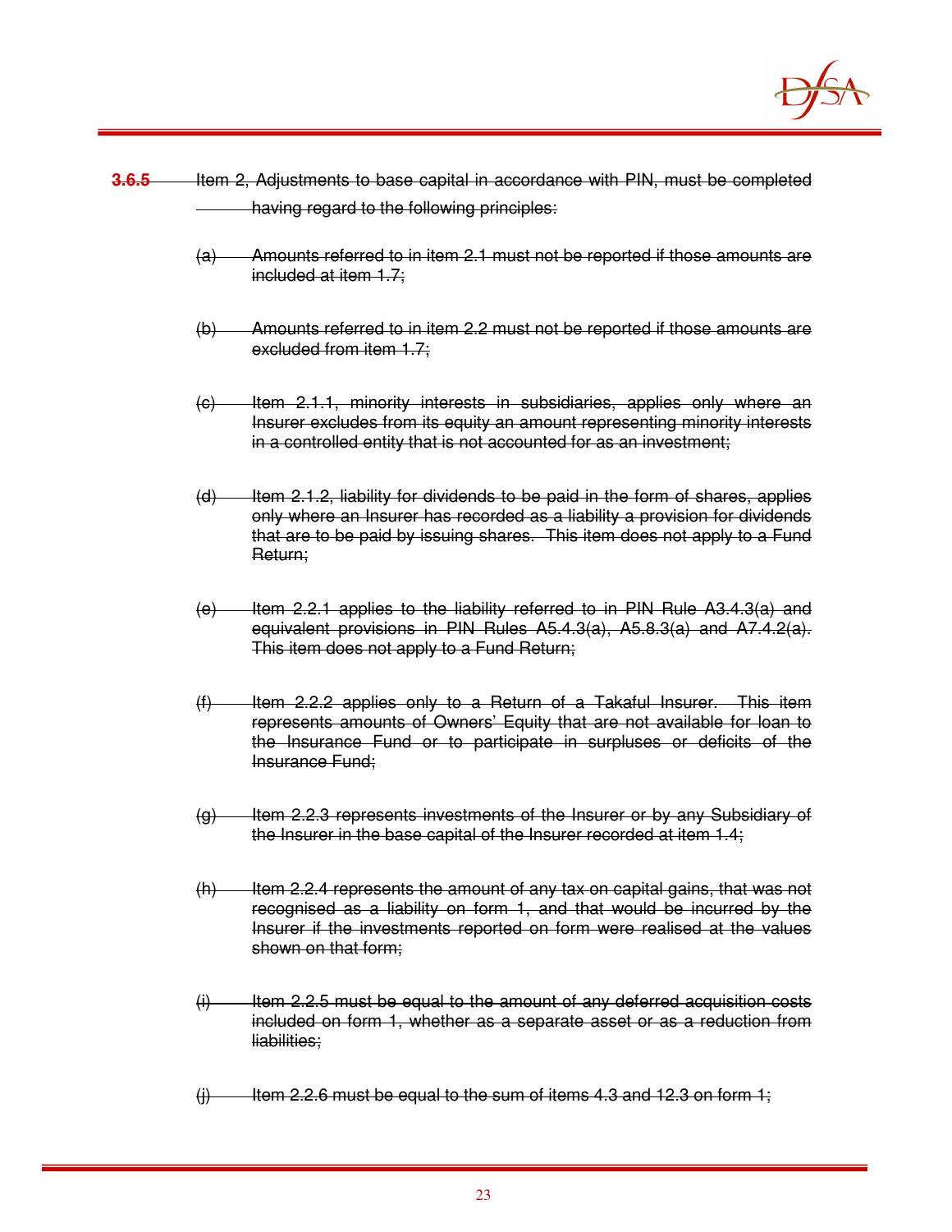~~**3.6.5** Item 2, Adjustments to base capital in accordance with PIN, must be completed having regard to the following principles:~~

~~(a) Amounts referred to in item 2.1 must not be reported if those amounts are included at item 1.7;~~

~~(b) Amounts referred to in item 2.2 must not be reported if those amounts are excluded from item 1.7;~~

~~(c) Item 2.1.1, minority interests in subsidiaries, applies only where an Insurer excludes from its equity an amount representing minority interests in a controlled entity that is not accounted for as an investment;~~

~~(d) Item 2.1.2, liability for dividends to be paid in the form of shares, applies only where an Insurer has recorded as a liability a provision for dividends that are to be paid by issuing shares. This item does not apply to a Fund Return;~~

~~(e) Item 2.2.1 applies to the liability referred to in PIN Rule A3.4.3(a) and equivalent provisions in PIN Rules A5.4.3(a), A5.8.3(a) and A7.4.2(a). This item does not apply to a Fund Return;~~

~~(f) Item 2.2.2 applies only to a Return of a Takaful Insurer. This item represents amounts of Owners' Equity that are not available for loan to the Insurance Fund or to participate in surpluses or deficits of the Insurance Fund;~~

~~(g) Item 2.2.3 represents investments of the Insurer or by any Subsidiary of the Insurer in the base capital of the Insurer recorded at item 1.4;~~

~~(h) Item 2.2.4 represents the amount of any tax on capital gains, that was not recognised as a liability on form 1, and that would be incurred by the Insurer if the investments reported on form were realised at the values shown on that form;~~

~~(i) Item 2.2.5 must be equal to the amount of any deferred acquisition costs included on form 1, whether as a separate asset or as a reduction from liabilities;~~

~~(j) Item 2.2.6 must be equal to the sum of items 4.3 and 12.3 on form 1;~~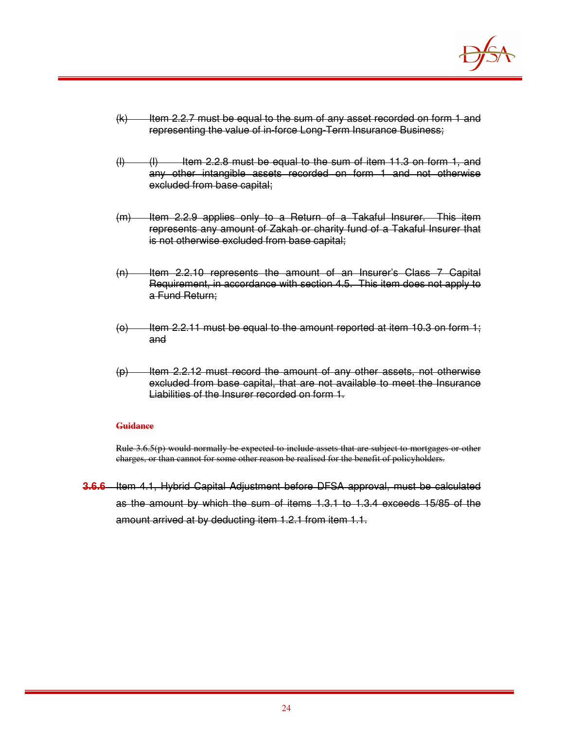~~(k) Item 2.2.7 must be equal to the sum of any asset recorded on form 1 and representing the value of in-force Long-Term Insurance Business;~~

~~(l) (l) Item 2.2.8 must be equal to the sum of item 11.3 on form 1, and any other intangible assets recorded on form 1 and not otherwise excluded from base capital;~~

~~(m) Item 2.2.9 applies only to a Return of a Takaful Insurer. This item represents any amount of Zakah or charity fund of a Takaful Insurer that is not otherwise excluded from base capital;~~

~~(n) Item 2.2.10 represents the amount of an Insurer's Class 7 Capital Requirement, in accordance with section 4.5. This item does not apply to a Fund Return;~~

~~(o) Item 2.2.11 must be equal to the amount reported at item 10.3 on form 1; and~~

~~(p) Item 2.2.12 must record the amount of any other assets, not otherwise excluded from base capital, that are not available to meet the Insurance Liabilities of the Insurer recorded on form 1.~~

~~**Guidance**~~

~~Rule 3.6.5(p) would normally be expected to include assets that are subject to mortgages or other charges, or than cannot for some other reason be realised for the benefit of policyholders.~~

~~**3.6.6** Item 4.1, Hybrid Capital Adjustment before DFSA approval, must be calculated as the amount by which the sum of items 1.3.1 to 1.3.4 exceeds 15/85 of the amount arrived at by deducting item 1.2.1 from item 1.1.~~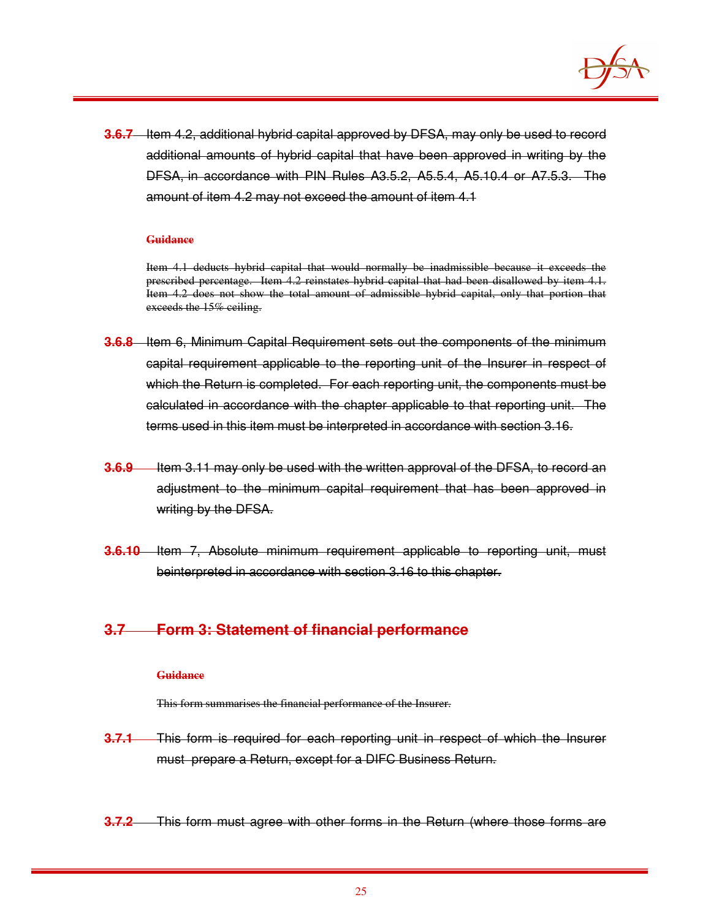**3.6.7** Item 4.2, additional hybrid capital approved by DFSA, may only be used to record additional amounts of hybrid capital that have been approved in writing by the DFSA, in accordance with PIN Rules A3.5.2, A5.5.4, A5.10.4 or A7.5.3. The amount of item 4.2 may not exceed the amount of item 4.1

**Guidance**

Item 4.1 deducts hybrid capital that would normally be inadmissible because it exceeds the prescribed percentage. Item 4.2 reinstates hybrid capital that had been disallowed by item 4.1. Item 4.2 does not show the total amount of admissible hybrid capital, only that portion that exceeds the 15% ceiling.

**3.6.8** Item 6, Minimum Capital Requirement sets out the components of the minimum capital requirement applicable to the reporting unit of the Insurer in respect of which the Return is completed. For each reporting unit, the components must be calculated in accordance with the chapter applicable to that reporting unit. The terms used in this item must be interpreted in accordance with section 3.16.

**3.6.9** Item 3.11 may only be used with the written approval of the DFSA, to record an adjustment to the minimum capital requirement that has been approved in writing by the DFSA.

**3.6.10** Item 7, Absolute minimum requirement applicable to reporting unit, must beinterpreted in accordance with section 3.16 to this chapter.

## 3.7 Form 3: Statement of financial performance

**Guidance**

This form summarises the financial performance of the Insurer.

**3.7.1** This form is required for each reporting unit in respect of which the Insurer must prepare a Return, except for a DIFC Business Return.

**3.7.2** This form must agree with other forms in the Return (where those forms are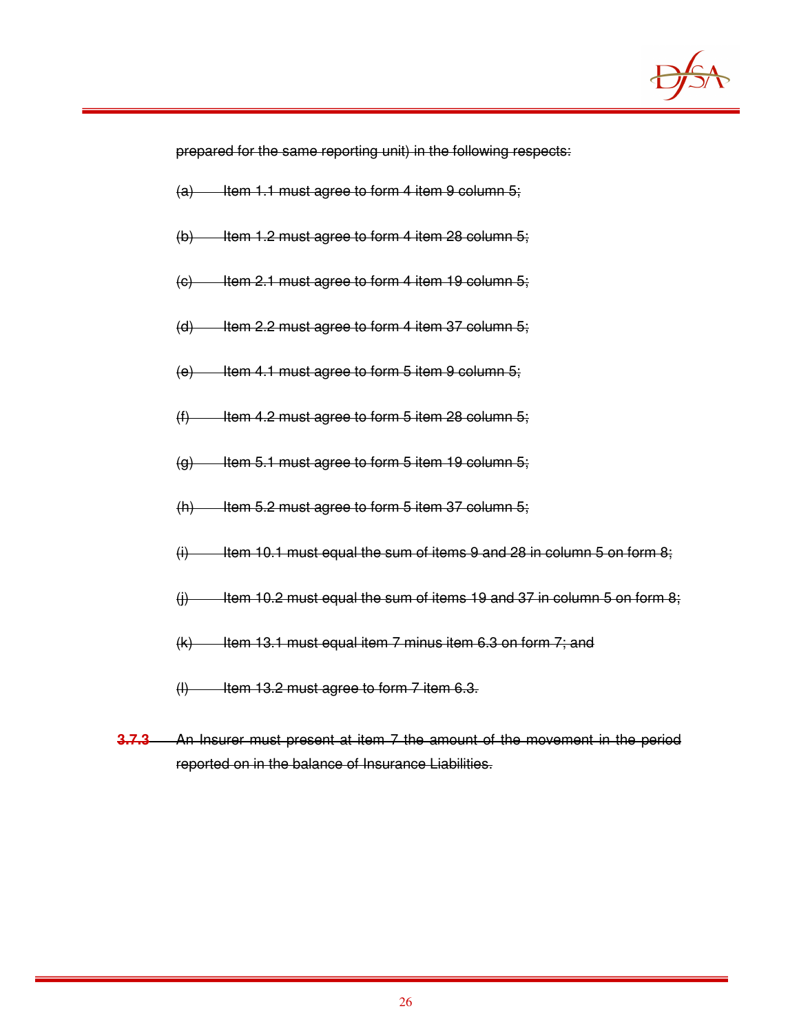~~prepared for the same reporting unit) in the following respects:~~

~~(a) Item 1.1 must agree to form 4 item 9 column 5;~~

~~(b) Item 1.2 must agree to form 4 item 28 column 5;~~

~~(c) Item 2.1 must agree to form 4 item 19 column 5;~~

~~(d) Item 2.2 must agree to form 4 item 37 column 5;~~

~~(e) Item 4.1 must agree to form 5 item 9 column 5;~~

~~(f) Item 4.2 must agree to form 5 item 28 column 5;~~

~~(g) Item 5.1 must agree to form 5 item 19 column 5;~~

~~(h) Item 5.2 must agree to form 5 item 37 column 5;~~

~~(i) Item 10.1 must equal the sum of items 9 and 28 in column 5 on form 8;~~

~~(j) Item 10.2 must equal the sum of items 19 and 37 in column 5 on form 8;~~

~~(k) Item 13.1 must equal item 7 minus item 6.3 on form 7; and~~

~~(l) Item 13.2 must agree to form 7 item 6.3.~~

~~**3.7.3** An Insurer must present at item 7 the amount of the movement in the period reported on in the balance of Insurance Liabilities.~~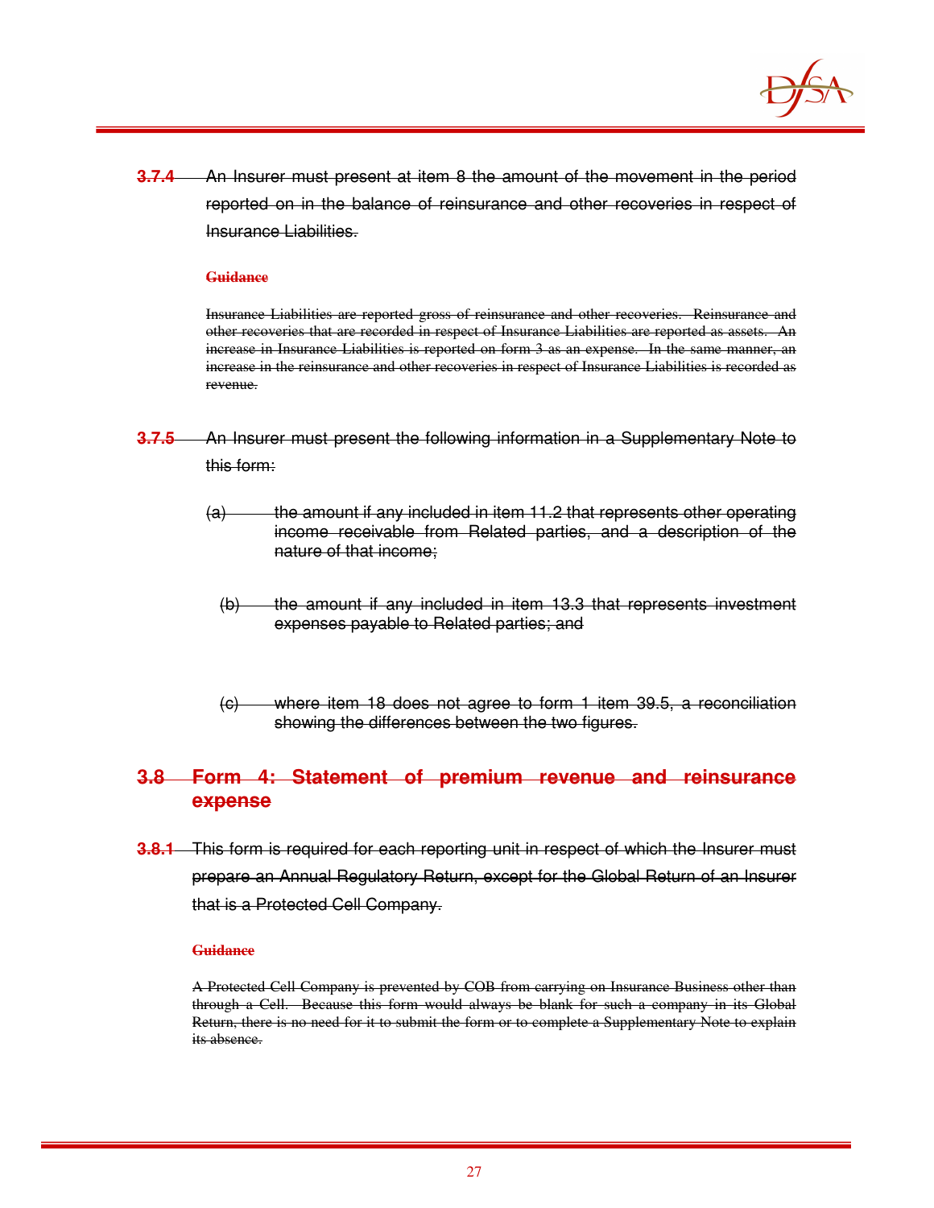**3.7.4** An Insurer must present at item 8 the amount of the movement in the period reported on in the balance of reinsurance and other recoveries in respect of Insurance Liabilities.

**Guidance**

Insurance Liabilities are reported gross of reinsurance and other recoveries. Reinsurance and other recoveries that are recorded in respect of Insurance Liabilities are reported as assets. An increase in Insurance Liabilities is reported on form 3 as an expense. In the same manner, an increase in the reinsurance and other recoveries in respect of Insurance Liabilities is recorded as revenue.

**3.7.5** An Insurer must present the following information in a Supplementary Note to this form:

(a) the amount if any included in item 11.2 that represents other operating income receivable from Related parties, and a description of the nature of that income;

(b) the amount if any included in item 13.3 that represents investment expenses payable to Related parties; and

(c) where item 18 does not agree to form 1 item 39.5, a reconciliation showing the differences between the two figures.

## 3.8 Form 4: Statement of premium revenue and reinsurance expense

**3.8.1** This form is required for each reporting unit in respect of which the Insurer must prepare an Annual Regulatory Return, except for the Global Return of an Insurer that is a Protected Cell Company.

**Guidance**

A Protected Cell Company is prevented by COB from carrying on Insurance Business other than through a Cell. Because this form would always be blank for such a company in its Global Return, there is no need for it to submit the form or to complete a Supplementary Note to explain its absence.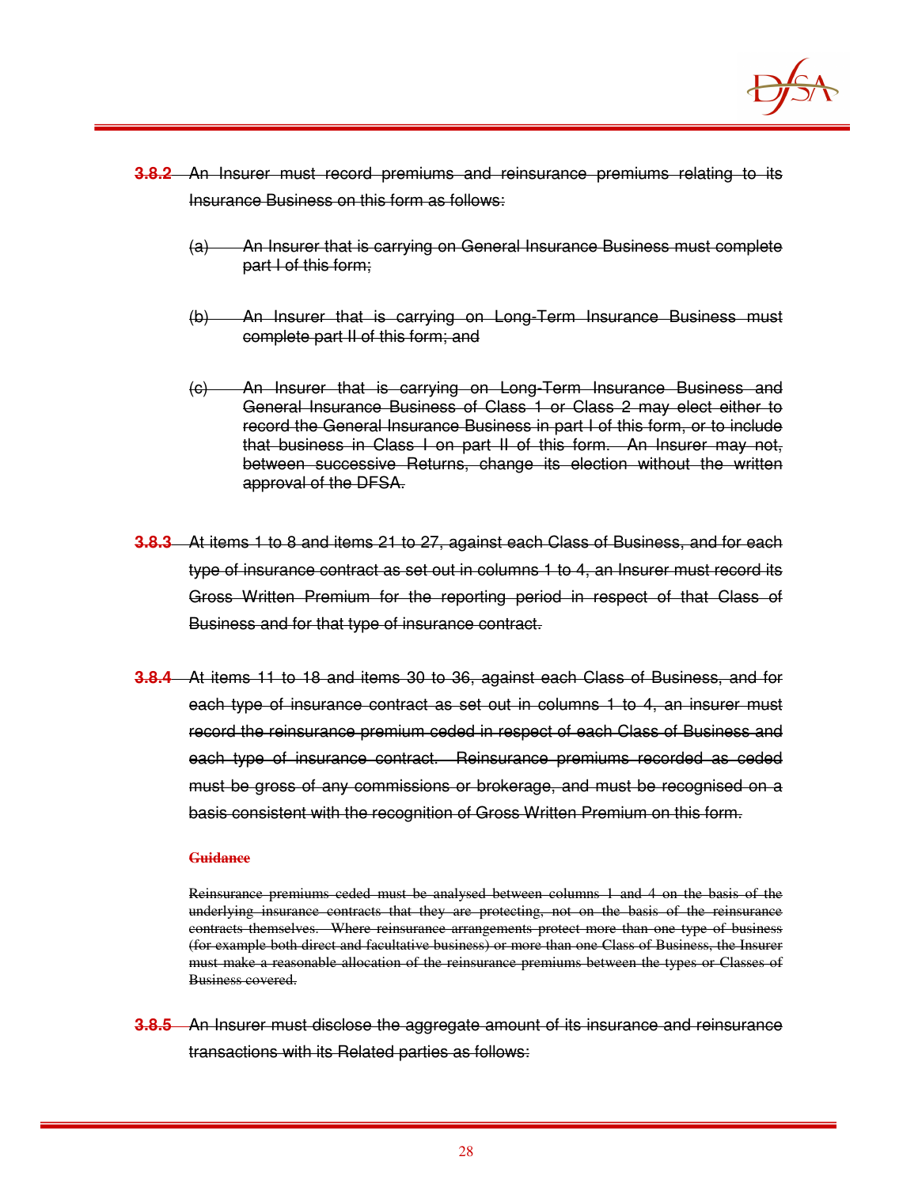**3.8.2** An Insurer must record premiums and reinsurance premiums relating to its Insurance Business on this form as follows:

(a) An Insurer that is carrying on General Insurance Business must complete part I of this form;

(b) An Insurer that is carrying on Long-Term Insurance Business must complete part II of this form; and

(c) An Insurer that is carrying on Long-Term Insurance Business and General Insurance Business of Class 1 or Class 2 may elect either to record the General Insurance Business in part I of this form, or to include that business in Class I on part II of this form. An Insurer may not, between successive Returns, change its election without the written approval of the DFSA.

**3.8.3** At items 1 to 8 and items 21 to 27, against each Class of Business, and for each type of insurance contract as set out in columns 1 to 4, an Insurer must record its Gross Written Premium for the reporting period in respect of that Class of Business and for that type of insurance contract.

**3.8.4** At items 11 to 18 and items 30 to 36, against each Class of Business, and for each type of insurance contract as set out in columns 1 to 4, an insurer must record the reinsurance premium ceded in respect of each Class of Business and each type of insurance contract. Reinsurance premiums recorded as ceded must be gross of any commissions or brokerage, and must be recognised on a basis consistent with the recognition of Gross Written Premium on this form.

**Guidance**

Reinsurance premiums ceded must be analysed between columns 1 and 4 on the basis of the underlying insurance contracts that they are protecting, not on the basis of the reinsurance contracts themselves. Where reinsurance arrangements protect more than one type of business (for example both direct and facultative business) or more than one Class of Business, the Insurer must make a reasonable allocation of the reinsurance premiums between the types or Classes of Business covered.

**3.8.5** An Insurer must disclose the aggregate amount of its insurance and reinsurance transactions with its Related parties as follows: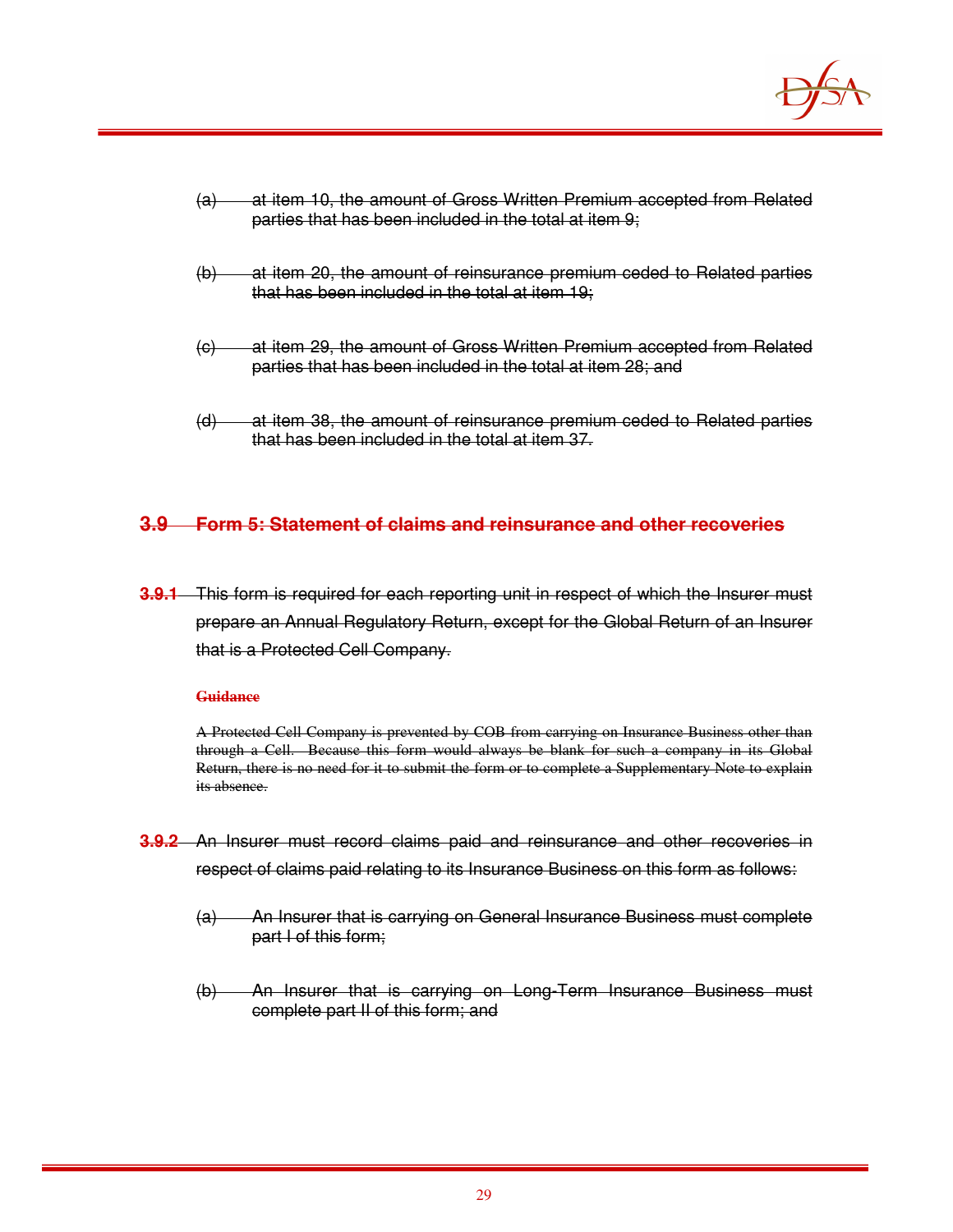(a) at item 10, the amount of Gross Written Premium accepted from Related parties that has been included in the total at item 9;

(b) at item 20, the amount of reinsurance premium ceded to Related parties that has been included in the total at item 19;

(c) at item 29, the amount of Gross Written Premium accepted from Related parties that has been included in the total at item 28; and

(d) at item 38, the amount of reinsurance premium ceded to Related parties that has been included in the total at item 37.

## 3.9 Form 5: Statement of claims and reinsurance and other recoveries

**3.9.1** This form is required for each reporting unit in respect of which the Insurer must prepare an Annual Regulatory Return, except for the Global Return of an Insurer that is a Protected Cell Company.

**Guidance**

A Protected Cell Company is prevented by COB from carrying on Insurance Business other than through a Cell. Because this form would always be blank for such a company in its Global Return, there is no need for it to submit the form or to complete a Supplementary Note to explain its absence.

**3.9.2** An Insurer must record claims paid and reinsurance and other recoveries in respect of claims paid relating to its Insurance Business on this form as follows:

(a) An Insurer that is carrying on General Insurance Business must complete part I of this form;

(b) An Insurer that is carrying on Long-Term Insurance Business must complete part II of this form; and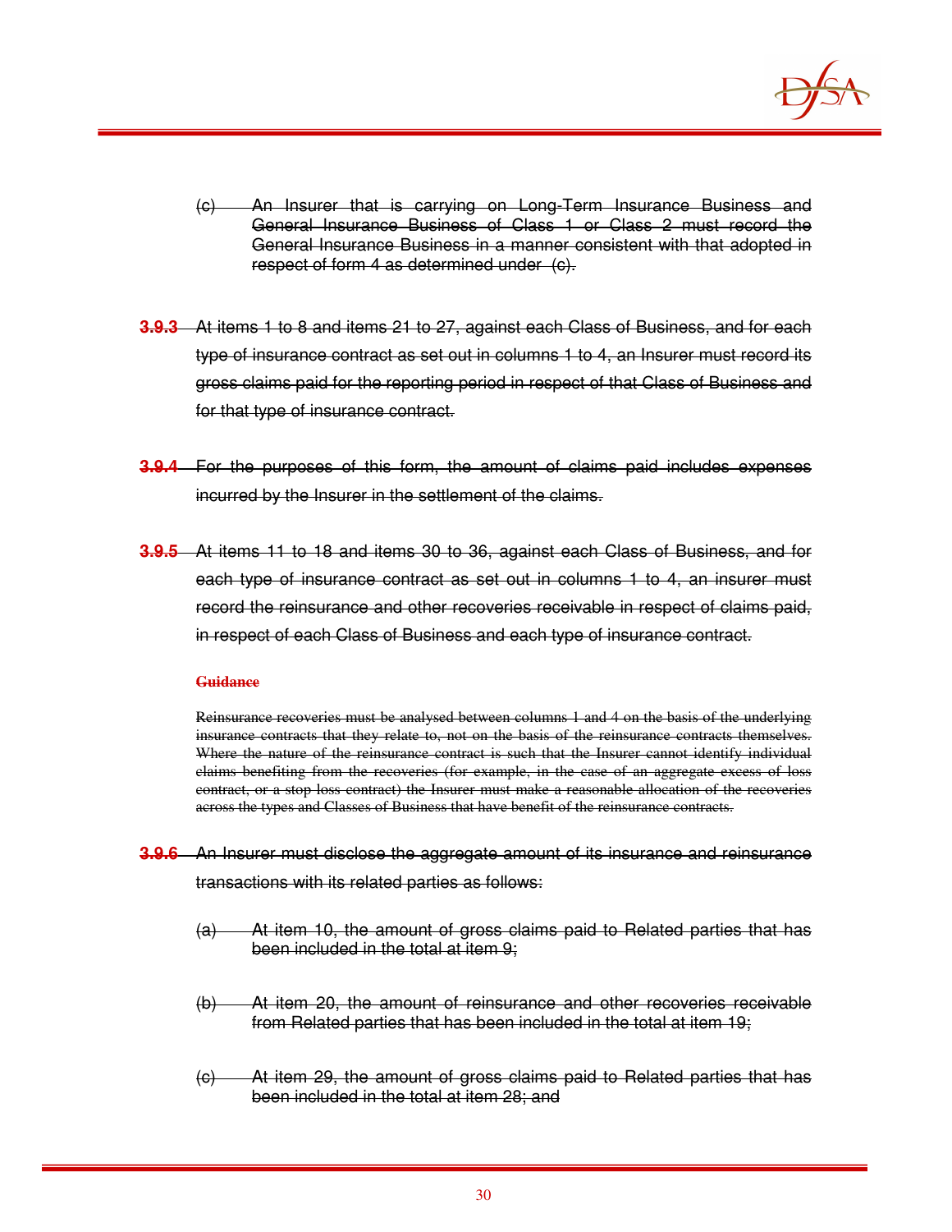~~(c) An Insurer that is carrying on Long-Term Insurance Business and General Insurance Business of Class 1 or Class 2 must record the General Insurance Business in a manner consistent with that adopted in respect of form 4 as determined under (c).~~

~~**3.9.3** At items 1 to 8 and items 21 to 27, against each Class of Business, and for each type of insurance contract as set out in columns 1 to 4, an Insurer must record its gross claims paid for the reporting period in respect of that Class of Business and for that type of insurance contract.~~

~~**3.9.4** For the purposes of this form, the amount of claims paid includes expenses incurred by the Insurer in the settlement of the claims.~~

~~**3.9.5** At items 11 to 18 and items 30 to 36, against each Class of Business, and for each type of insurance contract as set out in columns 1 to 4, an insurer must record the reinsurance and other recoveries receivable in respect of claims paid, in respect of each Class of Business and each type of insurance contract.~~

~~**Guidance**~~

~~Reinsurance recoveries must be analysed between columns 1 and 4 on the basis of the underlying insurance contracts that they relate to, not on the basis of the reinsurance contracts themselves. Where the nature of the reinsurance contract is such that the Insurer cannot identify individual claims benefiting from the recoveries (for example, in the case of an aggregate excess of loss contract, or a stop loss contract) the Insurer must make a reasonable allocation of the recoveries across the types and Classes of Business that have benefit of the reinsurance contracts.~~

~~**3.9.6** An Insurer must disclose the aggregate amount of its insurance and reinsurance transactions with its related parties as follows:~~

~~(a) At item 10, the amount of gross claims paid to Related parties that has been included in the total at item 9;~~

~~(b) At item 20, the amount of reinsurance and other recoveries receivable from Related parties that has been included in the total at item 19;~~

~~(c) At item 29, the amount of gross claims paid to Related parties that has been included in the total at item 28; and~~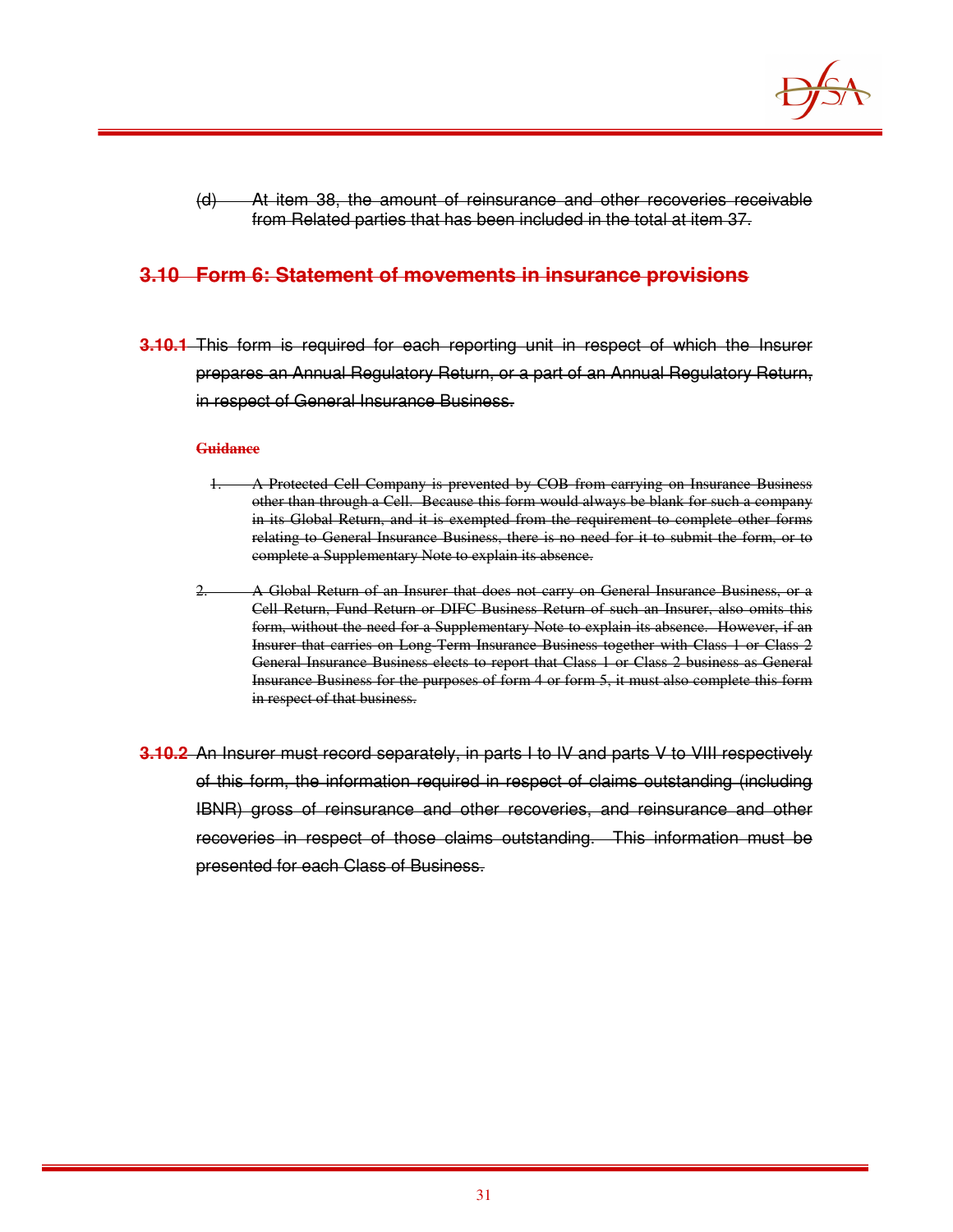(d) At item 38, the amount of reinsurance and other recoveries receivable from Related parties that has been included in the total at item 37.

## 3.10 Form 6: Statement of movements in insurance provisions

**3.10.1** This form is required for each reporting unit in respect of which the Insurer prepares an Annual Regulatory Return, or a part of an Annual Regulatory Return, in respect of General Insurance Business.

**Guidance**

1. A Protected Cell Company is prevented by COB from carrying on Insurance Business other than through a Cell. Because this form would always be blank for such a company in its Global Return, and it is exempted from the requirement to complete other forms relating to General Insurance Business, there is no need for it to submit the form, or to complete a Supplementary Note to explain its absence.

2. A Global Return of an Insurer that does not carry on General Insurance Business, or a Cell Return, Fund Return or DIFC Business Return of such an Insurer, also omits this form, without the need for a Supplementary Note to explain its absence. However, if an Insurer that carries on Long-Term Insurance Business together with Class 1 or Class 2 General Insurance Business elects to report that Class 1 or Class 2 business as General Insurance Business for the purposes of form 4 or form 5, it must also complete this form in respect of that business.

**3.10.2** An Insurer must record separately, in parts I to IV and parts V to VIII respectively of this form, the information required in respect of claims outstanding (including IBNR) gross of reinsurance and other recoveries, and reinsurance and other recoveries in respect of those claims outstanding. This information must be presented for each Class of Business.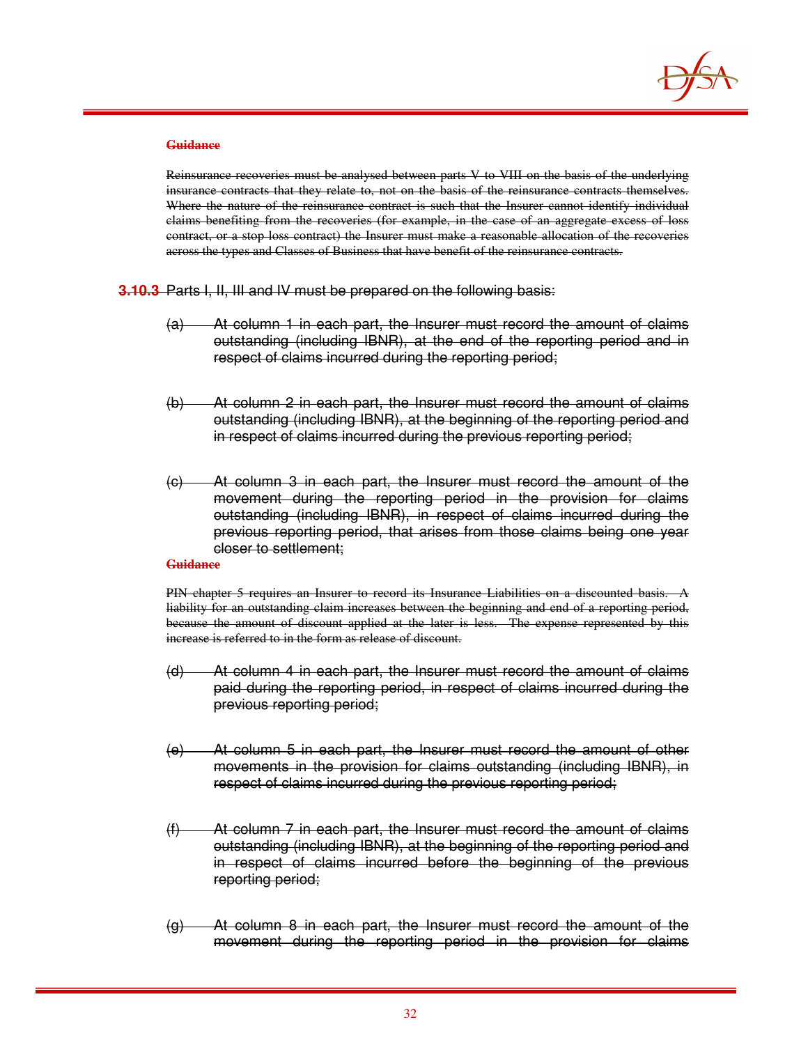~~**Guidance**~~

~~Reinsurance recoveries must be analysed between parts V to VIII on the basis of the underlying insurance contracts that they relate to, not on the basis of the reinsurance contracts themselves. Where the nature of the reinsurance contract is such that the Insurer cannot identify individual claims benefiting from the recoveries (for example, in the case of an aggregate excess of loss contract, or a stop loss contract) the Insurer must make a reasonable allocation of the recoveries across the types and Classes of Business that have benefit of the reinsurance contracts.~~

~~**3.10.3** Parts I, II, III and IV must be prepared on the following basis:~~

~~(a) At column 1 in each part, the Insurer must record the amount of claims outstanding (including IBNR), at the end of the reporting period and in respect of claims incurred during the reporting period;~~

~~(b) At column 2 in each part, the Insurer must record the amount of claims outstanding (including IBNR), at the beginning of the reporting period and in respect of claims incurred during the previous reporting period;~~

~~(c) At column 3 in each part, the Insurer must record the amount of the movement during the reporting period in the provision for claims outstanding (including IBNR), in respect of claims incurred during the previous reporting period, that arises from those claims being one year closer to settlement;~~

~~**Guidance**~~

~~PIN chapter 5 requires an Insurer to record its Insurance Liabilities on a discounted basis. A liability for an outstanding claim increases between the beginning and end of a reporting period, because the amount of discount applied at the later is less. The expense represented by this increase is referred to in the form as release of discount.~~

~~(d) At column 4 in each part, the Insurer must record the amount of claims paid during the reporting period, in respect of claims incurred during the previous reporting period;~~

~~(e) At column 5 in each part, the Insurer must record the amount of other movements in the provision for claims outstanding (including IBNR), in respect of claims incurred during the previous reporting period;~~

~~(f) At column 7 in each part, the Insurer must record the amount of claims outstanding (including IBNR), at the beginning of the reporting period and in respect of claims incurred before the beginning of the previous reporting period;~~

~~(g) At column 8 in each part, the Insurer must record the amount of the movement during the reporting period in the provision for claims~~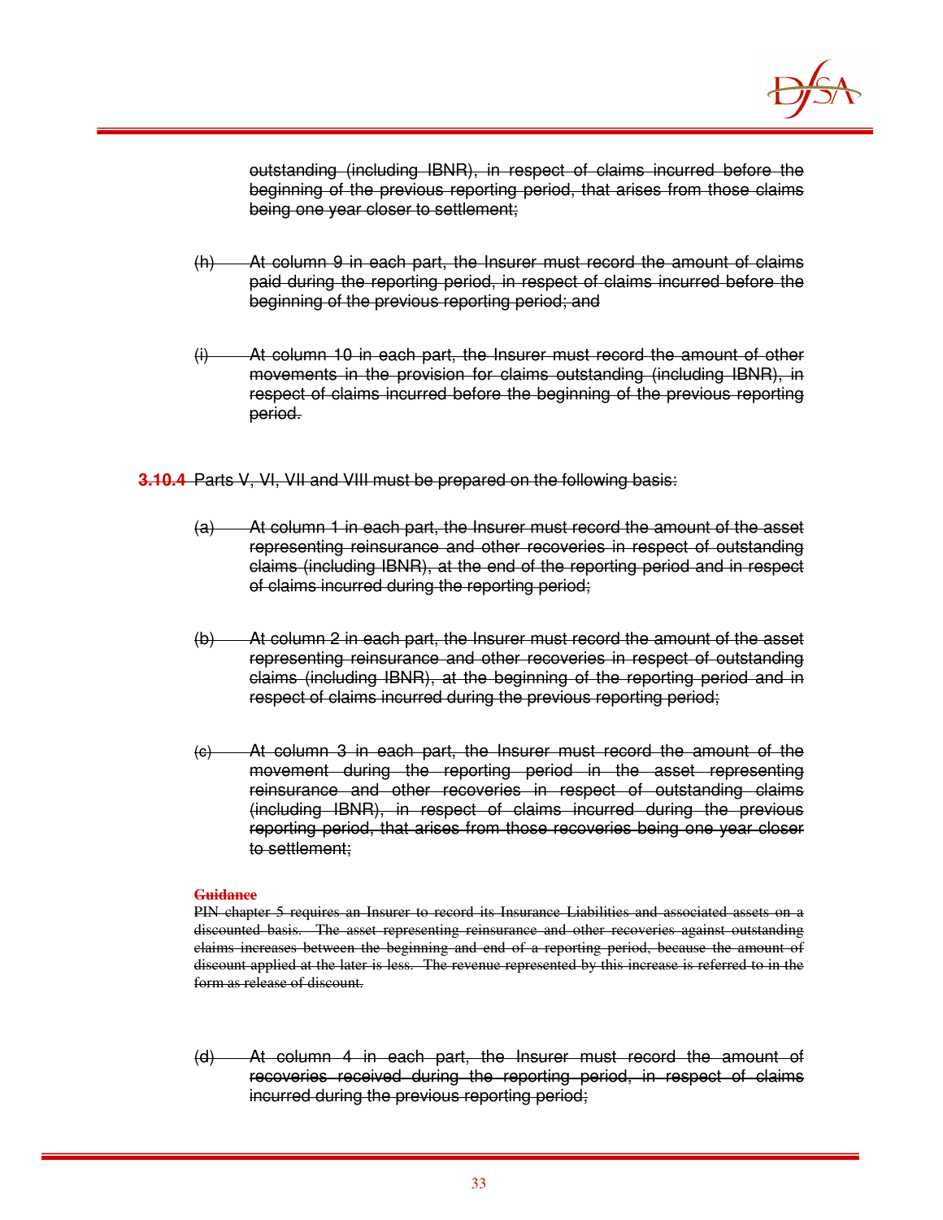~~outstanding (including IBNR), in respect of claims incurred before the beginning of the previous reporting period, that arises from those claims being one year closer to settlement;~~

~~(h) At column 9 in each part, the Insurer must record the amount of claims paid during the reporting period, in respect of claims incurred before the beginning of the previous reporting period; and~~

~~(i) At column 10 in each part, the Insurer must record the amount of other movements in the provision for claims outstanding (including IBNR), in respect of claims incurred before the beginning of the previous reporting period.~~

~~**3.10.4** Parts V, VI, VII and VIII must be prepared on the following basis:~~

~~(a) At column 1 in each part, the Insurer must record the amount of the asset representing reinsurance and other recoveries in respect of outstanding claims (including IBNR), at the end of the reporting period and in respect of claims incurred during the reporting period;~~

~~(b) At column 2 in each part, the Insurer must record the amount of the asset representing reinsurance and other recoveries in respect of outstanding claims (including IBNR), at the beginning of the reporting period and in respect of claims incurred during the previous reporting period;~~

~~(c) At column 3 in each part, the Insurer must record the amount of the movement during the reporting period in the asset representing reinsurance and other recoveries in respect of outstanding claims (including IBNR), in respect of claims incurred during the previous reporting period, that arises from those recoveries being one year closer to settlement;~~

~~**Guidance**~~

~~PIN chapter 5 requires an Insurer to record its Insurance Liabilities and associated assets on a discounted basis. The asset representing reinsurance and other recoveries against outstanding claims increases between the beginning and end of a reporting period, because the amount of discount applied at the later is less. The revenue represented by this increase is referred to in the form as release of discount.~~

~~(d) At column 4 in each part, the Insurer must record the amount of recoveries received during the reporting period, in respect of claims incurred during the previous reporting period;~~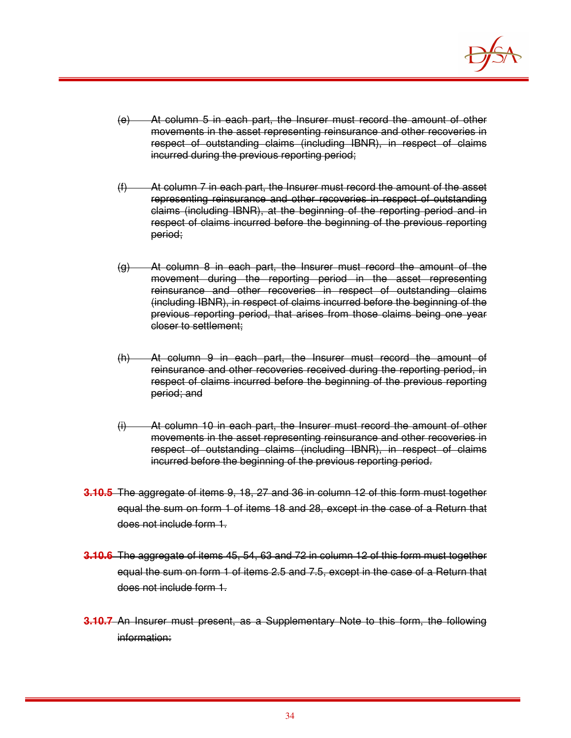~~(e) At column 5 in each part, the Insurer must record the amount of other movements in the asset representing reinsurance and other recoveries in respect of outstanding claims (including IBNR), in respect of claims incurred during the previous reporting period;~~

~~(f) At column 7 in each part, the Insurer must record the amount of the asset representing reinsurance and other recoveries in respect of outstanding claims (including IBNR), at the beginning of the reporting period and in respect of claims incurred before the beginning of the previous reporting period;~~

~~(g) At column 8 in each part, the Insurer must record the amount of the movement during the reporting period in the asset representing reinsurance and other recoveries in respect of outstanding claims (including IBNR), in respect of claims incurred before the beginning of the previous reporting period, that arises from those claims being one year closer to settlement;~~

~~(h) At column 9 in each part, the Insurer must record the amount of reinsurance and other recoveries received during the reporting period, in respect of claims incurred before the beginning of the previous reporting period; and~~

~~(i) At column 10 in each part, the Insurer must record the amount of other movements in the asset representing reinsurance and other recoveries in respect of outstanding claims (including IBNR), in respect of claims incurred before the beginning of the previous reporting period.~~

~~**3.10.5** The aggregate of items 9, 18, 27 and 36 in column 12 of this form must together equal the sum on form 1 of items 18 and 28, except in the case of a Return that does not include form 1.~~

~~**3.10.6** The aggregate of items 45, 54, 63 and 72 in column 12 of this form must together equal the sum on form 1 of items 2.5 and 7.5, except in the case of a Return that does not include form 1.~~

~~**3.10.7** An Insurer must present, as a Supplementary Note to this form, the following information:~~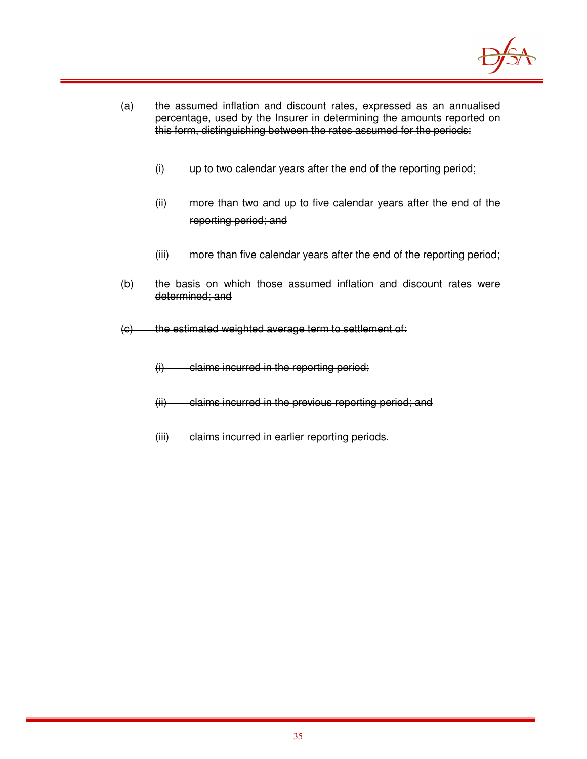~~(a) the assumed inflation and discount rates, expressed as an annualised percentage, used by the Insurer in determining the amounts reported on this form, distinguishing between the rates assumed for the periods:~~

~~(i) up to two calendar years after the end of the reporting period;~~

~~(ii) more than two and up to five calendar years after the end of the reporting period; and~~

~~(iii) more than five calendar years after the end of the reporting period;~~

~~(b) the basis on which those assumed inflation and discount rates were determined; and~~

~~(c) the estimated weighted average term to settlement of:~~

~~(i) claims incurred in the reporting period;~~

~~(ii) claims incurred in the previous reporting period; and~~

~~(iii) claims incurred in earlier reporting periods.~~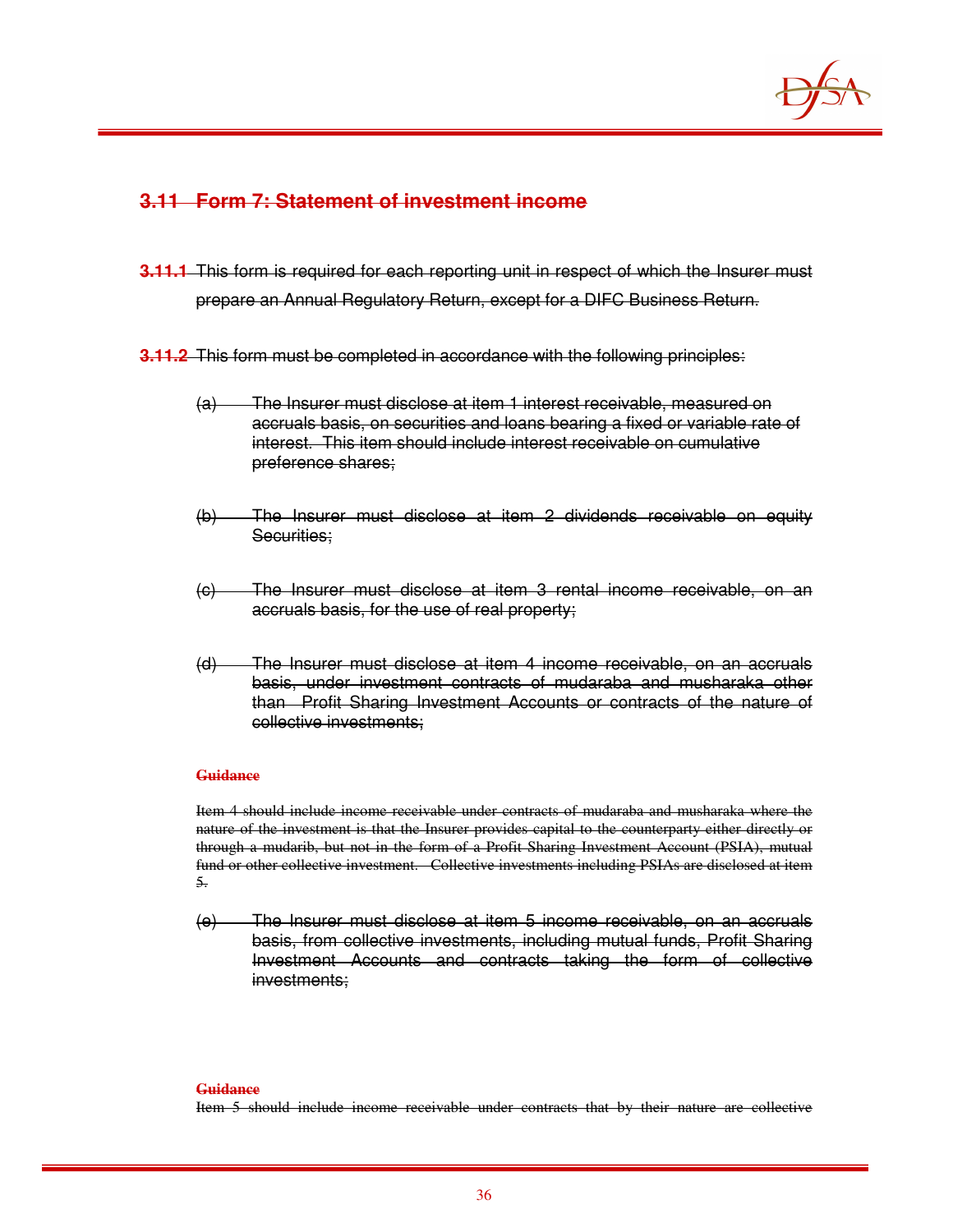## 3.11 Form 7: Statement of investment income

**3.11.1** This form is required for each reporting unit in respect of which the Insurer must prepare an Annual Regulatory Return, except for a DIFC Business Return.

**3.11.2** This form must be completed in accordance with the following principles:

(a) The Insurer must disclose at item 1 interest receivable, measured on accruals basis, on securities and loans bearing a fixed or variable rate of interest. This item should include interest receivable on cumulative preference shares;

(b) The Insurer must disclose at item 2 dividends receivable on equity Securities;

(c) The Insurer must disclose at item 3 rental income receivable, on an accruals basis, for the use of real property;

(d) The Insurer must disclose at item 4 income receivable, on an accruals basis, under investment contracts of mudaraba and musharaka other than Profit Sharing Investment Accounts or contracts of the nature of collective investments;

**Guidance**

Item 4 should include income receivable under contracts of mudaraba and musharaka where the nature of the investment is that the Insurer provides capital to the counterparty either directly or through a mudarib, but not in the form of a Profit Sharing Investment Account (PSIA), mutual fund or other collective investment. Collective investments including PSIAs are disclosed at item 5.

(e) The Insurer must disclose at item 5 income receivable, on an accruals basis, from collective investments, including mutual funds, Profit Sharing Investment Accounts and contracts taking the form of collective investments;

**Guidance**

Item 5 should include income receivable under contracts that by their nature are collective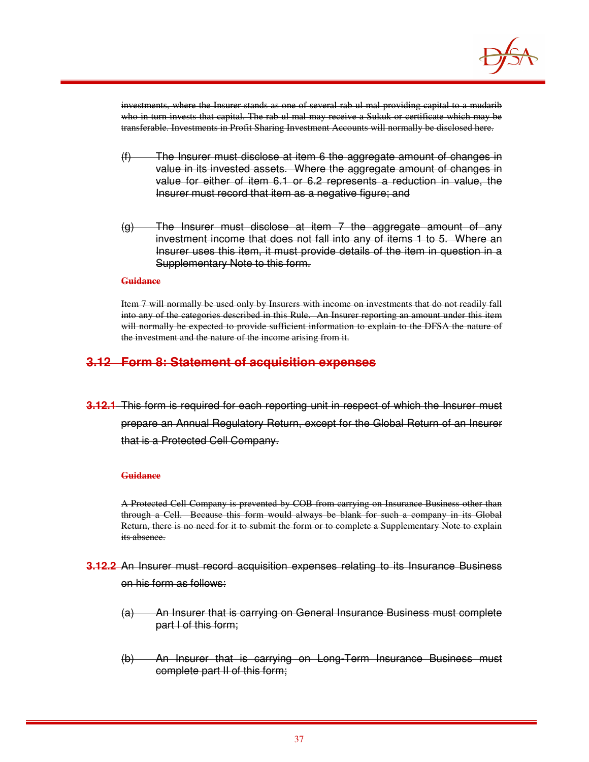investments, where the Insurer stands as one of several rab ul mal providing capital to a mudarib who in turn invests that capital. The rab ul mal may receive a Sukuk or certificate which may be transferable. Investments in Profit Sharing Investment Accounts will normally be disclosed here.

(f) The Insurer must disclose at item 6 the aggregate amount of changes in value in its invested assets. Where the aggregate amount of changes in value for either of item 6.1 or 6.2 represents a reduction in value, the Insurer must record that item as a negative figure; and

(g) The Insurer must disclose at item 7 the aggregate amount of any investment income that does not fall into any of items 1 to 5. Where an Insurer uses this item, it must provide details of the item in question in a Supplementary Note to this form.

**Guidance**

Item 7 will normally be used only by Insurers with income on investments that do not readily fall into any of the categories described in this Rule. An Insurer reporting an amount under this item will normally be expected to provide sufficient information to explain to the DFSA the nature of the investment and the nature of the income arising from it.

## 3.12 Form 8: Statement of acquisition expenses

**3.12.1** This form is required for each reporting unit in respect of which the Insurer must prepare an Annual Regulatory Return, except for the Global Return of an Insurer that is a Protected Cell Company.

**Guidance**

A Protected Cell Company is prevented by COB from carrying on Insurance Business other than through a Cell. Because this form would always be blank for such a company in its Global Return, there is no need for it to submit the form or to complete a Supplementary Note to explain its absence.

**3.12.2** An Insurer must record acquisition expenses relating to its Insurance Business on his form as follows:

(a) An Insurer that is carrying on General Insurance Business must complete part I of this form;

(b) An Insurer that is carrying on Long-Term Insurance Business must complete part II of this form;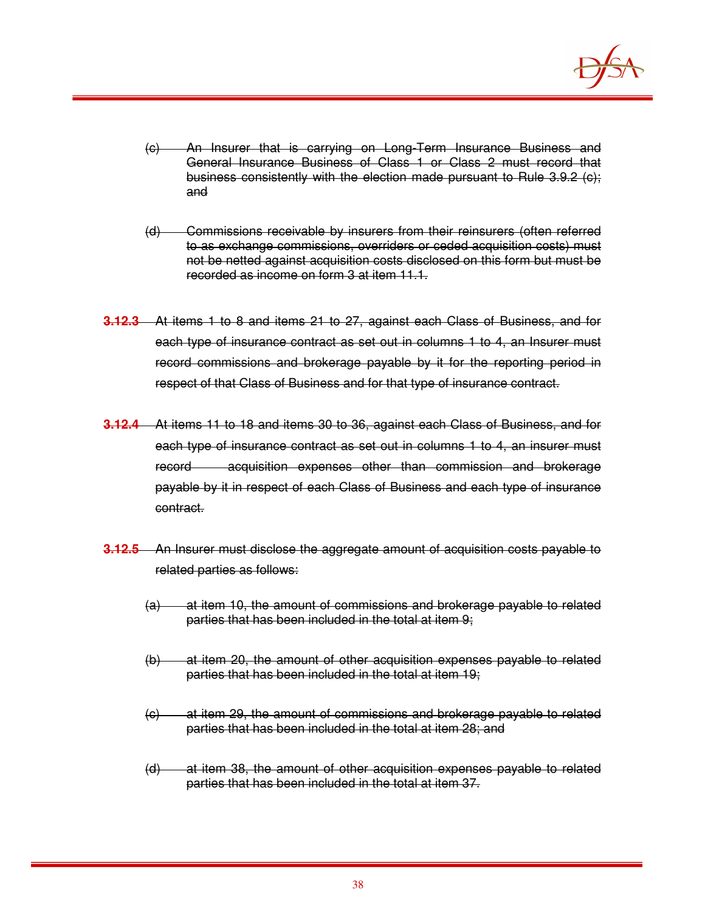~~(c) An Insurer that is carrying on Long-Term Insurance Business and General Insurance Business of Class 1 or Class 2 must record that business consistently with the election made pursuant to Rule 3.9.2 (c); and~~

~~(d) Commissions receivable by insurers from their reinsurers (often referred to as exchange commissions, overriders or ceded acquisition costs) must not be netted against acquisition costs disclosed on this form but must be recorded as income on form 3 at item 11.1.~~

~~**3.12.3** At items 1 to 8 and items 21 to 27, against each Class of Business, and for each type of insurance contract as set out in columns 1 to 4, an Insurer must record commissions and brokerage payable by it for the reporting period in respect of that Class of Business and for that type of insurance contract.~~

~~**3.12.4** At items 11 to 18 and items 30 to 36, against each Class of Business, and for each type of insurance contract as set out in columns 1 to 4, an insurer must record acquisition expenses other than commission and brokerage payable by it in respect of each Class of Business and each type of insurance contract.~~

~~**3.12.5** An Insurer must disclose the aggregate amount of acquisition costs payable to related parties as follows:~~

~~(a) at item 10, the amount of commissions and brokerage payable to related parties that has been included in the total at item 9;~~

~~(b) at item 20, the amount of other acquisition expenses payable to related parties that has been included in the total at item 19;~~

~~(c) at item 29, the amount of commissions and brokerage payable to related parties that has been included in the total at item 28; and~~

~~(d) at item 38, the amount of other acquisition expenses payable to related parties that has been included in the total at item 37.~~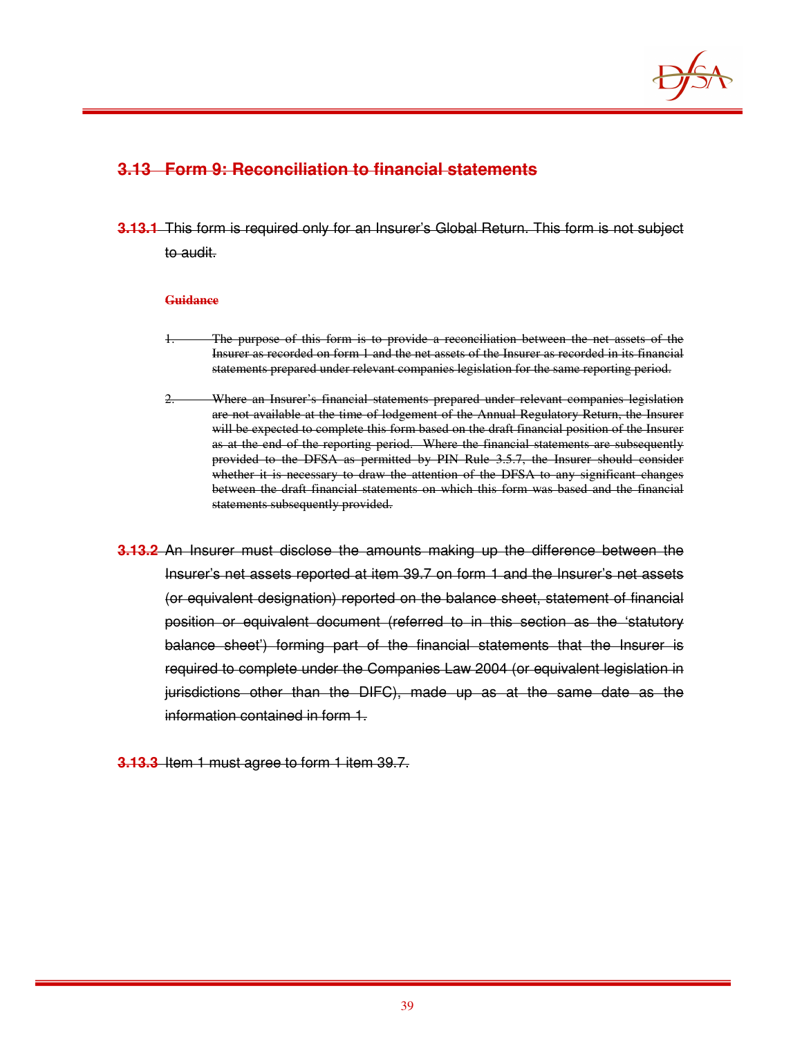## 3.13 Form 9: Reconciliation to financial statements

**3.13.1** This form is required only for an Insurer's Global Return. This form is not subject to audit.

**Guidance**

1. The purpose of this form is to provide a reconciliation between the net assets of the Insurer as recorded on form 1 and the net assets of the Insurer as recorded in its financial statements prepared under relevant companies legislation for the same reporting period.

2. Where an Insurer's financial statements prepared under relevant companies legislation are not available at the time of lodgement of the Annual Regulatory Return, the Insurer will be expected to complete this form based on the draft financial position of the Insurer as at the end of the reporting period. Where the financial statements are subsequently provided to the DFSA as permitted by PIN Rule 3.5.7, the Insurer should consider whether it is necessary to draw the attention of the DFSA to any significant changes between the draft financial statements on which this form was based and the financial statements subsequently provided.

**3.13.2** An Insurer must disclose the amounts making up the difference between the Insurer's net assets reported at item 39.7 on form 1 and the Insurer's net assets (or equivalent designation) reported on the balance sheet, statement of financial position or equivalent document (referred to in this section as the 'statutory balance sheet') forming part of the financial statements that the Insurer is required to complete under the Companies Law 2004 (or equivalent legislation in jurisdictions other than the DIFC), made up as at the same date as the information contained in form 1.

**3.13.3** Item 1 must agree to form 1 item 39.7.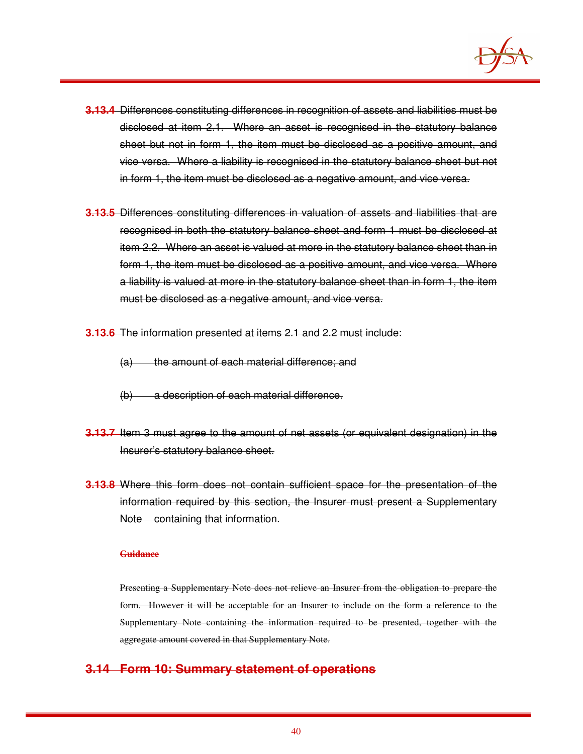~~**3.13.4** Differences constituting differences in recognition of assets and liabilities must be disclosed at item 2.1. Where an asset is recognised in the statutory balance sheet but not in form 1, the item must be disclosed as a positive amount, and vice versa. Where a liability is recognised in the statutory balance sheet but not in form 1, the item must be disclosed as a negative amount, and vice versa.~~

~~**3.13.5** Differences constituting differences in valuation of assets and liabilities that are recognised in both the statutory balance sheet and form 1 must be disclosed at item 2.2. Where an asset is valued at more in the statutory balance sheet than in form 1, the item must be disclosed as a positive amount, and vice versa. Where a liability is valued at more in the statutory balance sheet than in form 1, the item must be disclosed as a negative amount, and vice versa.~~

~~**3.13.6** The information presented at items 2.1 and 2.2 must include:~~

~~(a) the amount of each material difference; and~~

~~(b) a description of each material difference.~~

~~**3.13.7** Item 3 must agree to the amount of net assets (or equivalent designation) in the Insurer's statutory balance sheet.~~

~~**3.13.8** Where this form does not contain sufficient space for the presentation of the information required by this section, the Insurer must present a Supplementary Note containing that information.~~

~~**Guidance**~~

~~Presenting a Supplementary Note does not relieve an Insurer from the obligation to prepare the form. However it will be acceptable for an Insurer to include on the form a reference to the Supplementary Note containing the information required to be presented, together with the aggregate amount covered in that Supplementary Note.~~

## ~~3.14 Form 10: Summary statement of operations~~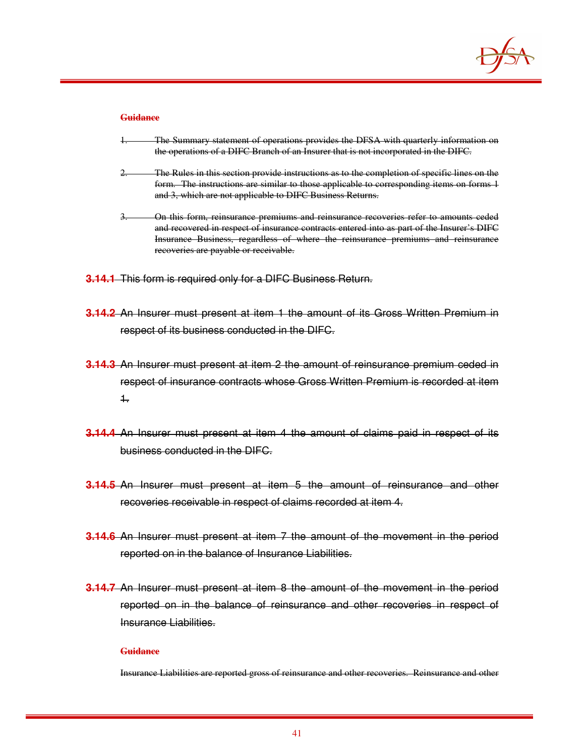**~~Guidance~~**

1. ~~The Summary statement of operations provides the DFSA with quarterly information on the operations of a DIFC Branch of an Insurer that is not incorporated in the DIFC.~~

2. ~~The Rules in this section provide instructions as to the completion of specific lines on the form. The instructions are similar to those applicable to corresponding items on forms 1 and 3, which are not applicable to DIFC Business Returns.~~

3. ~~On this form, reinsurance premiums and reinsurance recoveries refer to amounts ceded and recovered in respect of insurance contracts entered into as part of the Insurer's DIFC Insurance Business, regardless of where the reinsurance premiums and reinsurance recoveries are payable or receivable.~~

**~~3.14.1~~** ~~This form is required only for a DIFC Business Return.~~

**~~3.14.2~~** ~~An Insurer must present at item 1 the amount of its Gross Written Premium in respect of its business conducted in the DIFC.~~

**~~3.14.3~~** ~~An Insurer must present at item 2 the amount of reinsurance premium ceded in respect of insurance contracts whose Gross Written Premium is recorded at item 1.~~

**~~3.14.4~~** ~~An Insurer must present at item 4 the amount of claims paid in respect of its business conducted in the DIFC.~~

**~~3.14.5~~** ~~An Insurer must present at item 5 the amount of reinsurance and other recoveries receivable in respect of claims recorded at item 4.~~

**~~3.14.6~~** ~~An Insurer must present at item 7 the amount of the movement in the period reported on in the balance of Insurance Liabilities.~~

**~~3.14.7~~** ~~An Insurer must present at item 8 the amount of the movement in the period reported on in the balance of reinsurance and other recoveries in respect of Insurance Liabilities.~~

**~~Guidance~~**

~~Insurance Liabilities are reported gross of reinsurance and other recoveries. Reinsurance and other~~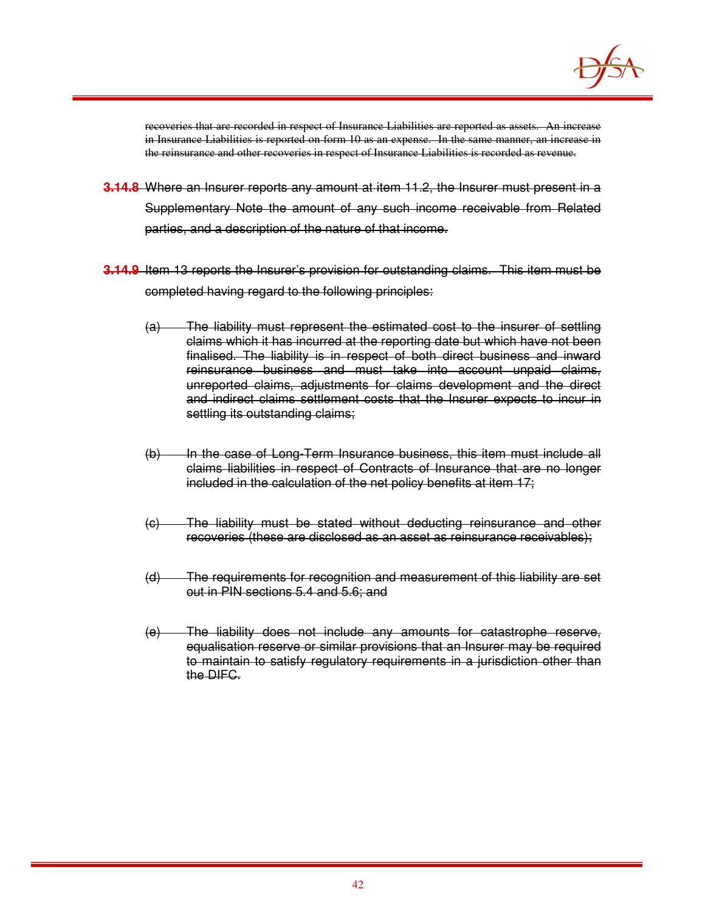~~recoveries that are recorded in respect of Insurance Liabilities are reported as assets. An increase in Insurance Liabilities is reported on form 10 as an expense. In the same manner, an increase in the reinsurance and other recoveries in respect of Insurance Liabilities is recorded as revenue.~~

~~**3.14.8** Where an Insurer reports any amount at item 11.2, the Insurer must present in a Supplementary Note the amount of any such income receivable from Related parties, and a description of the nature of that income.~~

~~**3.14.9** Item 13 reports the Insurer's provision for outstanding claims. This item must be completed having regard to the following principles:~~

~~(a) The liability must represent the estimated cost to the insurer of settling claims which it has incurred at the reporting date but which have not been finalised. The liability is in respect of both direct business and inward reinsurance business and must take into account unpaid claims, unreported claims, adjustments for claims development and the direct and indirect claims settlement costs that the Insurer expects to incur in settling its outstanding claims;~~

~~(b) In the case of Long-Term Insurance business, this item must include all claims liabilities in respect of Contracts of Insurance that are no longer included in the calculation of the net policy benefits at item 17;~~

~~(c) The liability must be stated without deducting reinsurance and other recoveries (these are disclosed as an asset as reinsurance receivables);~~

~~(d) The requirements for recognition and measurement of this liability are set out in PIN sections 5.4 and 5.6; and~~

~~(e) The liability does not include any amounts for catastrophe reserve, equalisation reserve or similar provisions that an Insurer may be required to maintain to satisfy regulatory requirements in a jurisdiction other than the DIFC.~~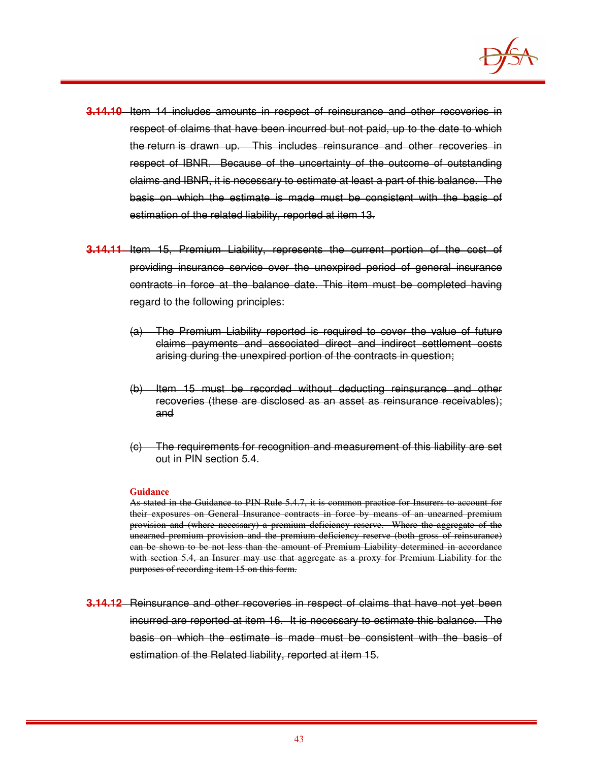~~**3.14.10** Item 14 includes amounts in respect of reinsurance and other recoveries in respect of claims that have been incurred but not paid, up to the date to which the return is drawn up. This includes reinsurance and other recoveries in respect of IBNR. Because of the uncertainty of the outcome of outstanding claims and IBNR, it is necessary to estimate at least a part of this balance. The basis on which the estimate is made must be consistent with the basis of estimation of the related liability, reported at item 13.~~

~~**3.14.11** Item 15, Premium Liability, represents the current portion of the cost of providing insurance service over the unexpired period of general insurance contracts in force at the balance date. This item must be completed having regard to the following principles:~~

~~(a) The Premium Liability reported is required to cover the value of future claims payments and associated direct and indirect settlement costs arising during the unexpired portion of the contracts in question;~~

~~(b) Item 15 must be recorded without deducting reinsurance and other recoveries (these are disclosed as an asset as reinsurance receivables); and~~

~~(c) The requirements for recognition and measurement of this liability are set out in PIN section 5.4.~~

~~**Guidance**~~

~~As stated in the Guidance to PIN Rule 5.4.7, it is common practice for Insurers to account for their exposures on General Insurance contracts in force by means of an unearned premium provision and (where necessary) a premium deficiency reserve. Where the aggregate of the unearned premium provision and the premium deficiency reserve (both gross of reinsurance) can be shown to be not less than the amount of Premium Liability determined in accordance with section 5.4, an Insurer may use that aggregate as a proxy for Premium Liability for the purposes of recording item 15 on this form.~~

~~**3.14.12** Reinsurance and other recoveries in respect of claims that have not yet been incurred are reported at item 16. It is necessary to estimate this balance. The basis on which the estimate is made must be consistent with the basis of estimation of the Related liability, reported at item 15.~~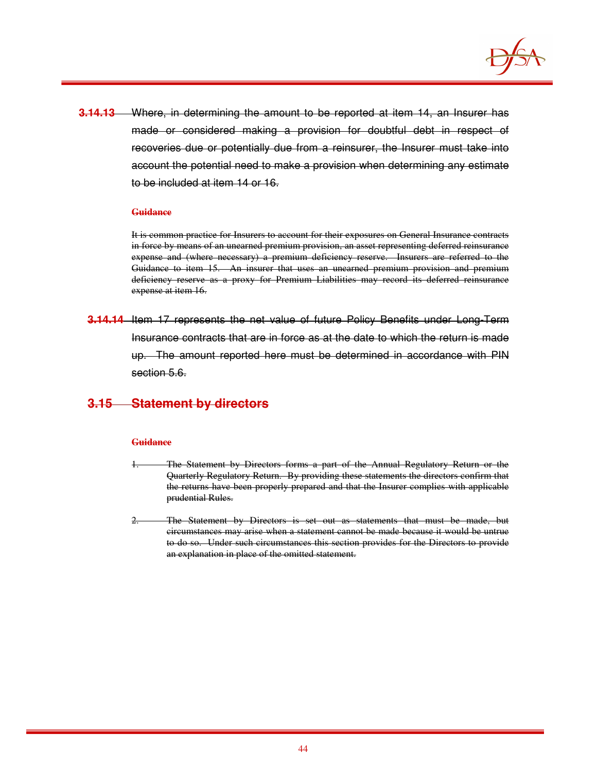**3.14.13** Where, in determining the amount to be reported at item 14, an Insurer has made or considered making a provision for doubtful debt in respect of recoveries due or potentially due from a reinsurer, the Insurer must take into account the potential need to make a provision when determining any estimate to be included at item 14 or 16.

**Guidance**

It is common practice for Insurers to account for their exposures on General Insurance contracts in force by means of an unearned premium provision, an asset representing deferred reinsurance expense and (where necessary) a premium deficiency reserve. Insurers are referred to the Guidance to item 15. An insurer that uses an unearned premium provision and premium deficiency reserve as a proxy for Premium Liabilities may record its deferred reinsurance expense at item 16.

**3.14.14** Item 17 represents the net value of future Policy Benefits under Long-Term Insurance contracts that are in force as at the date to which the return is made up. The amount reported here must be determined in accordance with PIN section 5.6.

## 3.15 Statement by directors

**Guidance**

1. The Statement by Directors forms a part of the Annual Regulatory Return or the Quarterly Regulatory Return. By providing these statements the directors confirm that the returns have been properly prepared and that the Insurer complies with applicable prudential Rules.

2. The Statement by Directors is set out as statements that must be made, but circumstances may arise when a statement cannot be made because it would be untrue to do so. Under such circumstances this section provides for the Directors to provide an explanation in place of the omitted statement.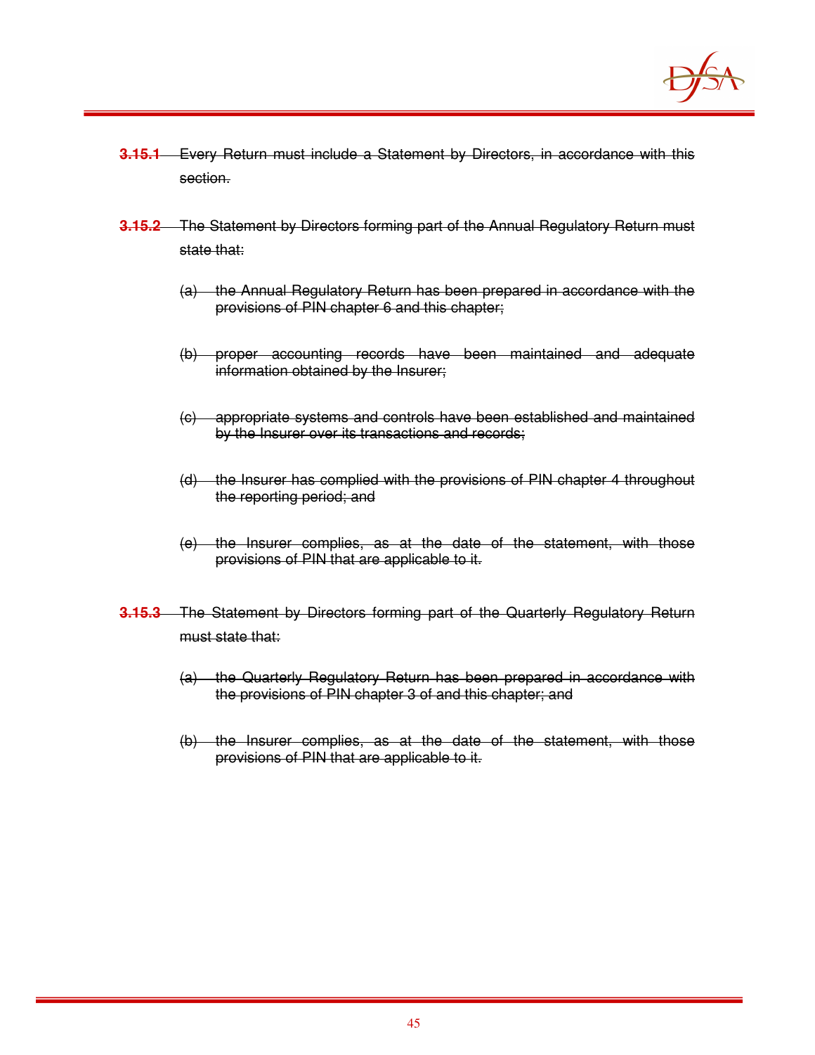~~**3.15.1** Every Return must include a Statement by Directors, in accordance with this section.~~

~~**3.15.2** The Statement by Directors forming part of the Annual Regulatory Return must state that:~~

~~(a) the Annual Regulatory Return has been prepared in accordance with the provisions of PIN chapter 6 and this chapter;~~

~~(b) proper accounting records have been maintained and adequate information obtained by the Insurer;~~

~~(c) appropriate systems and controls have been established and maintained by the Insurer over its transactions and records;~~

~~(d) the Insurer has complied with the provisions of PIN chapter 4 throughout the reporting period; and~~

~~(e) the Insurer complies, as at the date of the statement, with those provisions of PIN that are applicable to it.~~

~~**3.15.3** The Statement by Directors forming part of the Quarterly Regulatory Return must state that:~~

~~(a) the Quarterly Regulatory Return has been prepared in accordance with the provisions of PIN chapter 3 of and this chapter; and~~

~~(b) the Insurer complies, as at the date of the statement, with those provisions of PIN that are applicable to it.~~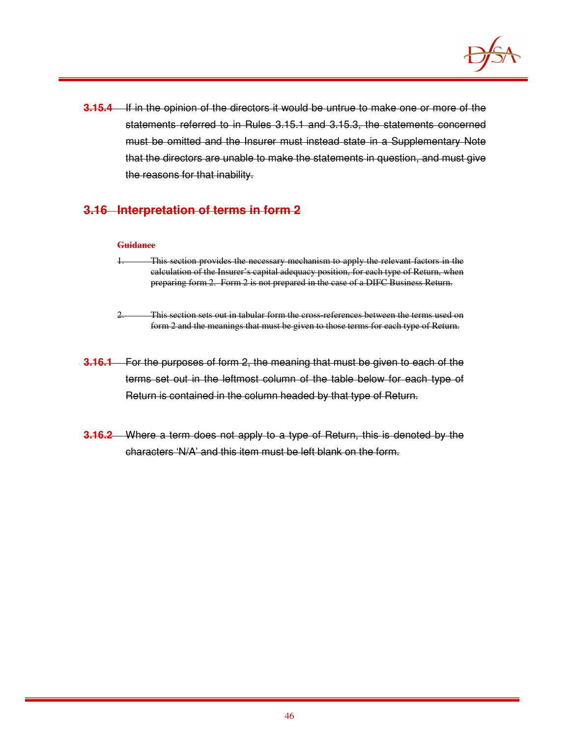**3.15.4** If in the opinion of the directors it would be untrue to make one or more of the statements referred to in Rules 3.15.1 and 3.15.3, the statements concerned must be omitted and the Insurer must instead state in a Supplementary Note that the directors are unable to make the statements in question, and must give the reasons for that inability.

## 3.16 Interpretation of terms in form 2

**Guidance**

1. This section provides the necessary mechanism to apply the relevant factors in the calculation of the Insurer's capital adequacy position, for each type of Return, when preparing form 2. Form 2 is not prepared in the case of a DIFC Business Return.

2. This section sets out in tabular form the cross-references between the terms used on form 2 and the meanings that must be given to those terms for each type of Return.

**3.16.1** For the purposes of form 2, the meaning that must be given to each of the terms set out in the leftmost column of the table below for each type of Return is contained in the column headed by that type of Return.

**3.16.2** Where a term does not apply to a type of Return, this is denoted by the characters 'N/A' and this item must be left blank on the form.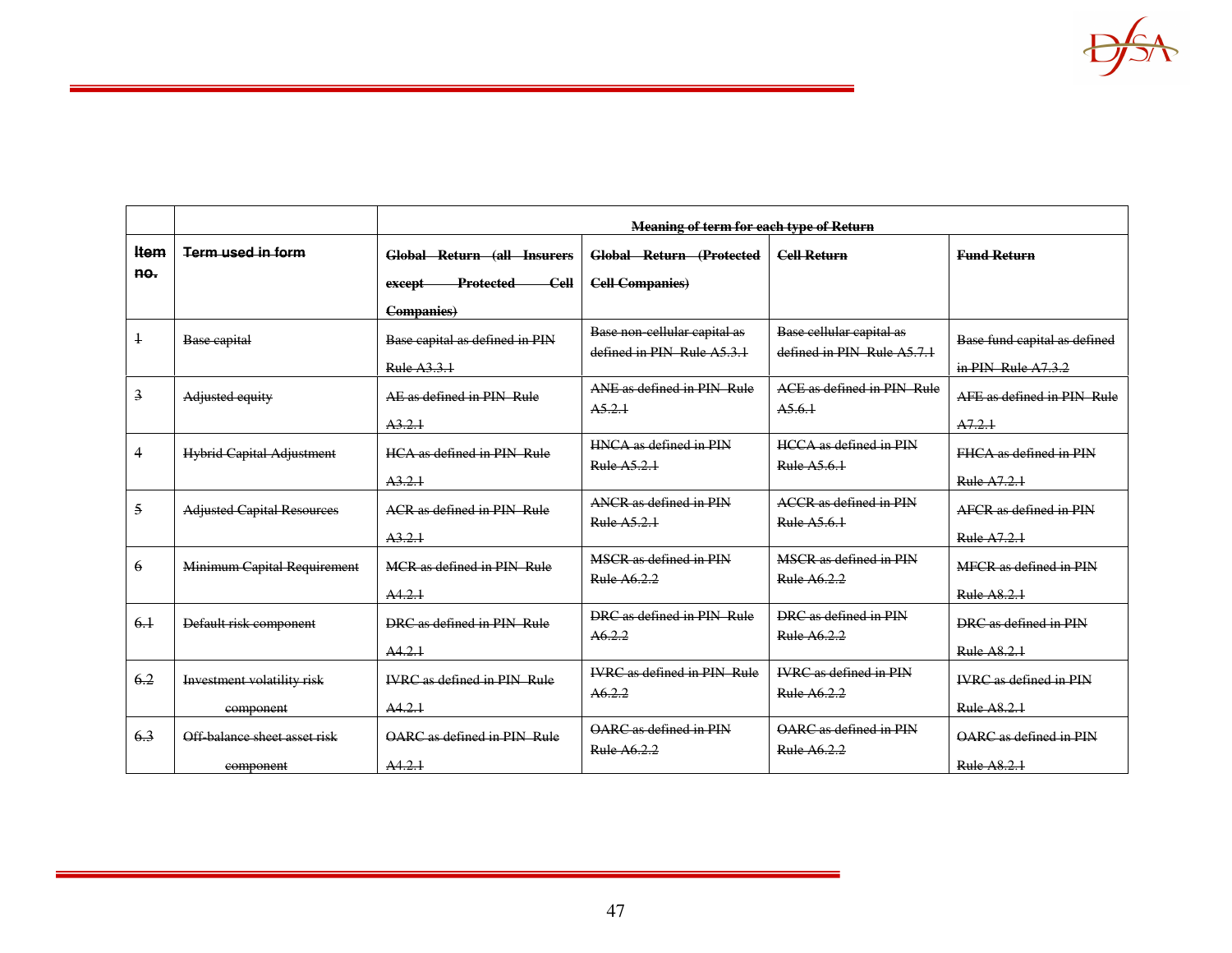| | | Meaning of term for each type of Return | | | |
|---|---|---|---|---|---|
| ~~Item no.~~ | ~~Term used in form~~ | ~~Global Return (all Insurers except Protected Cell Companies)~~ | ~~Global Return (Protected Cell Companies)~~ | ~~Cell Return~~ | ~~Fund Return~~ |
| ~~1~~ | ~~Base capital~~ | ~~Base capital as defined in PIN Rule A3.3.1~~ | ~~Base non-cellular capital as defined in PIN Rule A5.3.1~~ | ~~Base cellular capital as defined in PIN Rule A5.7.1~~ | ~~Base fund capital as defined in PIN Rule A7.3.2~~ |
| ~~3~~ | ~~Adjusted equity~~ | ~~AE as defined in PIN Rule A3.2.1~~ | ~~ANE as defined in PIN Rule A5.2.1~~ | ~~ACE as defined in PIN Rule A5.6.1~~ | ~~AFE as defined in PIN Rule A7.2.1~~ |
| ~~4~~ | ~~Hybrid Capital Adjustment~~ | ~~HCA as defined in PIN Rule A3.2.1~~ | ~~HNCA as defined in PIN Rule A5.2.1~~ | ~~HCCA as defined in PIN Rule A5.6.1~~ | ~~FHCA as defined in PIN Rule A7.2.1~~ |
| ~~5~~ | ~~Adjusted Capital Resources~~ | ~~ACR as defined in PIN Rule A3.2.1~~ | ~~ANCR as defined in PIN Rule A5.2.1~~ | ~~ACCR as defined in PIN Rule A5.6.1~~ | ~~AFCR as defined in PIN Rule A7.2.1~~ |
| ~~6~~ | ~~Minimum Capital Requirement~~ | ~~MCR as defined in PIN Rule A4.2.1~~ | ~~MSCR as defined in PIN Rule A6.2.2~~ | ~~MSCR as defined in PIN Rule A6.2.2~~ | ~~MFCR as defined in PIN Rule A8.2.1~~ |
| ~~6.1~~ | ~~Default risk component~~ | ~~DRC as defined in PIN Rule A4.2.1~~ | ~~DRC as defined in PIN Rule A6.2.2~~ | ~~DRC as defined in PIN Rule A6.2.2~~ | ~~DRC as defined in PIN Rule A8.2.1~~ |
| ~~6.2~~ | ~~Investment volatility risk component~~ | ~~IVRC as defined in PIN Rule A4.2.1~~ | ~~IVRC as defined in PIN Rule A6.2.2~~ | ~~IVRC as defined in PIN Rule A6.2.2~~ | ~~IVRC as defined in PIN Rule A8.2.1~~ |
| ~~6.3~~ | ~~Off-balance sheet asset risk component~~ | ~~OARC as defined in PIN Rule A4.2.1~~ | ~~OARC as defined in PIN Rule A6.2.2~~ | ~~OARC as defined in PIN Rule A6.2.2~~ | ~~OARC as defined in PIN Rule A8.2.1~~ |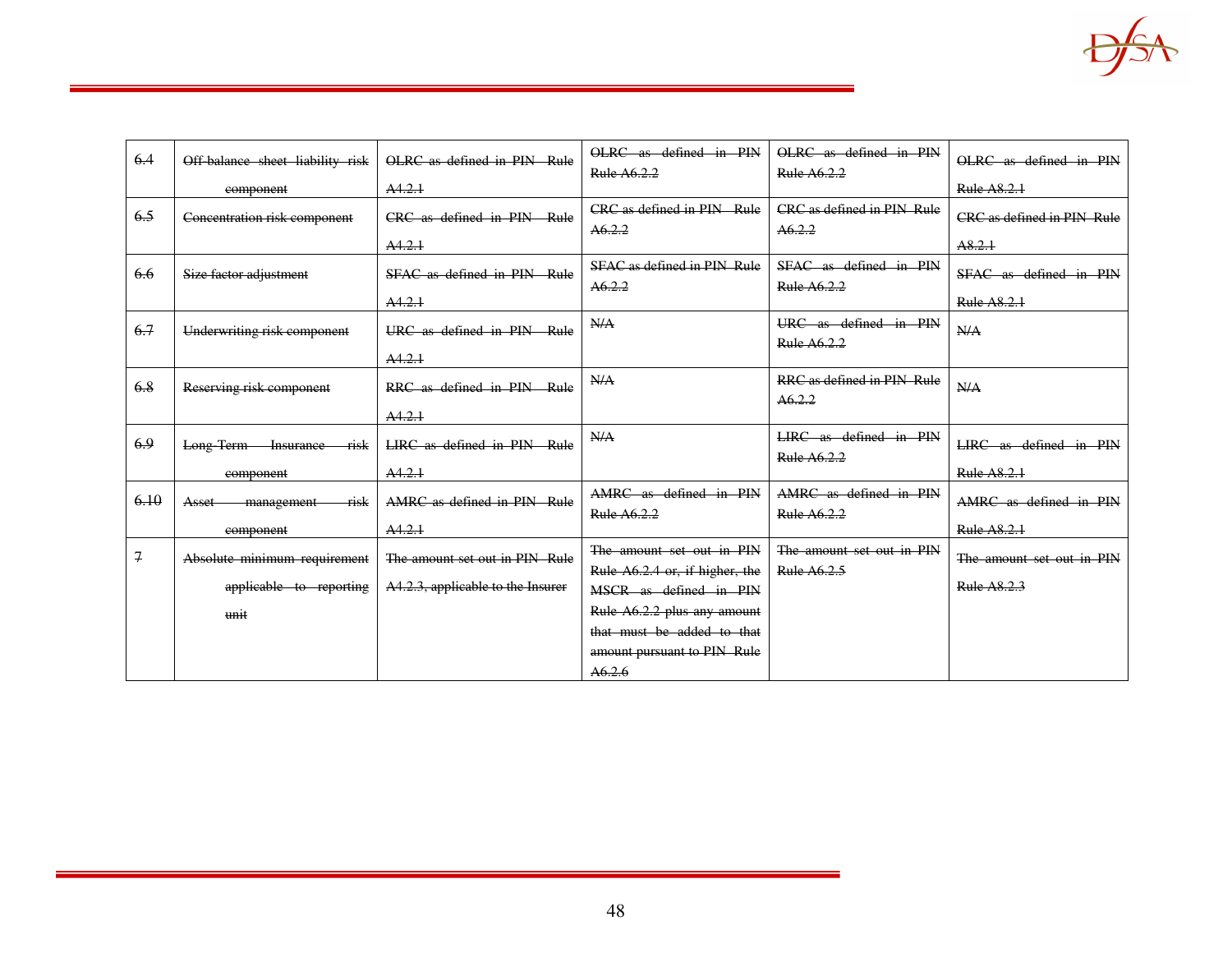| ~~6.4~~ | ~~Off-balance sheet liability risk component~~ | ~~OLRC as defined in PIN Rule A4.2.1~~ | ~~OLRC as defined in PIN Rule A6.2.2~~ | ~~OLRC as defined in PIN Rule A6.2.2~~ | ~~OLRC as defined in PIN Rule A8.2.1~~ |
|---|---|---|---|---|---|
| ~~6.5~~ | ~~Concentration risk component~~ | ~~CRC as defined in PIN Rule A4.2.1~~ | ~~CRC as defined in PIN Rule A6.2.2~~ | ~~CRC as defined in PIN Rule A6.2.2~~ | ~~CRC as defined in PIN Rule A8.2.1~~ |
| ~~6.6~~ | ~~Size factor adjustment~~ | ~~SFAC as defined in PIN Rule A4.2.1~~ | ~~SFAC as defined in PIN Rule A6.2.2~~ | ~~SFAC as defined in PIN Rule A6.2.2~~ | ~~SFAC as defined in PIN Rule A8.2.1~~ |
| ~~6.7~~ | ~~Underwriting risk component~~ | ~~URC as defined in PIN Rule A4.2.1~~ | ~~N/A~~ | ~~URC as defined in PIN Rule A6.2.2~~ | ~~N/A~~ |
| ~~6.8~~ | ~~Reserving risk component~~ | ~~RRC as defined in PIN Rule A4.2.1~~ | ~~N/A~~ | ~~RRC as defined in PIN Rule A6.2.2~~ | ~~N/A~~ |
| ~~6.9~~ | ~~Long-Term Insurance risk component~~ | ~~LIRC as defined in PIN Rule A4.2.1~~ | ~~N/A~~ | ~~LIRC as defined in PIN Rule A6.2.2~~ | ~~LIRC as defined in PIN Rule A8.2.1~~ |
| ~~6.10~~ | ~~Asset management risk component~~ | ~~AMRC as defined in PIN Rule A4.2.1~~ | ~~AMRC as defined in PIN Rule A6.2.2~~ | ~~AMRC as defined in PIN Rule A6.2.2~~ | ~~AMRC as defined in PIN Rule A8.2.1~~ |
| ~~7~~ | ~~Absolute minimum requirement applicable to reporting unit~~ | ~~The amount set out in PIN Rule A4.2.3, applicable to the Insurer~~ | ~~The amount set out in PIN Rule A6.2.4 or, if higher, the MSCR as defined in PIN Rule A6.2.2 plus any amount that must be added to that amount pursuant to PIN Rule A6.2.6~~ | ~~The amount set out in PIN Rule A6.2.5~~ | ~~The amount set out in PIN Rule A8.2.3~~ |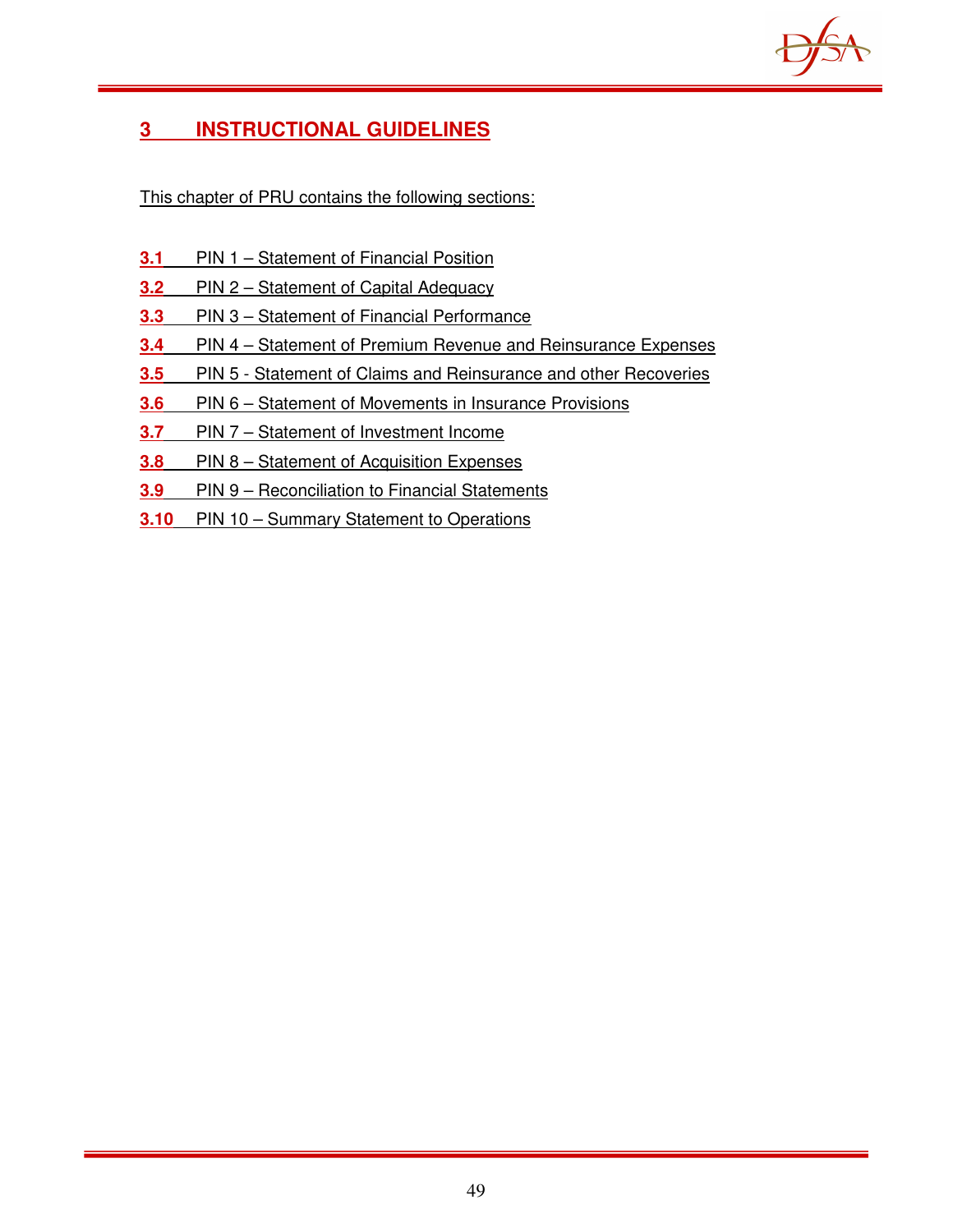# 3 INSTRUCTIONAL GUIDELINES

This chapter of PRU contains the following sections:

**3.1** PIN 1 – Statement of Financial Position

**3.2** PIN 2 – Statement of Capital Adequacy

**3.3** PIN 3 – Statement of Financial Performance

**3.4** PIN 4 – Statement of Premium Revenue and Reinsurance Expenses

**3.5** PIN 5 - Statement of Claims and Reinsurance and other Recoveries

**3.6** PIN 6 – Statement of Movements in Insurance Provisions

**3.7** PIN 7 – Statement of Investment Income

**3.8** PIN 8 – Statement of Acquisition Expenses

**3.9** PIN 9 – Reconciliation to Financial Statements

**3.10** PIN 10 – Summary Statement to Operations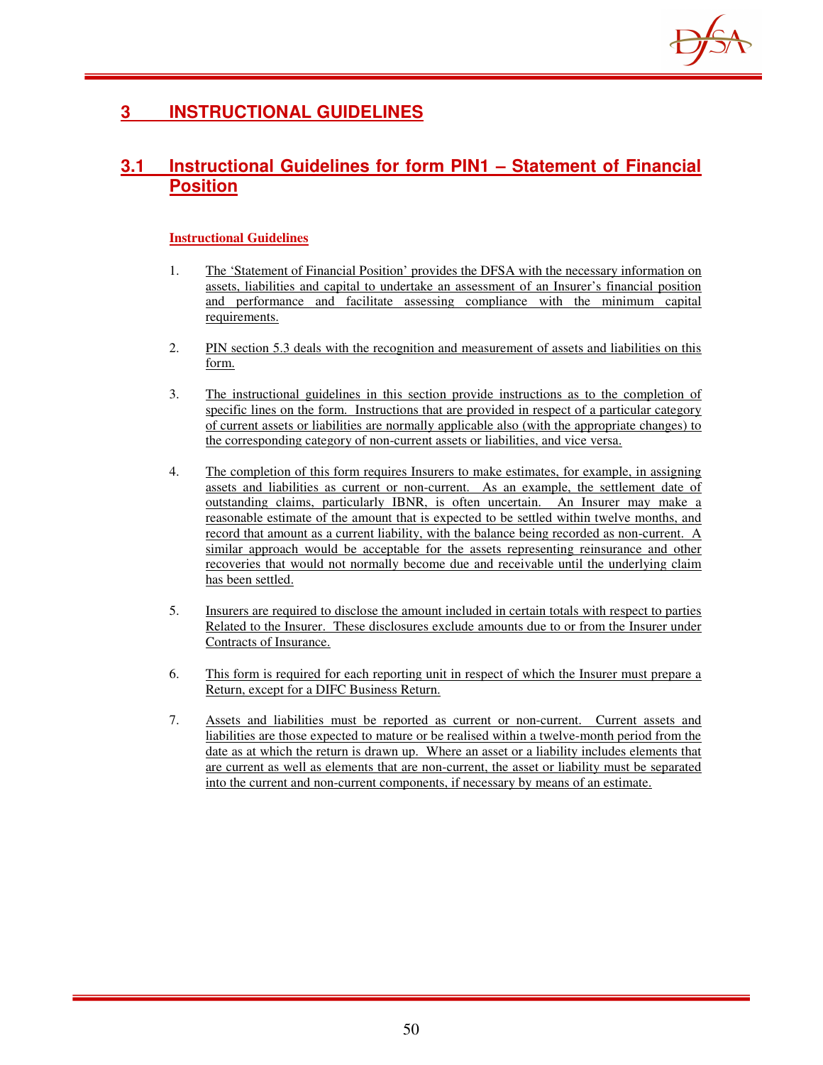# 3 INSTRUCTIONAL GUIDELINES

## 3.1 Instructional Guidelines for form PIN1 – Statement of Financial Position

### Instructional Guidelines

1. The 'Statement of Financial Position' provides the DFSA with the necessary information on assets, liabilities and capital to undertake an assessment of an Insurer's financial position and performance and facilitate assessing compliance with the minimum capital requirements.

2. PIN section 5.3 deals with the recognition and measurement of assets and liabilities on this form.

3. The instructional guidelines in this section provide instructions as to the completion of specific lines on the form. Instructions that are provided in respect of a particular category of current assets or liabilities are normally applicable also (with the appropriate changes) to the corresponding category of non-current assets or liabilities, and vice versa.

4. The completion of this form requires Insurers to make estimates, for example, in assigning assets and liabilities as current or non-current. As an example, the settlement date of outstanding claims, particularly IBNR, is often uncertain. An Insurer may make a reasonable estimate of the amount that is expected to be settled within twelve months, and record that amount as a current liability, with the balance being recorded as non-current. A similar approach would be acceptable for the assets representing reinsurance and other recoveries that would not normally become due and receivable until the underlying claim has been settled.

5. Insurers are required to disclose the amount included in certain totals with respect to parties Related to the Insurer. These disclosures exclude amounts due to or from the Insurer under Contracts of Insurance.

6. This form is required for each reporting unit in respect of which the Insurer must prepare a Return, except for a DIFC Business Return.

7. Assets and liabilities must be reported as current or non-current. Current assets and liabilities are those expected to mature or be realised within a twelve-month period from the date as at which the return is drawn up. Where an asset or a liability includes elements that are current as well as elements that are non-current, the asset or liability must be separated into the current and non-current components, if necessary by means of an estimate.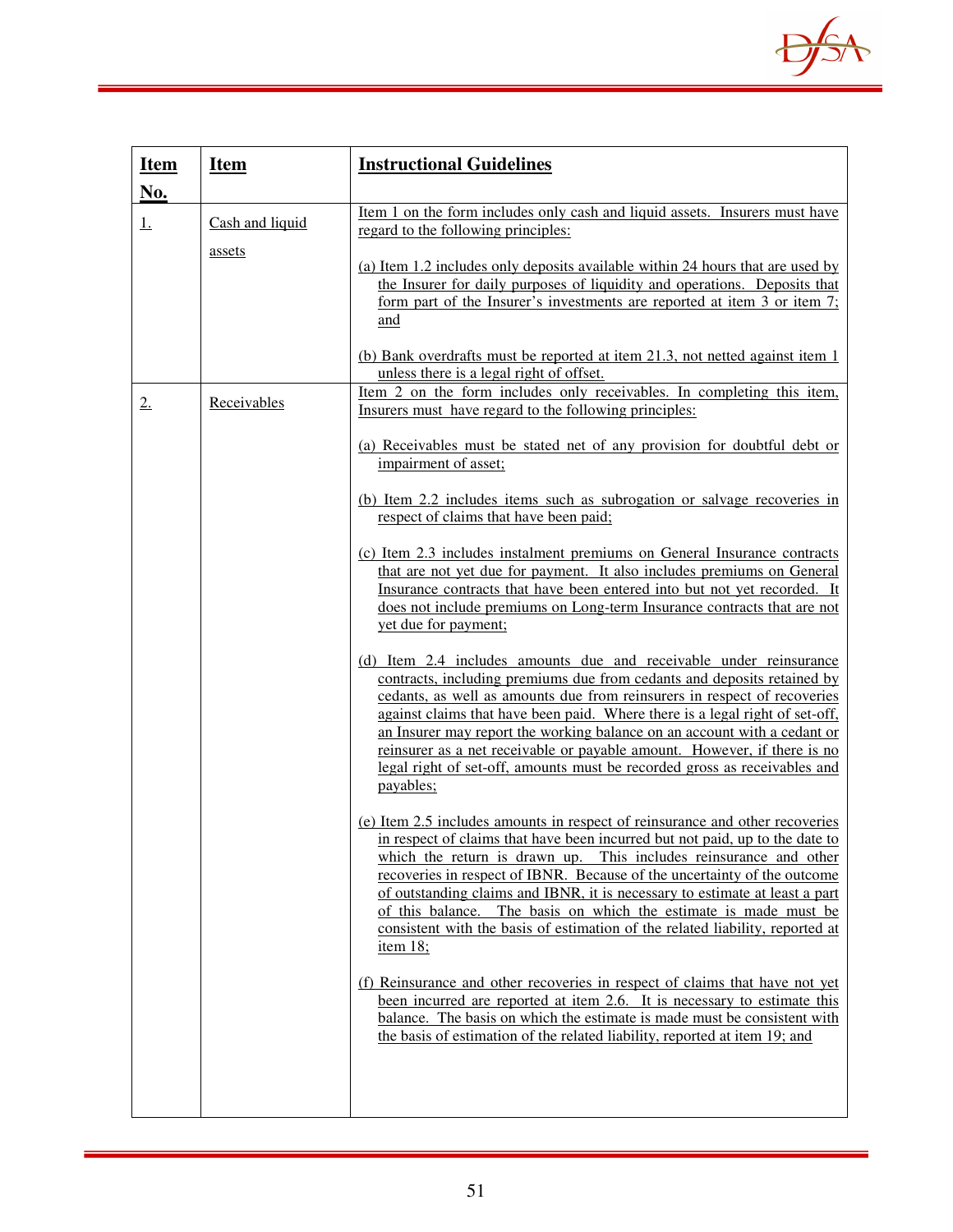| Item No. | Item | Instructional Guidelines |
|---|---|---|
| 1. | Cash and liquid assets | Item 1 on the form includes only cash and liquid assets. Insurers must have regard to the following principles:<br><br>(a) Item 1.2 includes only deposits available within 24 hours that are used by the Insurer for daily purposes of liquidity and operations. Deposits that form part of the Insurer's investments are reported at item 3 or item 7; and<br><br>(b) Bank overdrafts must be reported at item 21.3, not netted against item 1 unless there is a legal right of offset. |
| 2. | Receivables | Item 2 on the form includes only receivables. In completing this item, Insurers must have regard to the following principles:<br><br>(a) Receivables must be stated net of any provision for doubtful debt or impairment of asset;<br><br>(b) Item 2.2 includes items such as subrogation or salvage recoveries in respect of claims that have been paid;<br><br>(c) Item 2.3 includes instalment premiums on General Insurance contracts that are not yet due for payment. It also includes premiums on General Insurance contracts that have been entered into but not yet recorded. It does not include premiums on Long-term Insurance contracts that are not yet due for payment;<br><br>(d) Item 2.4 includes amounts due and receivable under reinsurance contracts, including premiums due from cedants and deposits retained by cedants, as well as amounts due from reinsurers in respect of recoveries against claims that have been paid. Where there is a legal right of set-off, an Insurer may report the working balance on an account with a cedant or reinsurer as a net receivable or payable amount. However, if there is no legal right of set-off, amounts must be recorded gross as receivables and payables;<br><br>(e) Item 2.5 includes amounts in respect of reinsurance and other recoveries in respect of claims that have been incurred but not paid, up to the date to which the return is drawn up. This includes reinsurance and other recoveries in respect of IBNR. Because of the uncertainty of the outcome of outstanding claims and IBNR, it is necessary to estimate at least a part of this balance. The basis on which the estimate is made must be consistent with the basis of estimation of the related liability, reported at item 18;<br><br>(f) Reinsurance and other recoveries in respect of claims that have not yet been incurred are reported at item 2.6. It is necessary to estimate this balance. The basis on which the estimate is made must be consistent with the basis of estimation of the related liability, reported at item 19; and |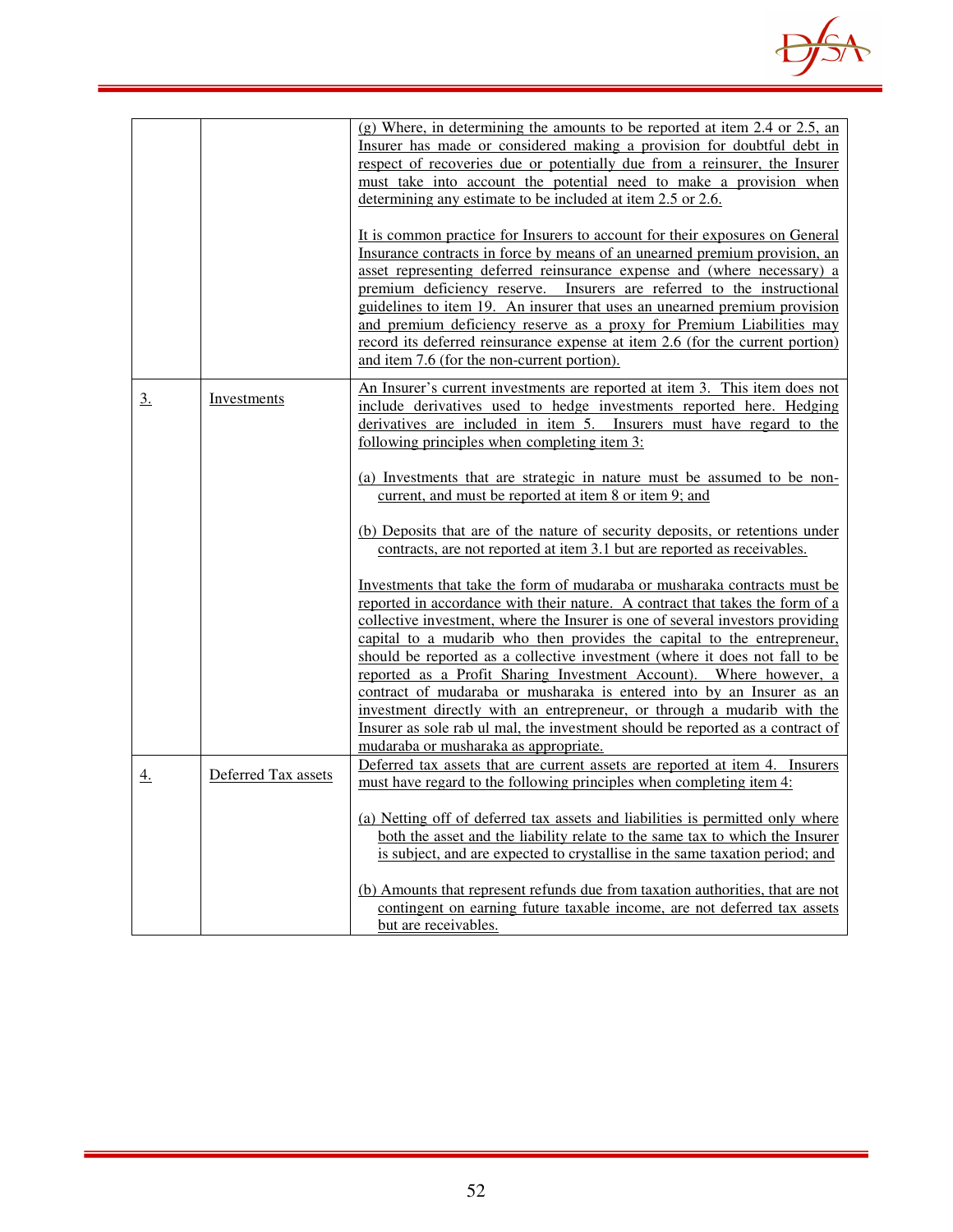| | | |
|---|---|---|
| | | (g) Where, in determining the amounts to be reported at item 2.4 or 2.5, an Insurer has made or considered making a provision for doubtful debt in respect of recoveries due or potentially due from a reinsurer, the Insurer must take into account the potential need to make a provision when determining any estimate to be included at item 2.5 or 2.6.<br><br>It is common practice for Insurers to account for their exposures on General Insurance contracts in force by means of an unearned premium provision, an asset representing deferred reinsurance expense and (where necessary) a premium deficiency reserve. Insurers are referred to the instructional guidelines to item 19. An insurer that uses an unearned premium provision and premium deficiency reserve as a proxy for Premium Liabilities may record its deferred reinsurance expense at item 2.6 (for the current portion) and item 7.6 (for the non-current portion). |
| 3. | Investments | An Insurer's current investments are reported at item 3. This item does not include derivatives used to hedge investments reported here. Hedging derivatives are included in item 5. Insurers must have regard to the following principles when completing item 3:<br><br>(a) Investments that are strategic in nature must be assumed to be non-current, and must be reported at item 8 or item 9; and<br><br>(b) Deposits that are of the nature of security deposits, or retentions under contracts, are not reported at item 3.1 but are reported as receivables.<br><br>Investments that take the form of mudaraba or musharaka contracts must be reported in accordance with their nature. A contract that takes the form of a collective investment, where the Insurer is one of several investors providing capital to a mudarib who then provides the capital to the entrepreneur, should be reported as a collective investment (where it does not fall to be reported as a Profit Sharing Investment Account). Where however, a contract of mudaraba or musharaka is entered into by an Insurer as an investment directly with an entrepreneur, or through a mudarib with the Insurer as sole rab ul mal, the investment should be reported as a contract of mudaraba or musharaka as appropriate. |
| 4. | Deferred Tax assets | Deferred tax assets that are current assets are reported at item 4. Insurers must have regard to the following principles when completing item 4:<br><br>(a) Netting off of deferred tax assets and liabilities is permitted only where both the asset and the liability relate to the same tax to which the Insurer is subject, and are expected to crystallise in the same taxation period; and<br><br>(b) Amounts that represent refunds due from taxation authorities, that are not contingent on earning future taxable income, are not deferred tax assets but are receivables. |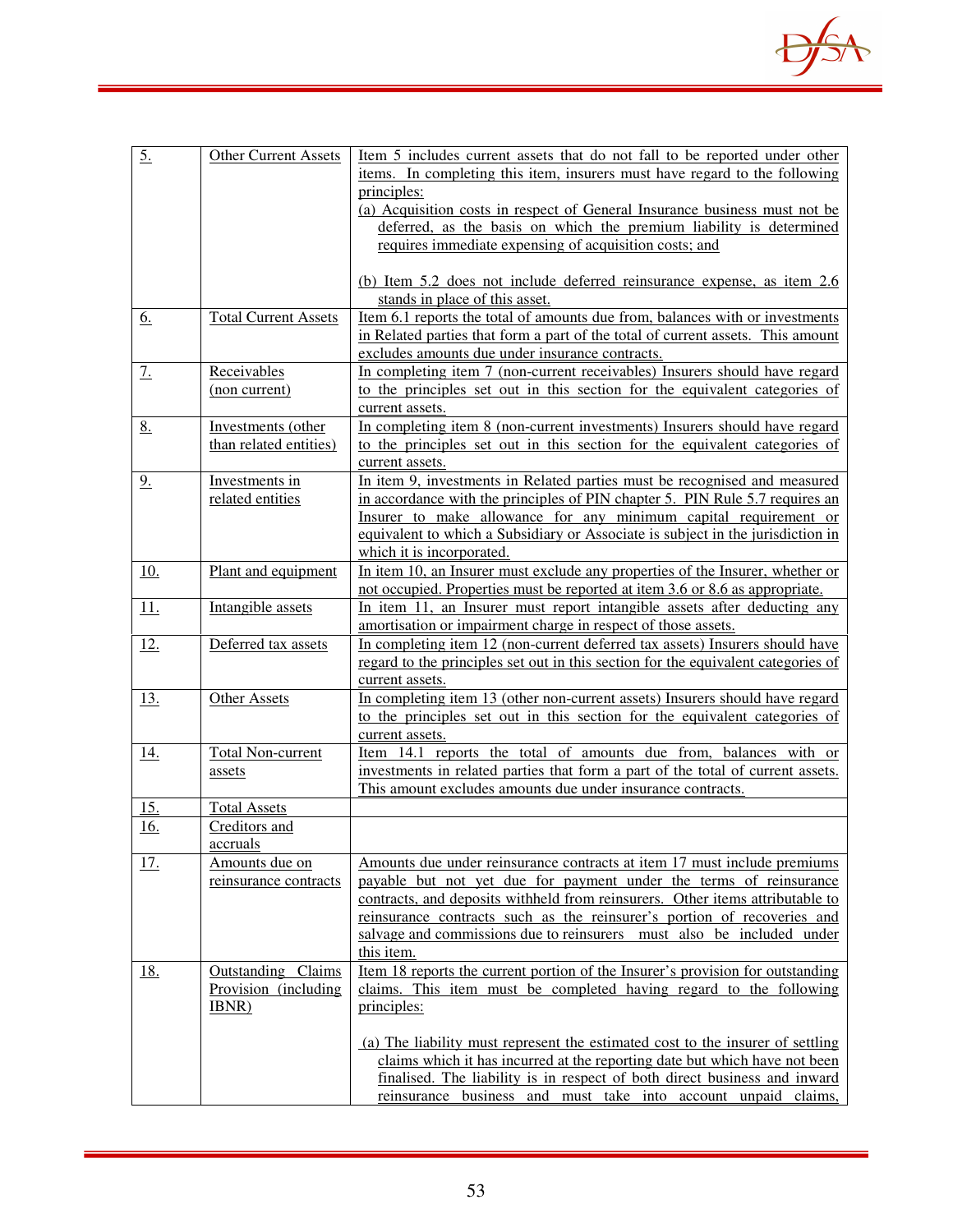| | | |
|---|---|---|
| 5. | Other Current Assets | Item 5 includes current assets that do not fall to be reported under other items. In completing this item, insurers must have regard to the following principles:<br>(a) Acquisition costs in respect of General Insurance business must not be deferred, as the basis on which the premium liability is determined requires immediate expensing of acquisition costs; and<br><br>(b) Item 5.2 does not include deferred reinsurance expense, as item 2.6 stands in place of this asset. |
| 6. | Total Current Assets | Item 6.1 reports the total of amounts due from, balances with or investments in Related parties that form a part of the total of current assets. This amount excludes amounts due under insurance contracts. |
| 7. | Receivables (non current) | In completing item 7 (non-current receivables) Insurers should have regard to the principles set out in this section for the equivalent categories of current assets. |
| 8. | Investments (other than related entities) | In completing item 8 (non-current investments) Insurers should have regard to the principles set out in this section for the equivalent categories of current assets. |
| 9. | Investments in related entities | In item 9, investments in Related parties must be recognised and measured in accordance with the principles of PIN chapter 5. PIN Rule 5.7 requires an Insurer to make allowance for any minimum capital requirement or equivalent to which a Subsidiary or Associate is subject in the jurisdiction in which it is incorporated. |
| 10. | Plant and equipment | In item 10, an Insurer must exclude any properties of the Insurer, whether or not occupied. Properties must be reported at item 3.6 or 8.6 as appropriate. |
| 11. | Intangible assets | In item 11, an Insurer must report intangible assets after deducting any amortisation or impairment charge in respect of those assets. |
| 12. | Deferred tax assets | In completing item 12 (non-current deferred tax assets) Insurers should have regard to the principles set out in this section for the equivalent categories of current assets. |
| 13. | Other Assets | In completing item 13 (other non-current assets) Insurers should have regard to the principles set out in this section for the equivalent categories of current assets. |
| 14. | Total Non-current assets | Item 14.1 reports the total of amounts due from, balances with or investments in related parties that form a part of the total of current assets. This amount excludes amounts due under insurance contracts. |
| 15. | Total Assets | |
| 16. | Creditors and accruals | |
| 17. | Amounts due on reinsurance contracts | Amounts due under reinsurance contracts at item 17 must include premiums payable but not yet due for payment under the terms of reinsurance contracts, and deposits withheld from reinsurers. Other items attributable to reinsurance contracts such as the reinsurer's portion of recoveries and salvage and commissions due to reinsurers must also be included under this item. |
| 18. | Outstanding Claims Provision (including IBNR) | Item 18 reports the current portion of the Insurer's provision for outstanding claims. This item must be completed having regard to the following principles:<br><br>(a) The liability must represent the estimated cost to the insurer of settling claims which it has incurred at the reporting date but which have not been finalised. The liability is in respect of both direct business and inward reinsurance business and must take into account unpaid claims, |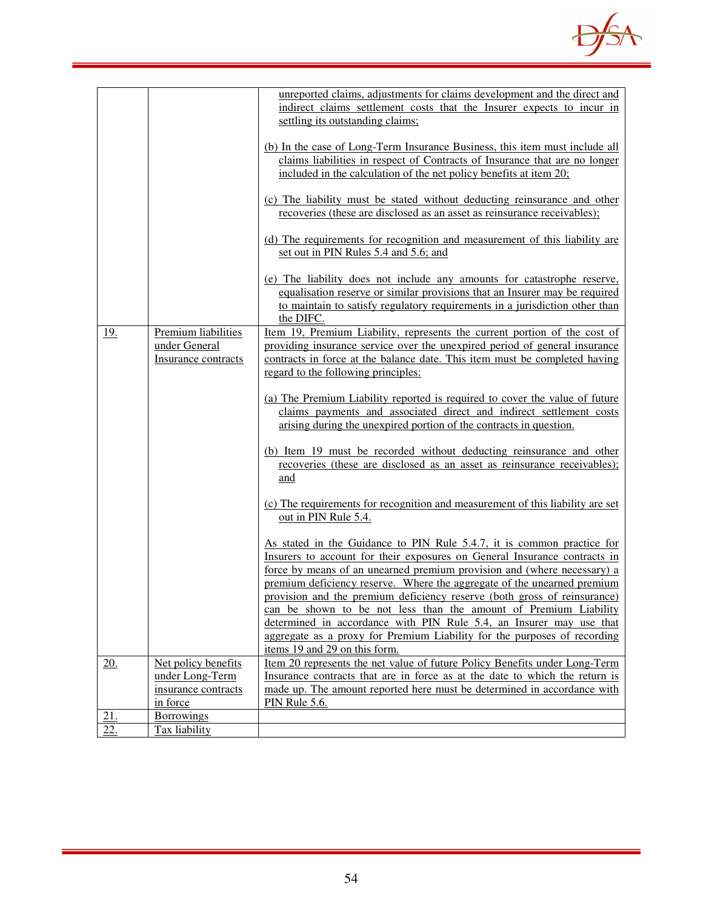| | | |
|---|---|---|
| | | unreported claims, adjustments for claims development and the direct and indirect claims settlement costs that the Insurer expects to incur in settling its outstanding claims;<br><br>(b) In the case of Long-Term Insurance Business, this item must include all claims liabilities in respect of Contracts of Insurance that are no longer included in the calculation of the net policy benefits at item 20;<br><br>(c) The liability must be stated without deducting reinsurance and other recoveries (these are disclosed as an asset as reinsurance receivables);<br><br>(d) The requirements for recognition and measurement of this liability are set out in PIN Rules 5.4 and 5.6; and<br><br>(e) The liability does not include any amounts for catastrophe reserve, equalisation reserve or similar provisions that an Insurer may be required to maintain to satisfy regulatory requirements in a jurisdiction other than the DIFC. |
| 19. | Premium liabilities under General Insurance contracts | Item 19, Premium Liability, represents the current portion of the cost of providing insurance service over the unexpired period of general insurance contracts in force at the balance date. This item must be completed having regard to the following principles:<br><br>(a) The Premium Liability reported is required to cover the value of future claims payments and associated direct and indirect settlement costs arising during the unexpired portion of the contracts in question.<br><br>(b) Item 19 must be recorded without deducting reinsurance and other recoveries (these are disclosed as an asset as reinsurance receivables); and<br><br>(c) The requirements for recognition and measurement of this liability are set out in PIN Rule 5.4.<br><br>As stated in the Guidance to PIN Rule 5.4.7, it is common practice for Insurers to account for their exposures on General Insurance contracts in force by means of an unearned premium provision and (where necessary) a premium deficiency reserve. Where the aggregate of the unearned premium provision and the premium deficiency reserve (both gross of reinsurance) can be shown to be not less than the amount of Premium Liability determined in accordance with PIN Rule 5.4, an Insurer may use that aggregate as a proxy for Premium Liability for the purposes of recording items 19 and 29 on this form. |
| 20. | Net policy benefits under Long-Term insurance contracts in force | Item 20 represents the net value of future Policy Benefits under Long-Term Insurance contracts that are in force as at the date to which the return is made up. The amount reported here must be determined in accordance with PIN Rule 5.6. |
| 21. | Borrowings | |
| 22. | Tax liability | |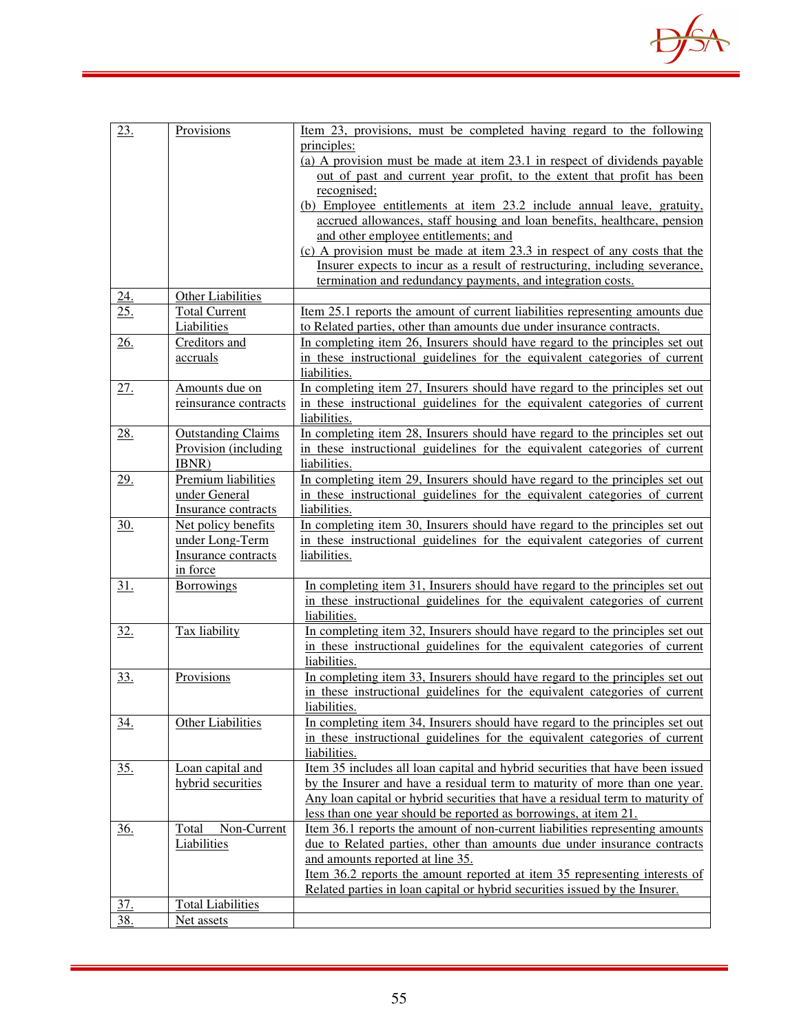| | | |
|---|---|---|
| 23. | Provisions | Item 23, provisions, must be completed having regard to the following principles:<br>(a) A provision must be made at item 23.1 in respect of dividends payable out of past and current year profit, to the extent that profit has been recognised;<br>(b) Employee entitlements at item 23.2 include annual leave, gratuity, accrued allowances, staff housing and loan benefits, healthcare, pension and other employee entitlements; and<br>(c) A provision must be made at item 23.3 in respect of any costs that the Insurer expects to incur as a result of restructuring, including severance, termination and redundancy payments, and integration costs. |
| 24. | Other Liabilities | |
| 25. | Total Current Liabilities | Item 25.1 reports the amount of current liabilities representing amounts due to Related parties, other than amounts due under insurance contracts. |
| 26. | Creditors and accruals | In completing item 26, Insurers should have regard to the principles set out in these instructional guidelines for the equivalent categories of current liabilities. |
| 27. | Amounts due on reinsurance contracts | In completing item 27, Insurers should have regard to the principles set out in these instructional guidelines for the equivalent categories of current liabilities. |
| 28. | Outstanding Claims Provision (including IBNR) | In completing item 28, Insurers should have regard to the principles set out in these instructional guidelines for the equivalent categories of current liabilities. |
| 29. | Premium liabilities under General Insurance contracts | In completing item 29, Insurers should have regard to the principles set out in these instructional guidelines for the equivalent categories of current liabilities. |
| 30. | Net policy benefits under Long-Term Insurance contracts in force | In completing item 30, Insurers should have regard to the principles set out in these instructional guidelines for the equivalent categories of current liabilities. |
| 31. | Borrowings | In completing item 31, Insurers should have regard to the principles set out in these instructional guidelines for the equivalent categories of current liabilities. |
| 32. | Tax liability | In completing item 32, Insurers should have regard to the principles set out in these instructional guidelines for the equivalent categories of current liabilities. |
| 33. | Provisions | In completing item 33, Insurers should have regard to the principles set out in these instructional guidelines for the equivalent categories of current liabilities. |
| 34. | Other Liabilities | In completing item 34, Insurers should have regard to the principles set out in these instructional guidelines for the equivalent categories of current liabilities. |
| 35. | Loan capital and hybrid securities | Item 35 includes all loan capital and hybrid securities that have been issued by the Insurer and have a residual term to maturity of more than one year. Any loan capital or hybrid securities that have a residual term to maturity of less than one year should be reported as borrowings, at item 21. |
| 36. | Total Non-Current Liabilities | Item 36.1 reports the amount of non-current liabilities representing amounts due to Related parties, other than amounts due under insurance contracts and amounts reported at line 35.<br>Item 36.2 reports the amount reported at item 35 representing interests of Related parties in loan capital or hybrid securities issued by the Insurer. |
| 37. | Total Liabilities | |
| 38. | Net assets | |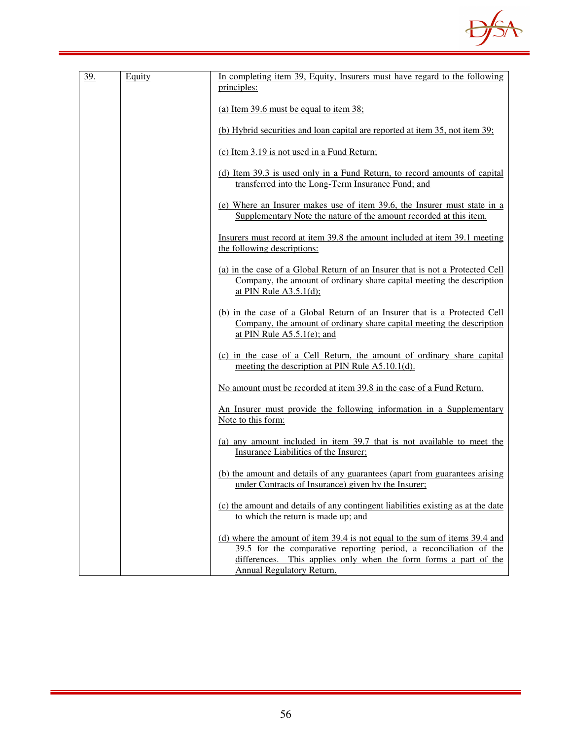| 39. | Equity | In completing item 39, Equity, Insurers must have regard to the following principles:<br><br>(a) Item 39.6 must be equal to item 38;<br><br>(b) Hybrid securities and loan capital are reported at item 35, not item 39;<br><br>(c) Item 3.19 is not used in a Fund Return;<br><br>(d) Item 39.3 is used only in a Fund Return, to record amounts of capital transferred into the Long-Term Insurance Fund; and<br><br>(e) Where an Insurer makes use of item 39.6, the Insurer must state in a Supplementary Note the nature of the amount recorded at this item.<br><br>Insurers must record at item 39.8 the amount included at item 39.1 meeting the following descriptions:<br><br>(a) in the case of a Global Return of an Insurer that is not a Protected Cell Company, the amount of ordinary share capital meeting the description at PIN Rule A3.5.1(d);<br><br>(b) in the case of a Global Return of an Insurer that is a Protected Cell Company, the amount of ordinary share capital meeting the description at PIN Rule A5.5.1(e); and<br><br>(c) in the case of a Cell Return, the amount of ordinary share capital meeting the description at PIN Rule A5.10.1(d).<br><br>No amount must be recorded at item 39.8 in the case of a Fund Return.<br><br>An Insurer must provide the following information in a Supplementary Note to this form:<br><br>(a) any amount included in item 39.7 that is not available to meet the Insurance Liabilities of the Insurer;<br><br>(b) the amount and details of any guarantees (apart from guarantees arising under Contracts of Insurance) given by the Insurer;<br><br>(c) the amount and details of any contingent liabilities existing as at the date to which the return is made up; and<br><br>(d) where the amount of item 39.4 is not equal to the sum of items 39.4 and 39.5 for the comparative reporting period, a reconciliation of the differences. This applies only when the form forms a part of the Annual Regulatory Return. |
|---|---|---|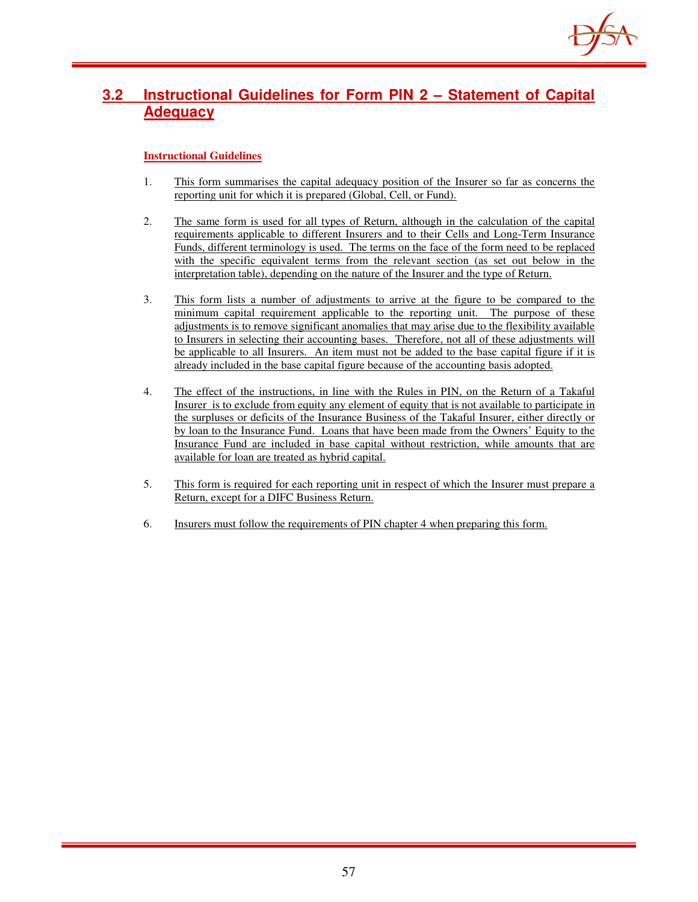## 3.2 Instructional Guidelines for Form PIN 2 – Statement of Capital Adequacy

**Instructional Guidelines**

1. This form summarises the capital adequacy position of the Insurer so far as concerns the reporting unit for which it is prepared (Global, Cell, or Fund).

2. The same form is used for all types of Return, although in the calculation of the capital requirements applicable to different Insurers and to their Cells and Long-Term Insurance Funds, different terminology is used. The terms on the face of the form need to be replaced with the specific equivalent terms from the relevant section (as set out below in the interpretation table), depending on the nature of the Insurer and the type of Return.

3. This form lists a number of adjustments to arrive at the figure to be compared to the minimum capital requirement applicable to the reporting unit. The purpose of these adjustments is to remove significant anomalies that may arise due to the flexibility available to Insurers in selecting their accounting bases. Therefore, not all of these adjustments will be applicable to all Insurers. An item must not be added to the base capital figure if it is already included in the base capital figure because of the accounting basis adopted.

4. The effect of the instructions, in line with the Rules in PIN, on the Return of a Takaful Insurer is to exclude from equity any element of equity that is not available to participate in the surpluses or deficits of the Insurance Business of the Takaful Insurer, either directly or by loan to the Insurance Fund. Loans that have been made from the Owners' Equity to the Insurance Fund are included in base capital without restriction, while amounts that are available for loan are treated as hybrid capital.

5. This form is required for each reporting unit in respect of which the Insurer must prepare a Return, except for a DIFC Business Return.

6. Insurers must follow the requirements of PIN chapter 4 when preparing this form.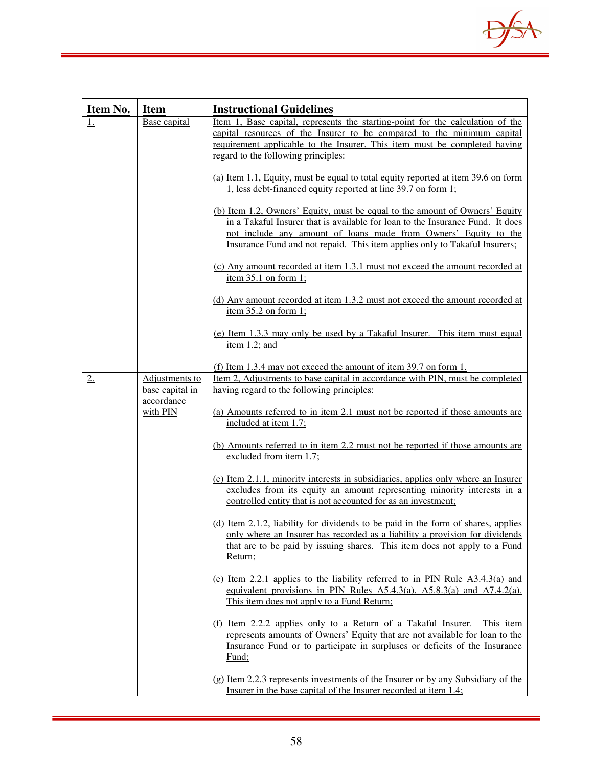| Item No. | Item | Instructional Guidelines |
|---|---|---|
| 1. | Base capital | Item 1, Base capital, represents the starting-point for the calculation of the capital resources of the Insurer to be compared to the minimum capital requirement applicable to the Insurer. This item must be completed having regard to the following principles:<br><br>(a) Item 1.1, Equity, must be equal to total equity reported at item 39.6 on form 1, less debt-financed equity reported at line 39.7 on form 1;<br><br>(b) Item 1.2, Owners' Equity, must be equal to the amount of Owners' Equity in a Takaful Insurer that is available for loan to the Insurance Fund. It does not include any amount of loans made from Owners' Equity to the Insurance Fund and not repaid. This item applies only to Takaful Insurers;<br><br>(c) Any amount recorded at item 1.3.1 must not exceed the amount recorded at item 35.1 on form 1;<br><br>(d) Any amount recorded at item 1.3.2 must not exceed the amount recorded at item 35.2 on form 1;<br><br>(e) Item 1.3.3 may only be used by a Takaful Insurer. This item must equal item 1.2; and<br><br>(f) Item 1.3.4 may not exceed the amount of item 39.7 on form 1. |
| 2. | Adjustments to base capital in accordance with PIN | Item 2, Adjustments to base capital in accordance with PIN, must be completed having regard to the following principles:<br><br>(a) Amounts referred to in item 2.1 must not be reported if those amounts are included at item 1.7;<br><br>(b) Amounts referred to in item 2.2 must not be reported if those amounts are excluded from item 1.7;<br><br>(c) Item 2.1.1, minority interests in subsidiaries, applies only where an Insurer excludes from its equity an amount representing minority interests in a controlled entity that is not accounted for as an investment;<br><br>(d) Item 2.1.2, liability for dividends to be paid in the form of shares, applies only where an Insurer has recorded as a liability a provision for dividends that are to be paid by issuing shares. This item does not apply to a Fund Return;<br><br>(e) Item 2.2.1 applies to the liability referred to in PIN Rule A3.4.3(a) and equivalent provisions in PIN Rules A5.4.3(a), A5.8.3(a) and A7.4.2(a). This item does not apply to a Fund Return;<br><br>(f) Item 2.2.2 applies only to a Return of a Takaful Insurer. This item represents amounts of Owners' Equity that are not available for loan to the Insurance Fund or to participate in surpluses or deficits of the Insurance Fund;<br><br>(g) Item 2.2.3 represents investments of the Insurer or by any Subsidiary of the Insurer in the base capital of the Insurer recorded at item 1.4; |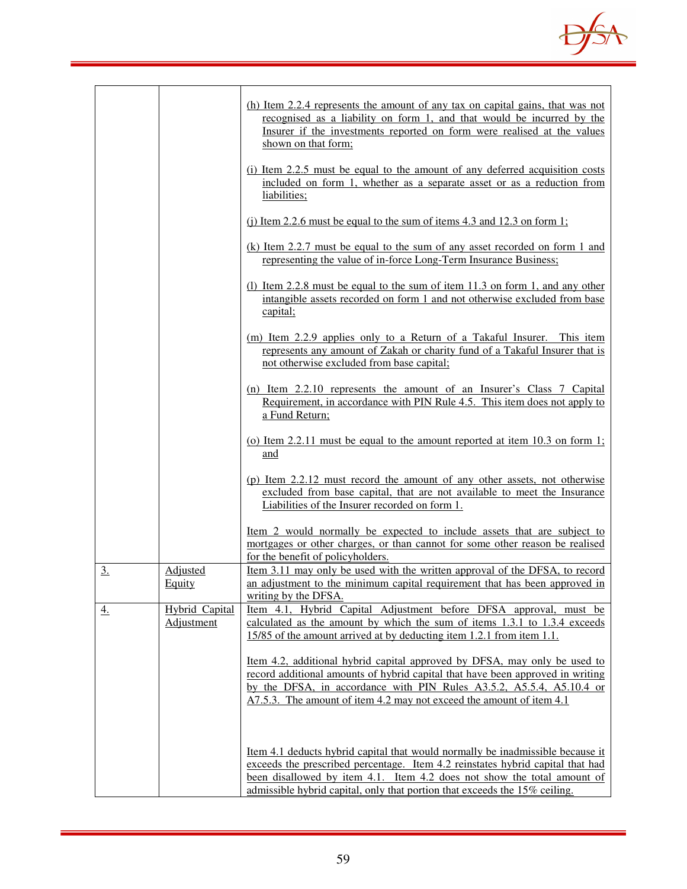| | | |
|---|---|---|
| | | (h) Item 2.2.4 represents the amount of any tax on capital gains, that was not recognised as a liability on form 1, and that would be incurred by the Insurer if the investments reported on form were realised at the values shown on that form;<br><br>(i) Item 2.2.5 must be equal to the amount of any deferred acquisition costs included on form 1, whether as a separate asset or as a reduction from liabilities;<br><br>(j) Item 2.2.6 must be equal to the sum of items 4.3 and 12.3 on form 1;<br><br>(k) Item 2.2.7 must be equal to the sum of any asset recorded on form 1 and representing the value of in-force Long-Term Insurance Business;<br><br>(l) Item 2.2.8 must be equal to the sum of item 11.3 on form 1, and any other intangible assets recorded on form 1 and not otherwise excluded from base capital;<br><br>(m) Item 2.2.9 applies only to a Return of a Takaful Insurer. This item represents any amount of Zakah or charity fund of a Takaful Insurer that is not otherwise excluded from base capital;<br><br>(n) Item 2.2.10 represents the amount of an Insurer's Class 7 Capital Requirement, in accordance with PIN Rule 4.5. This item does not apply to a Fund Return;<br><br>(o) Item 2.2.11 must be equal to the amount reported at item 10.3 on form 1; and<br><br>(p) Item 2.2.12 must record the amount of any other assets, not otherwise excluded from base capital, that are not available to meet the Insurance Liabilities of the Insurer recorded on form 1.<br><br>Item 2 would normally be expected to include assets that are subject to mortgages or other charges, or than cannot for some other reason be realised for the benefit of policyholders. |
| 3. | Adjusted Equity | Item 3.11 may only be used with the written approval of the DFSA, to record an adjustment to the minimum capital requirement that has been approved in writing by the DFSA. |
| 4. | Hybrid Capital Adjustment | Item 4.1, Hybrid Capital Adjustment before DFSA approval, must be calculated as the amount by which the sum of items 1.3.1 to 1.3.4 exceeds 15/85 of the amount arrived at by deducting item 1.2.1 from item 1.1.<br><br>Item 4.2, additional hybrid capital approved by DFSA, may only be used to record additional amounts of hybrid capital that have been approved in writing by the DFSA, in accordance with PIN Rules A3.5.2, A5.5.4, A5.10.4 or A7.5.3. The amount of item 4.2 may not exceed the amount of item 4.1<br><br>Item 4.1 deducts hybrid capital that would normally be inadmissible because it exceeds the prescribed percentage. Item 4.2 reinstates hybrid capital that had been disallowed by item 4.1. Item 4.2 does not show the total amount of admissible hybrid capital, only that portion that exceeds the 15% ceiling. |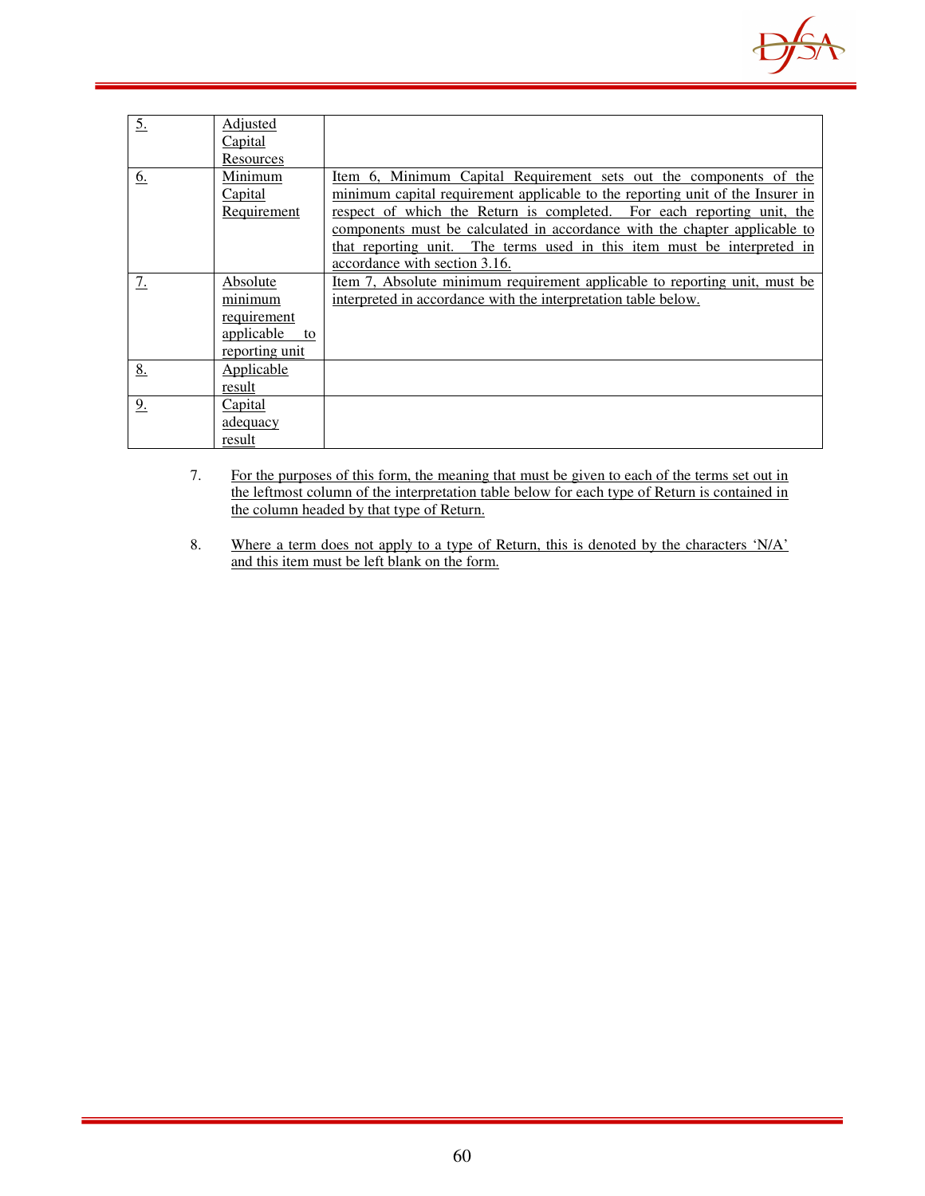| 5. | Adjusted Capital Resources | |
|---|---|---|
| 6. | Minimum Capital Requirement | Item 6, Minimum Capital Requirement sets out the components of the minimum capital requirement applicable to the reporting unit of the Insurer in respect of which the Return is completed. For each reporting unit, the components must be calculated in accordance with the chapter applicable to that reporting unit. The terms used in this item must be interpreted in accordance with section 3.16. |
| 7. | Absolute minimum requirement applicable to reporting unit | Item 7, Absolute minimum requirement applicable to reporting unit, must be interpreted in accordance with the interpretation table below. |
| 8. | Applicable result | |
| 9. | Capital adequacy result | |

7. For the purposes of this form, the meaning that must be given to each of the terms set out in the leftmost column of the interpretation table below for each type of Return is contained in the column headed by that type of Return.

8. Where a term does not apply to a type of Return, this is denoted by the characters 'N/A' and this item must be left blank on the form.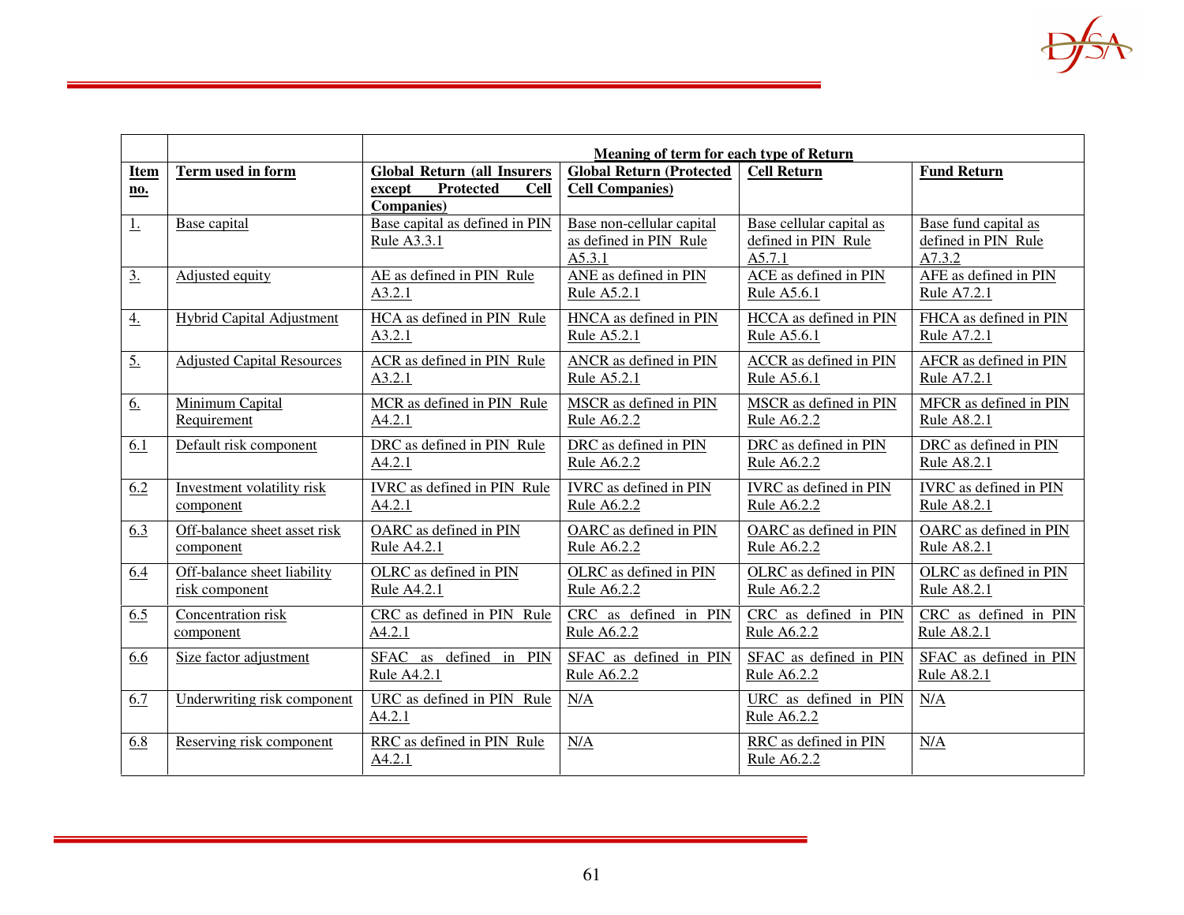| | | Meaning of term for each type of Return | | | |
|---|---|---|---|---|---|
| **Item no.** | **Term used in form** | **Global Return (all Insurers except Protected Cell Companies)** | **Global Return (Protected Cell Companies)** | **Cell Return** | **Fund Return** |
| 1. | Base capital | Base capital as defined in PIN Rule A3.3.1 | Base non-cellular capital as defined in PIN Rule A5.3.1 | Base cellular capital as defined in PIN Rule A5.7.1 | Base fund capital as defined in PIN Rule A7.3.2 |
| 3. | Adjusted equity | AE as defined in PIN Rule A3.2.1 | ANE as defined in PIN Rule A5.2.1 | ACE as defined in PIN Rule A5.6.1 | AFE as defined in PIN Rule A7.2.1 |
| 4. | Hybrid Capital Adjustment | HCA as defined in PIN Rule A3.2.1 | HNCA as defined in PIN Rule A5.2.1 | HCCA as defined in PIN Rule A5.6.1 | FHCA as defined in PIN Rule A7.2.1 |
| 5. | Adjusted Capital Resources | ACR as defined in PIN Rule A3.2.1 | ANCR as defined in PIN Rule A5.2.1 | ACCR as defined in PIN Rule A5.6.1 | AFCR as defined in PIN Rule A7.2.1 |
| 6. | Minimum Capital Requirement | MCR as defined in PIN Rule A4.2.1 | MSCR as defined in PIN Rule A6.2.2 | MSCR as defined in PIN Rule A6.2.2 | MFCR as defined in PIN Rule A8.2.1 |
| 6.1 | Default risk component | DRC as defined in PIN Rule A4.2.1 | DRC as defined in PIN Rule A6.2.2 | DRC as defined in PIN Rule A6.2.2 | DRC as defined in PIN Rule A8.2.1 |
| 6.2 | Investment volatility risk component | IVRC as defined in PIN Rule A4.2.1 | IVRC as defined in PIN Rule A6.2.2 | IVRC as defined in PIN Rule A6.2.2 | IVRC as defined in PIN Rule A8.2.1 |
| 6.3 | Off-balance sheet asset risk component | OARC as defined in PIN Rule A4.2.1 | OARC as defined in PIN Rule A6.2.2 | OARC as defined in PIN Rule A6.2.2 | OARC as defined in PIN Rule A8.2.1 |
| 6.4 | Off-balance sheet liability risk component | OLRC as defined in PIN Rule A4.2.1 | OLRC as defined in PIN Rule A6.2.2 | OLRC as defined in PIN Rule A6.2.2 | OLRC as defined in PIN Rule A8.2.1 |
| 6.5 | Concentration risk component | CRC as defined in PIN Rule A4.2.1 | CRC as defined in PIN Rule A6.2.2 | CRC as defined in PIN Rule A6.2.2 | CRC as defined in PIN Rule A8.2.1 |
| 6.6 | Size factor adjustment | SFAC as defined in PIN Rule A4.2.1 | SFAC as defined in PIN Rule A6.2.2 | SFAC as defined in PIN Rule A6.2.2 | SFAC as defined in PIN Rule A8.2.1 |
| 6.7 | Underwriting risk component | URC as defined in PIN Rule A4.2.1 | N/A | URC as defined in PIN Rule A6.2.2 | N/A |
| 6.8 | Reserving risk component | RRC as defined in PIN Rule A4.2.1 | N/A | RRC as defined in PIN Rule A6.2.2 | N/A |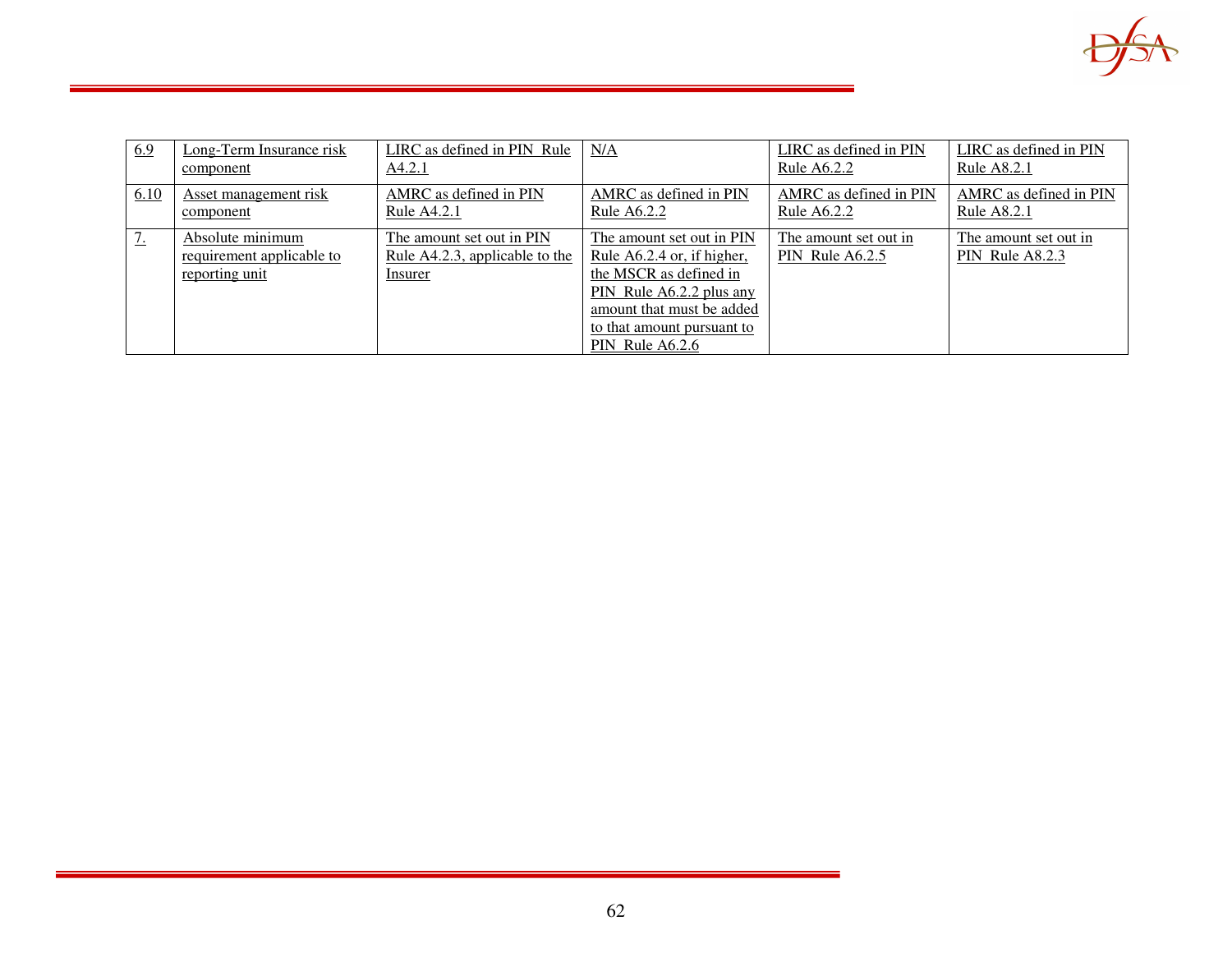| 6.9 | Long-Term Insurance risk component | LIRC as defined in PIN Rule A4.2.1 | N/A | LIRC as defined in PIN Rule A6.2.2 | LIRC as defined in PIN Rule A8.2.1 |
|---|---|---|---|---|---|
| 6.10 | Asset management risk component | AMRC as defined in PIN Rule A4.2.1 | AMRC as defined in PIN Rule A6.2.2 | AMRC as defined in PIN Rule A6.2.2 | AMRC as defined in PIN Rule A8.2.1 |
| 7. | Absolute minimum requirement applicable to reporting unit | The amount set out in PIN Rule A4.2.3, applicable to the Insurer | The amount set out in PIN Rule A6.2.4 or, if higher, the MSCR as defined in PIN Rule A6.2.2 plus any amount that must be added to that amount pursuant to PIN Rule A6.2.6 | The amount set out in PIN Rule A6.2.5 | The amount set out in PIN Rule A8.2.3 |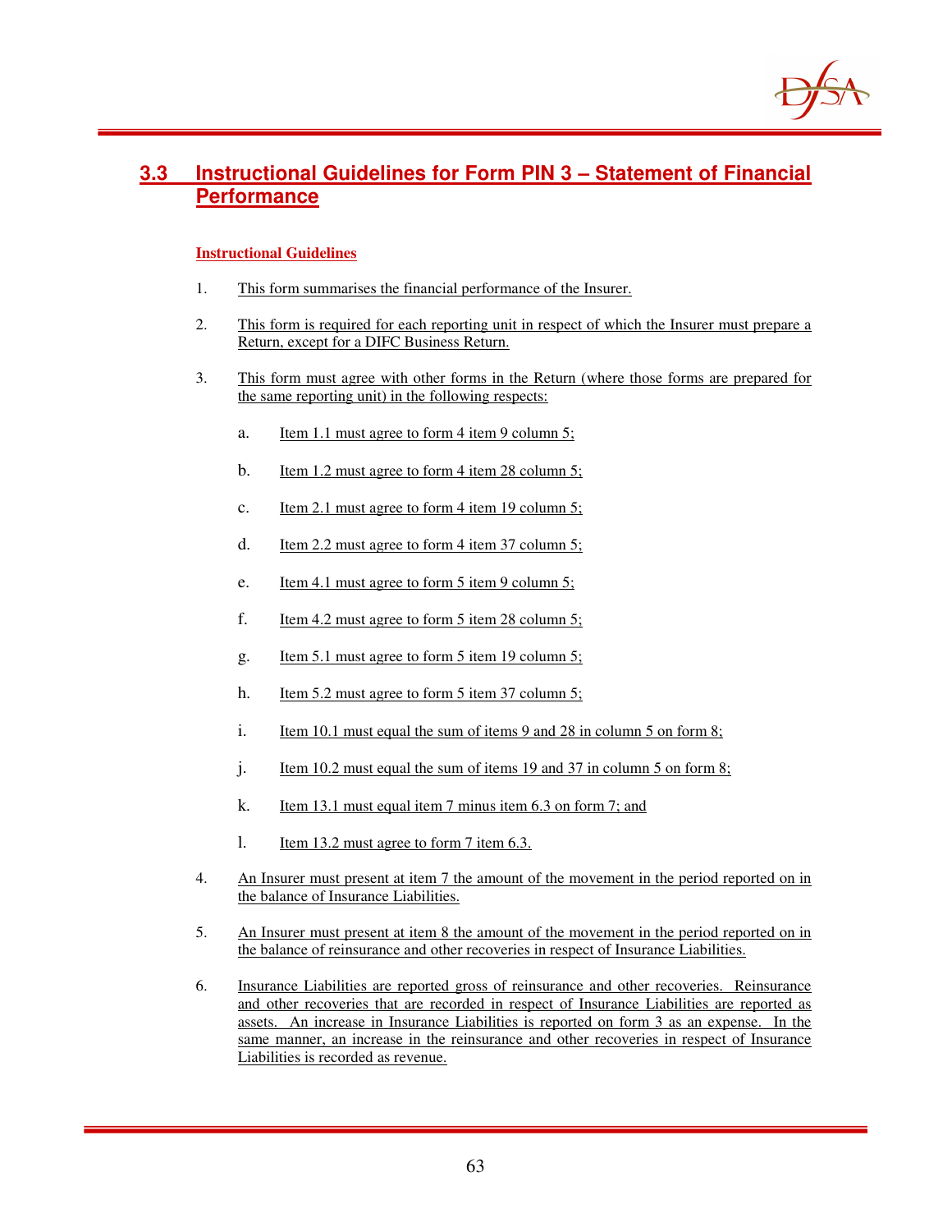## 3.3 Instructional Guidelines for Form PIN 3 – Statement of Financial Performance

**Instructional Guidelines**

1. This form summarises the financial performance of the Insurer.

2. This form is required for each reporting unit in respect of which the Insurer must prepare a Return, except for a DIFC Business Return.

3. This form must agree with other forms in the Return (where those forms are prepared for the same reporting unit) in the following respects:

    a. Item 1.1 must agree to form 4 item 9 column 5;

    b. Item 1.2 must agree to form 4 item 28 column 5;

    c. Item 2.1 must agree to form 4 item 19 column 5;

    d. Item 2.2 must agree to form 4 item 37 column 5;

    e. Item 4.1 must agree to form 5 item 9 column 5;

    f. Item 4.2 must agree to form 5 item 28 column 5;

    g. Item 5.1 must agree to form 5 item 19 column 5;

    h. Item 5.2 must agree to form 5 item 37 column 5;

    i. Item 10.1 must equal the sum of items 9 and 28 in column 5 on form 8;

    j. Item 10.2 must equal the sum of items 19 and 37 in column 5 on form 8;

    k. Item 13.1 must equal item 7 minus item 6.3 on form 7; and

    l. Item 13.2 must agree to form 7 item 6.3.

4. An Insurer must present at item 7 the amount of the movement in the period reported on in the balance of Insurance Liabilities.

5. An Insurer must present at item 8 the amount of the movement in the period reported on in the balance of reinsurance and other recoveries in respect of Insurance Liabilities.

6. Insurance Liabilities are reported gross of reinsurance and other recoveries. Reinsurance and other recoveries that are recorded in respect of Insurance Liabilities are reported as assets. An increase in Insurance Liabilities is reported on form 3 as an expense. In the same manner, an increase in the reinsurance and other recoveries in respect of Insurance Liabilities is recorded as revenue.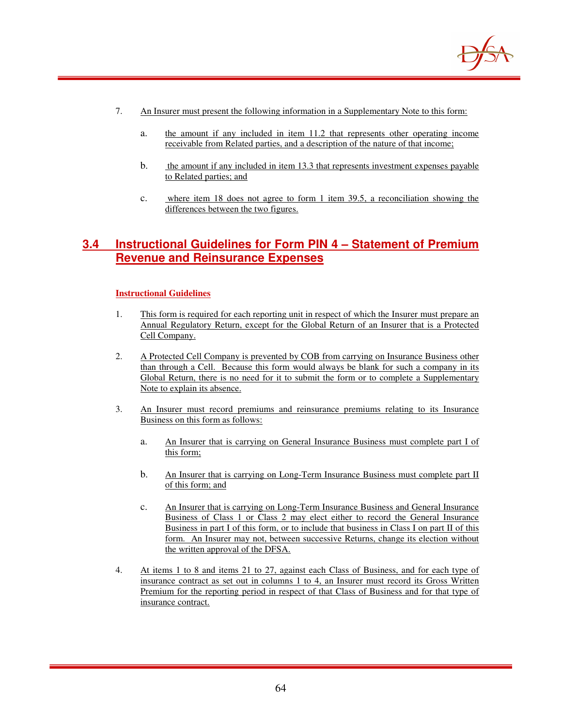7. An Insurer must present the following information in a Supplementary Note to this form:

   a. the amount if any included in item 11.2 that represents other operating income receivable from Related parties, and a description of the nature of that income;

   b. the amount if any included in item 13.3 that represents investment expenses payable to Related parties; and

   c. where item 18 does not agree to form 1 item 39.5, a reconciliation showing the differences between the two figures.

## 3.4 Instructional Guidelines for Form PIN 4 – Statement of Premium Revenue and Reinsurance Expenses

**Instructional Guidelines**

1. This form is required for each reporting unit in respect of which the Insurer must prepare an Annual Regulatory Return, except for the Global Return of an Insurer that is a Protected Cell Company.

2. A Protected Cell Company is prevented by COB from carrying on Insurance Business other than through a Cell. Because this form would always be blank for such a company in its Global Return, there is no need for it to submit the form or to complete a Supplementary Note to explain its absence.

3. An Insurer must record premiums and reinsurance premiums relating to its Insurance Business on this form as follows:

   a. An Insurer that is carrying on General Insurance Business must complete part I of this form;

   b. An Insurer that is carrying on Long-Term Insurance Business must complete part II of this form; and

   c. An Insurer that is carrying on Long-Term Insurance Business and General Insurance Business of Class 1 or Class 2 may elect either to record the General Insurance Business in part I of this form, or to include that business in Class I on part II of this form. An Insurer may not, between successive Returns, change its election without the written approval of the DFSA.

4. At items 1 to 8 and items 21 to 27, against each Class of Business, and for each type of insurance contract as set out in columns 1 to 4, an Insurer must record its Gross Written Premium for the reporting period in respect of that Class of Business and for that type of insurance contract.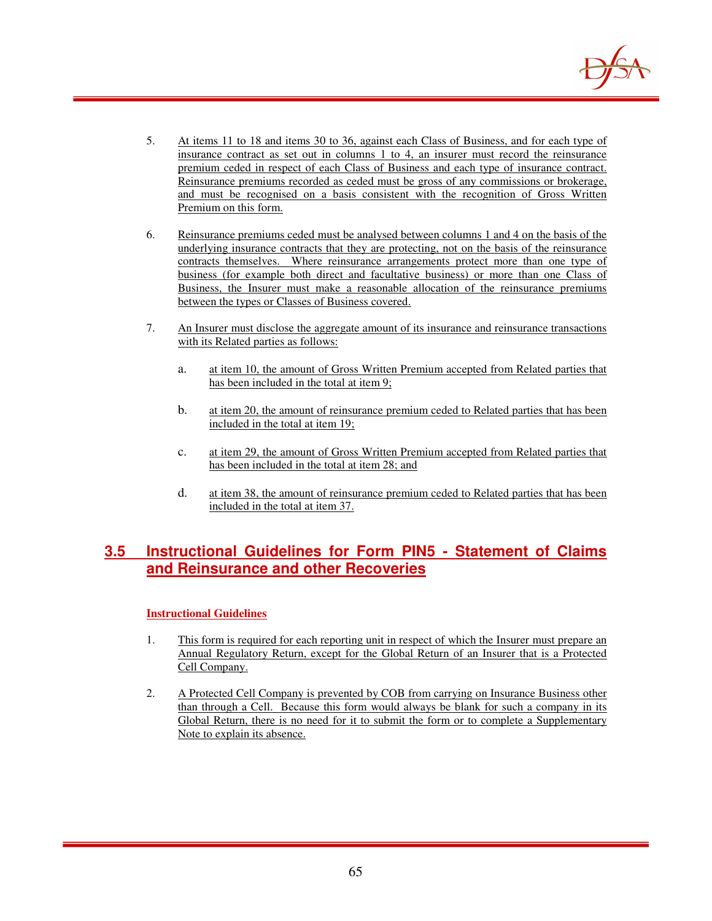5. At items 11 to 18 and items 30 to 36, against each Class of Business, and for each type of insurance contract as set out in columns 1 to 4, an insurer must record the reinsurance premium ceded in respect of each Class of Business and each type of insurance contract. Reinsurance premiums recorded as ceded must be gross of any commissions or brokerage, and must be recognised on a basis consistent with the recognition of Gross Written Premium on this form.

6. Reinsurance premiums ceded must be analysed between columns 1 and 4 on the basis of the underlying insurance contracts that they are protecting, not on the basis of the reinsurance contracts themselves. Where reinsurance arrangements protect more than one type of business (for example both direct and facultative business) or more than one Class of Business, the Insurer must make a reasonable allocation of the reinsurance premiums between the types or Classes of Business covered.

7. An Insurer must disclose the aggregate amount of its insurance and reinsurance transactions with its Related parties as follows:

    a. at item 10, the amount of Gross Written Premium accepted from Related parties that has been included in the total at item 9;

    b. at item 20, the amount of reinsurance premium ceded to Related parties that has been included in the total at item 19;

    c. at item 29, the amount of Gross Written Premium accepted from Related parties that has been included in the total at item 28; and

    d. at item 38, the amount of reinsurance premium ceded to Related parties that has been included in the total at item 37.

## 3.5 Instructional Guidelines for Form PIN5 - Statement of Claims and Reinsurance and other Recoveries

**Instructional Guidelines**

1. This form is required for each reporting unit in respect of which the Insurer must prepare an Annual Regulatory Return, except for the Global Return of an Insurer that is a Protected Cell Company.

2. A Protected Cell Company is prevented by COB from carrying on Insurance Business other than through a Cell. Because this form would always be blank for such a company in its Global Return, there is no need for it to submit the form or to complete a Supplementary Note to explain its absence.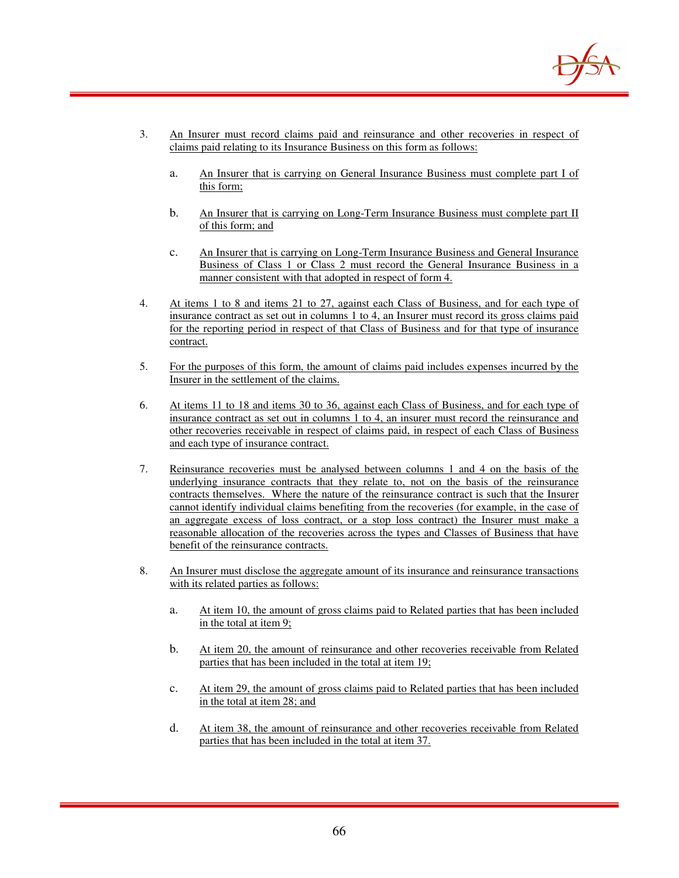3. An Insurer must record claims paid and reinsurance and other recoveries in respect of claims paid relating to its Insurance Business on this form as follows:

    a. An Insurer that is carrying on General Insurance Business must complete part I of this form;

    b. An Insurer that is carrying on Long-Term Insurance Business must complete part II of this form; and

    c. An Insurer that is carrying on Long-Term Insurance Business and General Insurance Business of Class 1 or Class 2 must record the General Insurance Business in a manner consistent with that adopted in respect of form 4.

4. At items 1 to 8 and items 21 to 27, against each Class of Business, and for each type of insurance contract as set out in columns 1 to 4, an Insurer must record its gross claims paid for the reporting period in respect of that Class of Business and for that type of insurance contract.

5. For the purposes of this form, the amount of claims paid includes expenses incurred by the Insurer in the settlement of the claims.

6. At items 11 to 18 and items 30 to 36, against each Class of Business, and for each type of insurance contract as set out in columns 1 to 4, an insurer must record the reinsurance and other recoveries receivable in respect of claims paid, in respect of each Class of Business and each type of insurance contract.

7. Reinsurance recoveries must be analysed between columns 1 and 4 on the basis of the underlying insurance contracts that they relate to, not on the basis of the reinsurance contracts themselves. Where the nature of the reinsurance contract is such that the Insurer cannot identify individual claims benefiting from the recoveries (for example, in the case of an aggregate excess of loss contract, or a stop loss contract) the Insurer must make a reasonable allocation of the recoveries across the types and Classes of Business that have benefit of the reinsurance contracts.

8. An Insurer must disclose the aggregate amount of its insurance and reinsurance transactions with its related parties as follows:

    a. At item 10, the amount of gross claims paid to Related parties that has been included in the total at item 9;

    b. At item 20, the amount of reinsurance and other recoveries receivable from Related parties that has been included in the total at item 19;

    c. At item 29, the amount of gross claims paid to Related parties that has been included in the total at item 28; and

    d. At item 38, the amount of reinsurance and other recoveries receivable from Related parties that has been included in the total at item 37.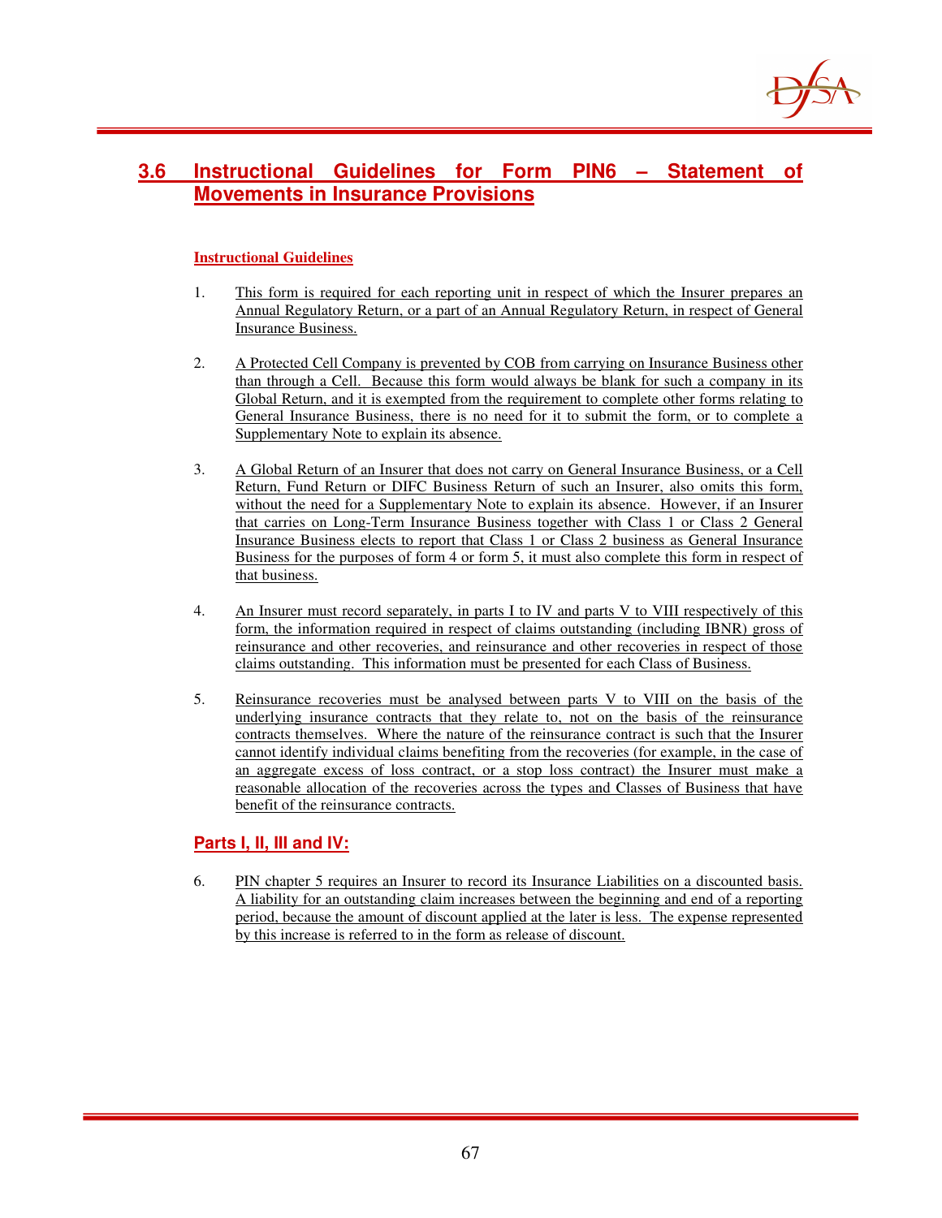## 3.6 Instructional Guidelines for Form PIN6 – Statement of Movements in Insurance Provisions

### Instructional Guidelines

1. This form is required for each reporting unit in respect of which the Insurer prepares an Annual Regulatory Return, or a part of an Annual Regulatory Return, in respect of General Insurance Business.

2. A Protected Cell Company is prevented by COB from carrying on Insurance Business other than through a Cell. Because this form would always be blank for such a company in its Global Return, and it is exempted from the requirement to complete other forms relating to General Insurance Business, there is no need for it to submit the form, or to complete a Supplementary Note to explain its absence.

3. A Global Return of an Insurer that does not carry on General Insurance Business, or a Cell Return, Fund Return or DIFC Business Return of such an Insurer, also omits this form, without the need for a Supplementary Note to explain its absence. However, if an Insurer that carries on Long-Term Insurance Business together with Class 1 or Class 2 General Insurance Business elects to report that Class 1 or Class 2 business as General Insurance Business for the purposes of form 4 or form 5, it must also complete this form in respect of that business.

4. An Insurer must record separately, in parts I to IV and parts V to VIII respectively of this form, the information required in respect of claims outstanding (including IBNR) gross of reinsurance and other recoveries, and reinsurance and other recoveries in respect of those claims outstanding. This information must be presented for each Class of Business.

5. Reinsurance recoveries must be analysed between parts V to VIII on the basis of the underlying insurance contracts that they relate to, not on the basis of the reinsurance contracts themselves. Where the nature of the reinsurance contract is such that the Insurer cannot identify individual claims benefiting from the recoveries (for example, in the case of an aggregate excess of loss contract, or a stop loss contract) the Insurer must make a reasonable allocation of the recoveries across the types and Classes of Business that have benefit of the reinsurance contracts.

### Parts I, II, III and IV:

6. PIN chapter 5 requires an Insurer to record its Insurance Liabilities on a discounted basis. A liability for an outstanding claim increases between the beginning and end of a reporting period, because the amount of discount applied at the later is less. The expense represented by this increase is referred to in the form as release of discount.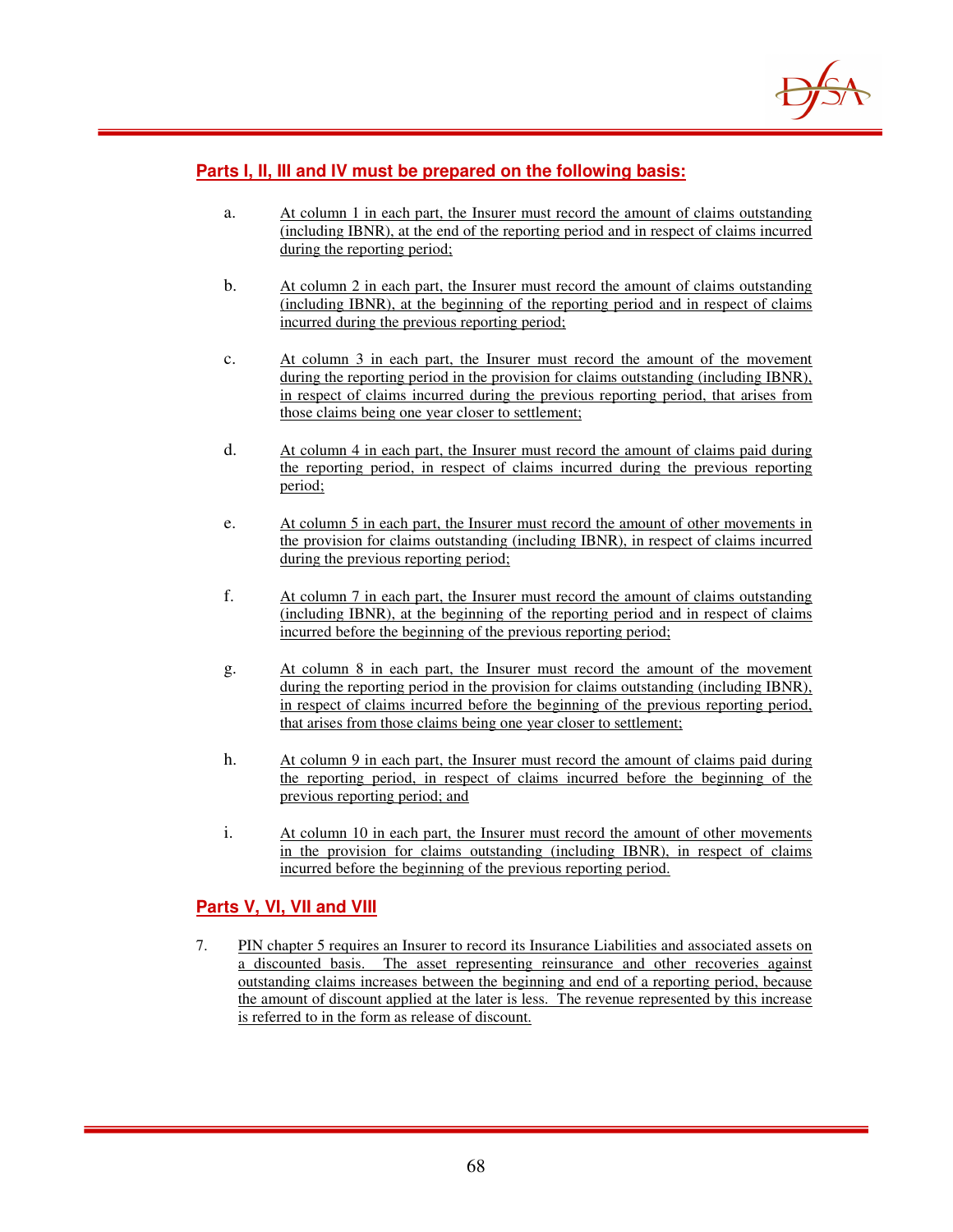## Parts I, II, III and IV must be prepared on the following basis:

a. At column 1 in each part, the Insurer must record the amount of claims outstanding (including IBNR), at the end of the reporting period and in respect of claims incurred during the reporting period;

b. At column 2 in each part, the Insurer must record the amount of claims outstanding (including IBNR), at the beginning of the reporting period and in respect of claims incurred during the previous reporting period;

c. At column 3 in each part, the Insurer must record the amount of the movement during the reporting period in the provision for claims outstanding (including IBNR), in respect of claims incurred during the previous reporting period, that arises from those claims being one year closer to settlement;

d. At column 4 in each part, the Insurer must record the amount of claims paid during the reporting period, in respect of claims incurred during the previous reporting period;

e. At column 5 in each part, the Insurer must record the amount of other movements in the provision for claims outstanding (including IBNR), in respect of claims incurred during the previous reporting period;

f. At column 7 in each part, the Insurer must record the amount of claims outstanding (including IBNR), at the beginning of the reporting period and in respect of claims incurred before the beginning of the previous reporting period;

g. At column 8 in each part, the Insurer must record the amount of the movement during the reporting period in the provision for claims outstanding (including IBNR), in respect of claims incurred before the beginning of the previous reporting period, that arises from those claims being one year closer to settlement;

h. At column 9 in each part, the Insurer must record the amount of claims paid during the reporting period, in respect of claims incurred before the beginning of the previous reporting period; and

i. At column 10 in each part, the Insurer must record the amount of other movements in the provision for claims outstanding (including IBNR), in respect of claims incurred before the beginning of the previous reporting period.

## Parts V, VI, VII and VIII

7. PIN chapter 5 requires an Insurer to record its Insurance Liabilities and associated assets on a discounted basis. The asset representing reinsurance and other recoveries against outstanding claims increases between the beginning and end of a reporting period, because the amount of discount applied at the later is less. The revenue represented by this increase is referred to in the form as release of discount.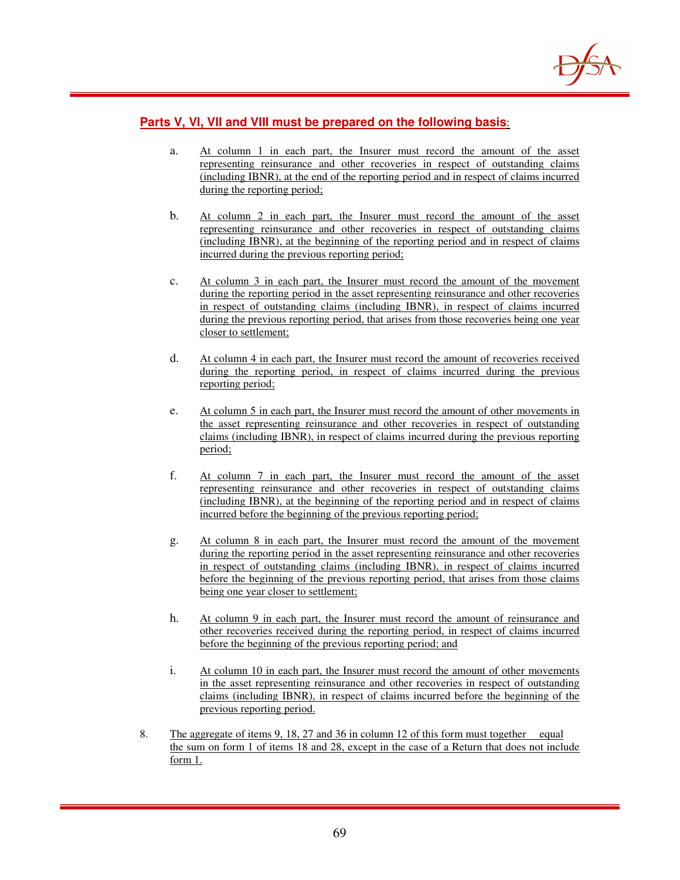**Parts V, VI, VII and VIII must be prepared on the following basis:**

a. At column 1 in each part, the Insurer must record the amount of the asset representing reinsurance and other recoveries in respect of outstanding claims (including IBNR), at the end of the reporting period and in respect of claims incurred during the reporting period;

b. At column 2 in each part, the Insurer must record the amount of the asset representing reinsurance and other recoveries in respect of outstanding claims (including IBNR), at the beginning of the reporting period and in respect of claims incurred during the previous reporting period;

c. At column 3 in each part, the Insurer must record the amount of the movement during the reporting period in the asset representing reinsurance and other recoveries in respect of outstanding claims (including IBNR), in respect of claims incurred during the previous reporting period, that arises from those recoveries being one year closer to settlement;

d. At column 4 in each part, the Insurer must record the amount of recoveries received during the reporting period, in respect of claims incurred during the previous reporting period;

e. At column 5 in each part, the Insurer must record the amount of other movements in the asset representing reinsurance and other recoveries in respect of outstanding claims (including IBNR), in respect of claims incurred during the previous reporting period;

f. At column 7 in each part, the Insurer must record the amount of the asset representing reinsurance and other recoveries in respect of outstanding claims (including IBNR), at the beginning of the reporting period and in respect of claims incurred before the beginning of the previous reporting period;

g. At column 8 in each part, the Insurer must record the amount of the movement during the reporting period in the asset representing reinsurance and other recoveries in respect of outstanding claims (including IBNR), in respect of claims incurred before the beginning of the previous reporting period, that arises from those claims being one year closer to settlement;

h. At column 9 in each part, the Insurer must record the amount of reinsurance and other recoveries received during the reporting period, in respect of claims incurred before the beginning of the previous reporting period; and

i. At column 10 in each part, the Insurer must record the amount of other movements in the asset representing reinsurance and other recoveries in respect of outstanding claims (including IBNR), in respect of claims incurred before the beginning of the previous reporting period.

8. The aggregate of items 9, 18, 27 and 36 in column 12 of this form must together equal the sum on form 1 of items 18 and 28, except in the case of a Return that does not include form 1.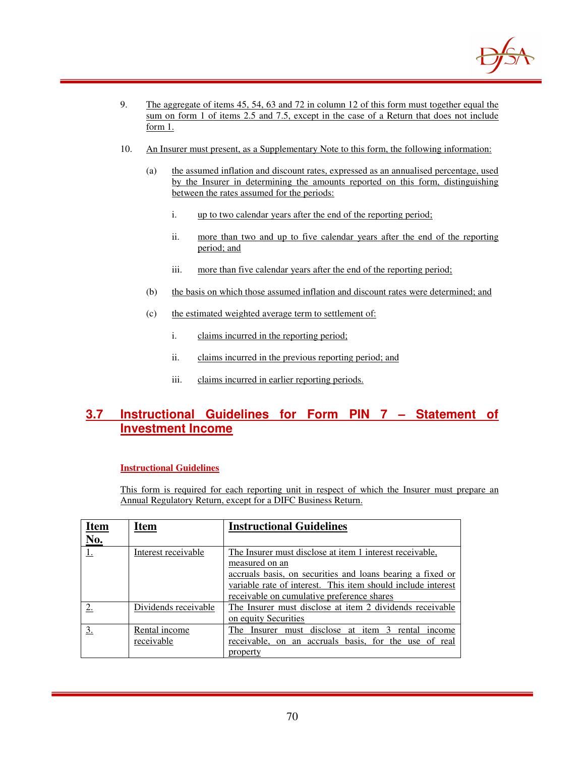9. The aggregate of items 45, 54, 63 and 72 in column 12 of this form must together equal the sum on form 1 of items 2.5 and 7.5, except in the case of a Return that does not include form 1.

10. An Insurer must present, as a Supplementary Note to this form, the following information:

    (a) the assumed inflation and discount rates, expressed as an annualised percentage, used by the Insurer in determining the amounts reported on this form, distinguishing between the rates assumed for the periods:

        i. up to two calendar years after the end of the reporting period;

        ii. more than two and up to five calendar years after the end of the reporting period; and

        iii. more than five calendar years after the end of the reporting period;

    (b) the basis on which those assumed inflation and discount rates were determined; and

    (c) the estimated weighted average term to settlement of:

        i. claims incurred in the reporting period;

        ii. claims incurred in the previous reporting period; and

        iii. claims incurred in earlier reporting periods.

## 3.7 Instructional Guidelines for Form PIN 7 – Statement of Investment Income

### Instructional Guidelines

This form is required for each reporting unit in respect of which the Insurer must prepare an Annual Regulatory Return, except for a DIFC Business Return.

| Item No. | Item | Instructional Guidelines |
|---|---|---|
| 1. | Interest receivable | The Insurer must disclose at item 1 interest receivable, measured on an accruals basis, on securities and loans bearing a fixed or variable rate of interest. This item should include interest receivable on cumulative preference shares |
| 2. | Dividends receivable | The Insurer must disclose at item 2 dividends receivable on equity Securities |
| 3. | Rental income receivable | The Insurer must disclose at item 3 rental income receivable, on an accruals basis, for the use of real property |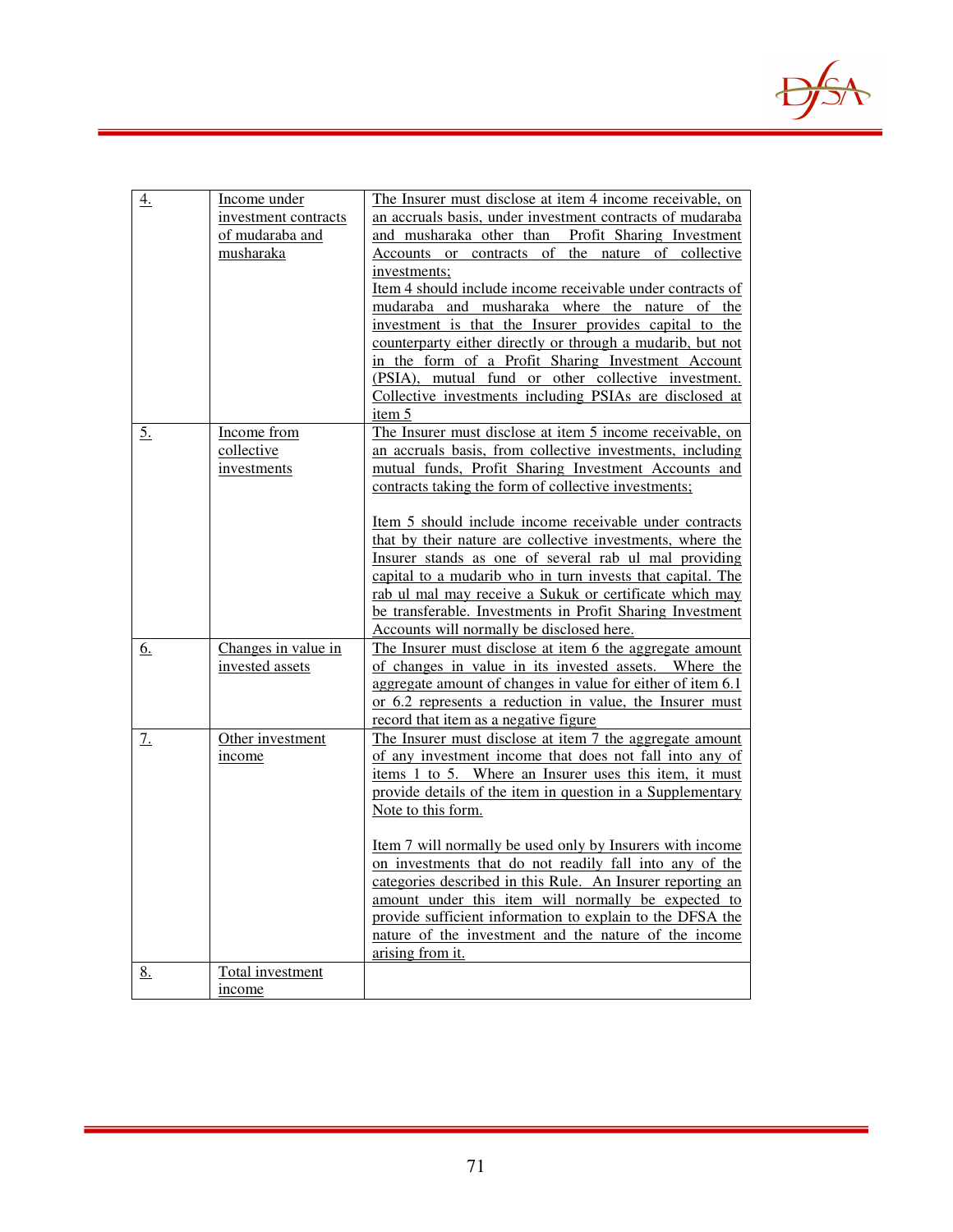| 4. | Income under investment contracts of mudaraba and musharaka | The Insurer must disclose at item 4 income receivable, on an accruals basis, under investment contracts of mudaraba and musharaka other than Profit Sharing Investment Accounts or contracts of the nature of collective investments;<br>Item 4 should include income receivable under contracts of mudaraba and musharaka where the nature of the investment is that the Insurer provides capital to the counterparty either directly or through a mudarib, but not in the form of a Profit Sharing Investment Account (PSIA), mutual fund or other collective investment. Collective investments including PSIAs are disclosed at item 5 |
|---|---|---|
| 5. | Income from collective investments | The Insurer must disclose at item 5 income receivable, on an accruals basis, from collective investments, including mutual funds, Profit Sharing Investment Accounts and contracts taking the form of collective investments;<br><br>Item 5 should include income receivable under contracts that by their nature are collective investments, where the Insurer stands as one of several rab ul mal providing capital to a mudarib who in turn invests that capital. The rab ul mal may receive a Sukuk or certificate which may be transferable. Investments in Profit Sharing Investment Accounts will normally be disclosed here. |
| 6. | Changes in value in invested assets | The Insurer must disclose at item 6 the aggregate amount of changes in value in its invested assets. Where the aggregate amount of changes in value for either of item 6.1 or 6.2 represents a reduction in value, the Insurer must record that item as a negative figure |
| 7. | Other investment income | The Insurer must disclose at item 7 the aggregate amount of any investment income that does not fall into any of items 1 to 5. Where an Insurer uses this item, it must provide details of the item in question in a Supplementary Note to this form.<br><br>Item 7 will normally be used only by Insurers with income on investments that do not readily fall into any of the categories described in this Rule. An Insurer reporting an amount under this item will normally be expected to provide sufficient information to explain to the DFSA the nature of the investment and the nature of the income arising from it. |
| 8. | Total investment income | |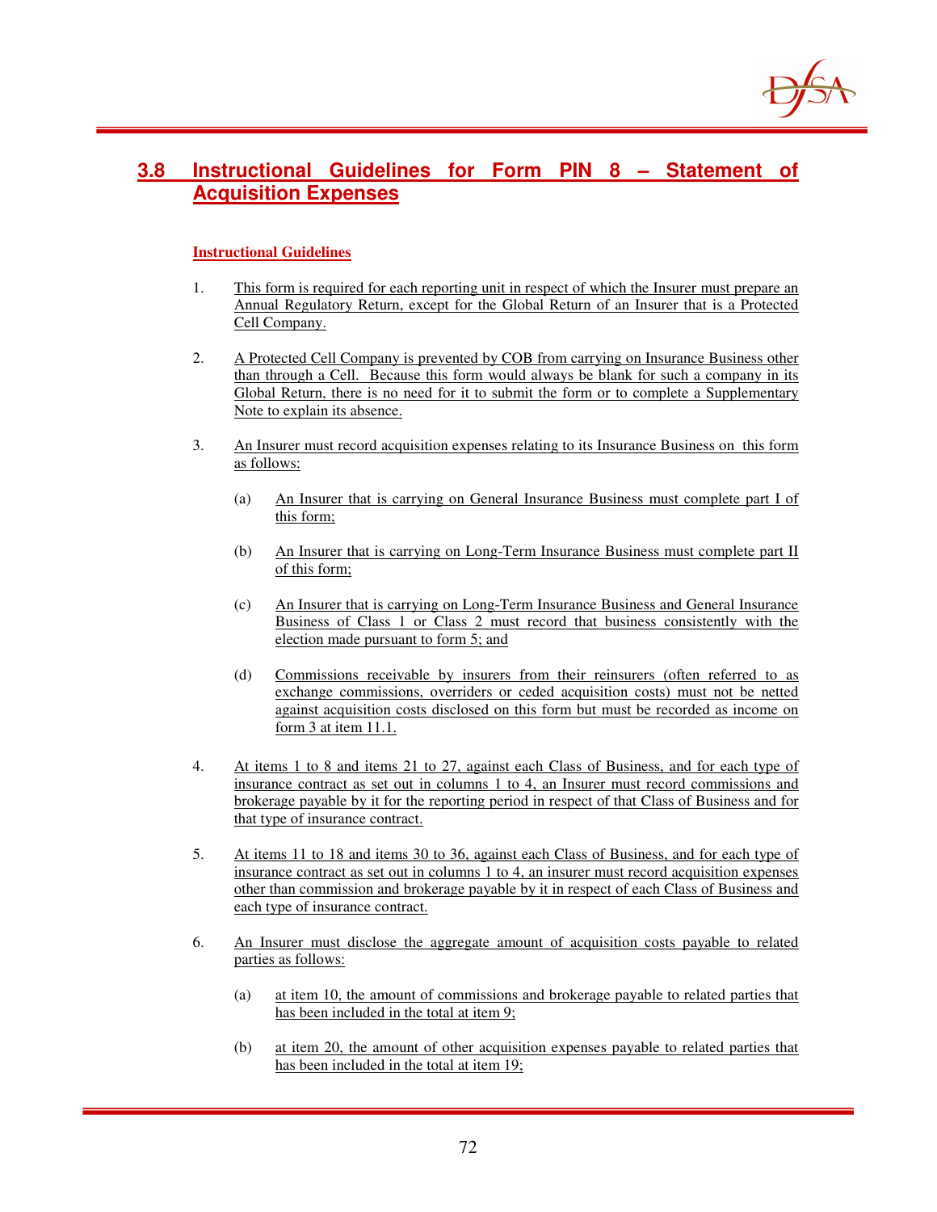## 3.8 Instructional Guidelines for Form PIN 8 – Statement of Acquisition Expenses

**Instructional Guidelines**

1. This form is required for each reporting unit in respect of which the Insurer must prepare an Annual Regulatory Return, except for the Global Return of an Insurer that is a Protected Cell Company.

2. A Protected Cell Company is prevented by COB from carrying on Insurance Business other than through a Cell. Because this form would always be blank for such a company in its Global Return, there is no need for it to submit the form or to complete a Supplementary Note to explain its absence.

3. An Insurer must record acquisition expenses relating to its Insurance Business on this form as follows:

   (a) An Insurer that is carrying on General Insurance Business must complete part I of this form;

   (b) An Insurer that is carrying on Long-Term Insurance Business must complete part II of this form;

   (c) An Insurer that is carrying on Long-Term Insurance Business and General Insurance Business of Class 1 or Class 2 must record that business consistently with the election made pursuant to form 5; and

   (d) Commissions receivable by insurers from their reinsurers (often referred to as exchange commissions, overriders or ceded acquisition costs) must not be netted against acquisition costs disclosed on this form but must be recorded as income on form 3 at item 11.1.

4. At items 1 to 8 and items 21 to 27, against each Class of Business, and for each type of insurance contract as set out in columns 1 to 4, an Insurer must record commissions and brokerage payable by it for the reporting period in respect of that Class of Business and for that type of insurance contract.

5. At items 11 to 18 and items 30 to 36, against each Class of Business, and for each type of insurance contract as set out in columns 1 to 4, an insurer must record acquisition expenses other than commission and brokerage payable by it in respect of each Class of Business and each type of insurance contract.

6. An Insurer must disclose the aggregate amount of acquisition costs payable to related parties as follows:

   (a) at item 10, the amount of commissions and brokerage payable to related parties that has been included in the total at item 9;

   (b) at item 20, the amount of other acquisition expenses payable to related parties that has been included in the total at item 19;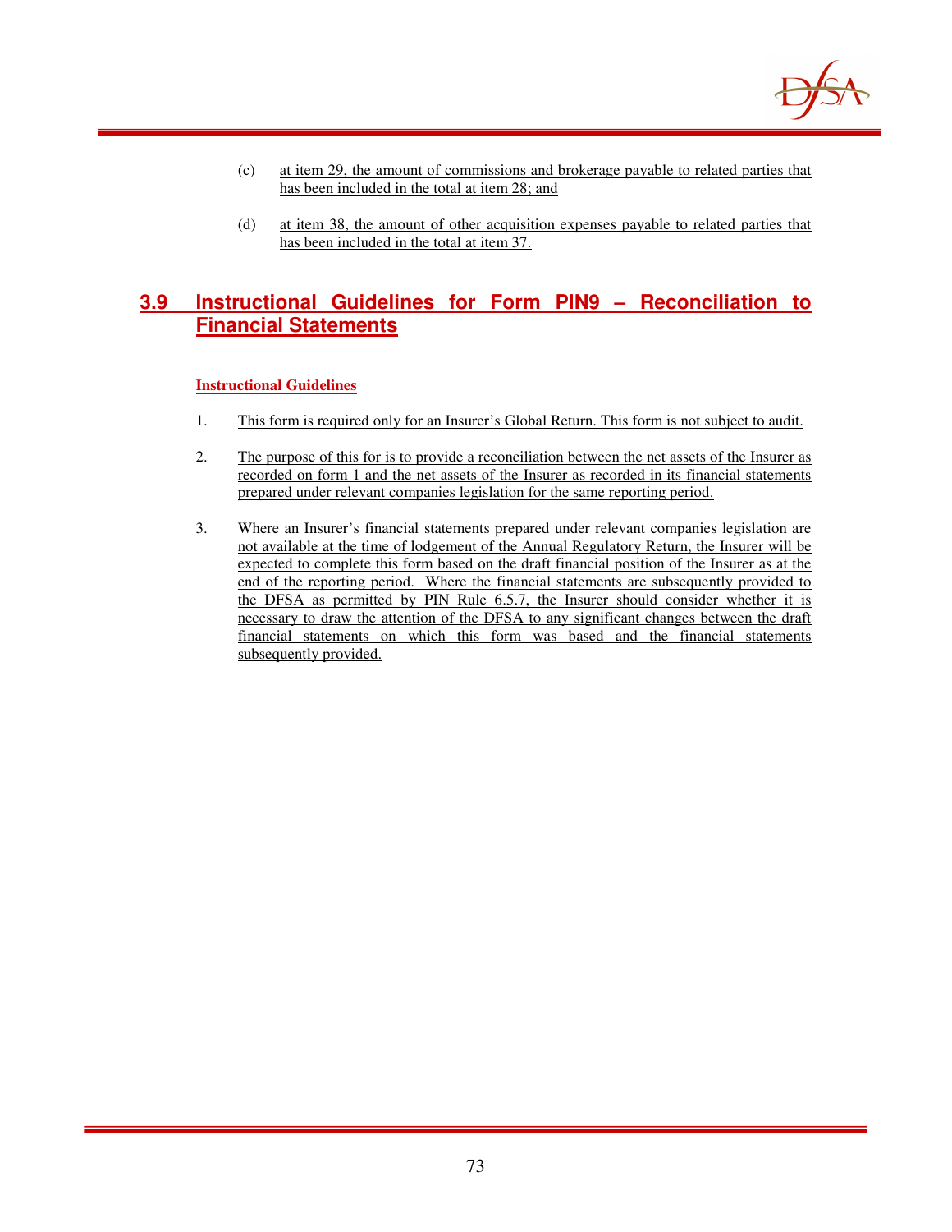(c) at item 29, the amount of commissions and brokerage payable to related parties that has been included in the total at item 28; and

(d) at item 38, the amount of other acquisition expenses payable to related parties that has been included in the total at item 37.

## 3.9 Instructional Guidelines for Form PIN9 – Reconciliation to Financial Statements

**Instructional Guidelines**

1. This form is required only for an Insurer's Global Return. This form is not subject to audit.

2. The purpose of this for is to provide a reconciliation between the net assets of the Insurer as recorded on form 1 and the net assets of the Insurer as recorded in its financial statements prepared under relevant companies legislation for the same reporting period.

3. Where an Insurer's financial statements prepared under relevant companies legislation are not available at the time of lodgement of the Annual Regulatory Return, the Insurer will be expected to complete this form based on the draft financial position of the Insurer as at the end of the reporting period. Where the financial statements are subsequently provided to the DFSA as permitted by PIN Rule 6.5.7, the Insurer should consider whether it is necessary to draw the attention of the DFSA to any significant changes between the draft financial statements on which this form was based and the financial statements subsequently provided.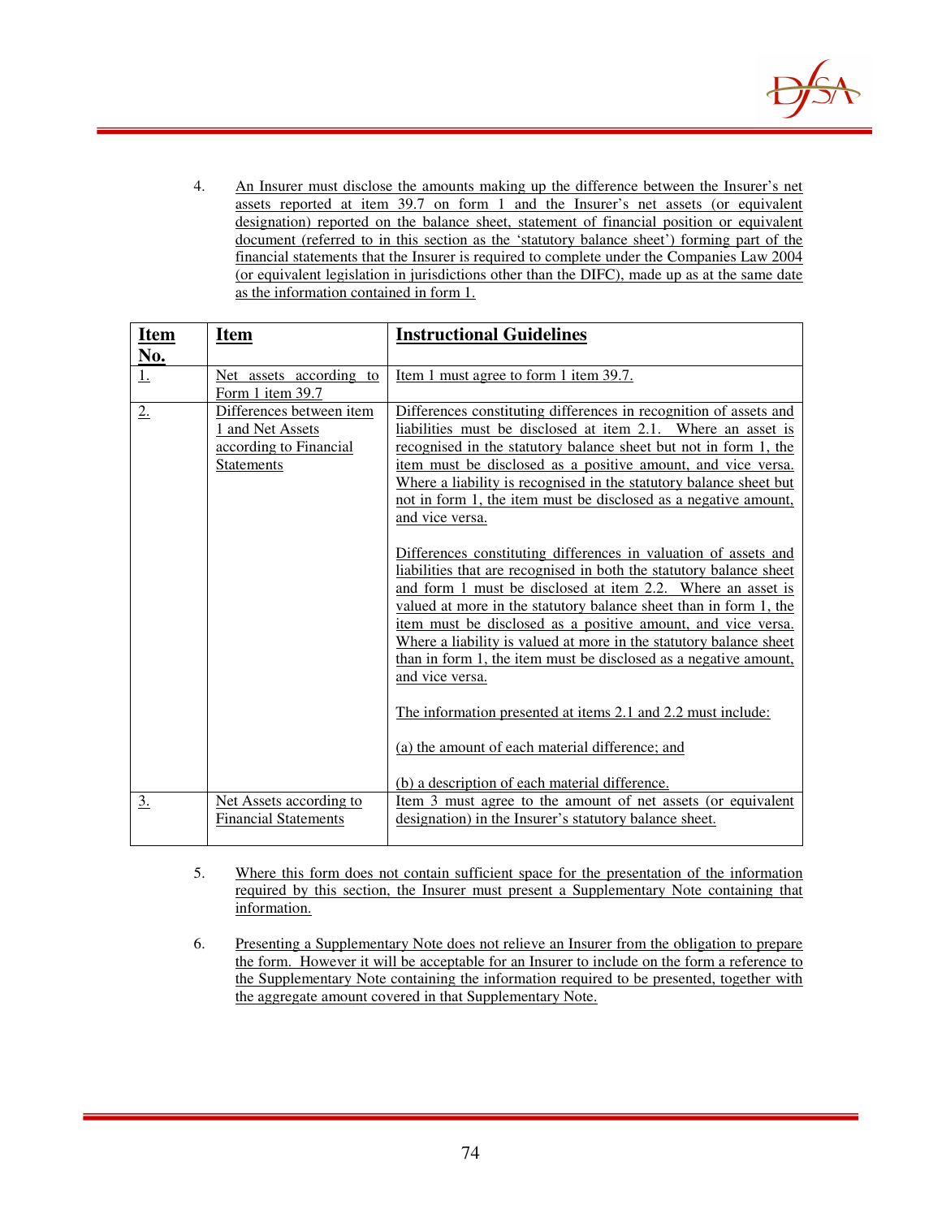4. An Insurer must disclose the amounts making up the difference between the Insurer's net assets reported at item 39.7 on form 1 and the Insurer's net assets (or equivalent designation) reported on the balance sheet, statement of financial position or equivalent document (referred to in this section as the 'statutory balance sheet') forming part of the financial statements that the Insurer is required to complete under the Companies Law 2004 (or equivalent legislation in jurisdictions other than the DIFC), made up as at the same date as the information contained in form 1.

| Item No. | Item | Instructional Guidelines |
|---|---|---|
| 1. | Net assets according to Form 1 item 39.7 | Item 1 must agree to form 1 item 39.7. |
| 2. | Differences between item 1 and Net Assets according to Financial Statements | Differences constituting differences in recognition of assets and liabilities must be disclosed at item 2.1. Where an asset is recognised in the statutory balance sheet but not in form 1, the item must be disclosed as a positive amount, and vice versa. Where a liability is recognised in the statutory balance sheet but not in form 1, the item must be disclosed as a negative amount, and vice versa.<br><br>Differences constituting differences in valuation of assets and liabilities that are recognised in both the statutory balance sheet and form 1 must be disclosed at item 2.2. Where an asset is valued at more in the statutory balance sheet than in form 1, the item must be disclosed as a positive amount, and vice versa. Where a liability is valued at more in the statutory balance sheet than in form 1, the item must be disclosed as a negative amount, and vice versa.<br><br>The information presented at items 2.1 and 2.2 must include:<br><br>(a) the amount of each material difference; and<br><br>(b) a description of each material difference. |
| 3. | Net Assets according to Financial Statements | Item 3 must agree to the amount of net assets (or equivalent designation) in the Insurer's statutory balance sheet. |

5. Where this form does not contain sufficient space for the presentation of the information required by this section, the Insurer must present a Supplementary Note containing that information.

6. Presenting a Supplementary Note does not relieve an Insurer from the obligation to prepare the form. However it will be acceptable for an Insurer to include on the form a reference to the Supplementary Note containing the information required to be presented, together with the aggregate amount covered in that Supplementary Note.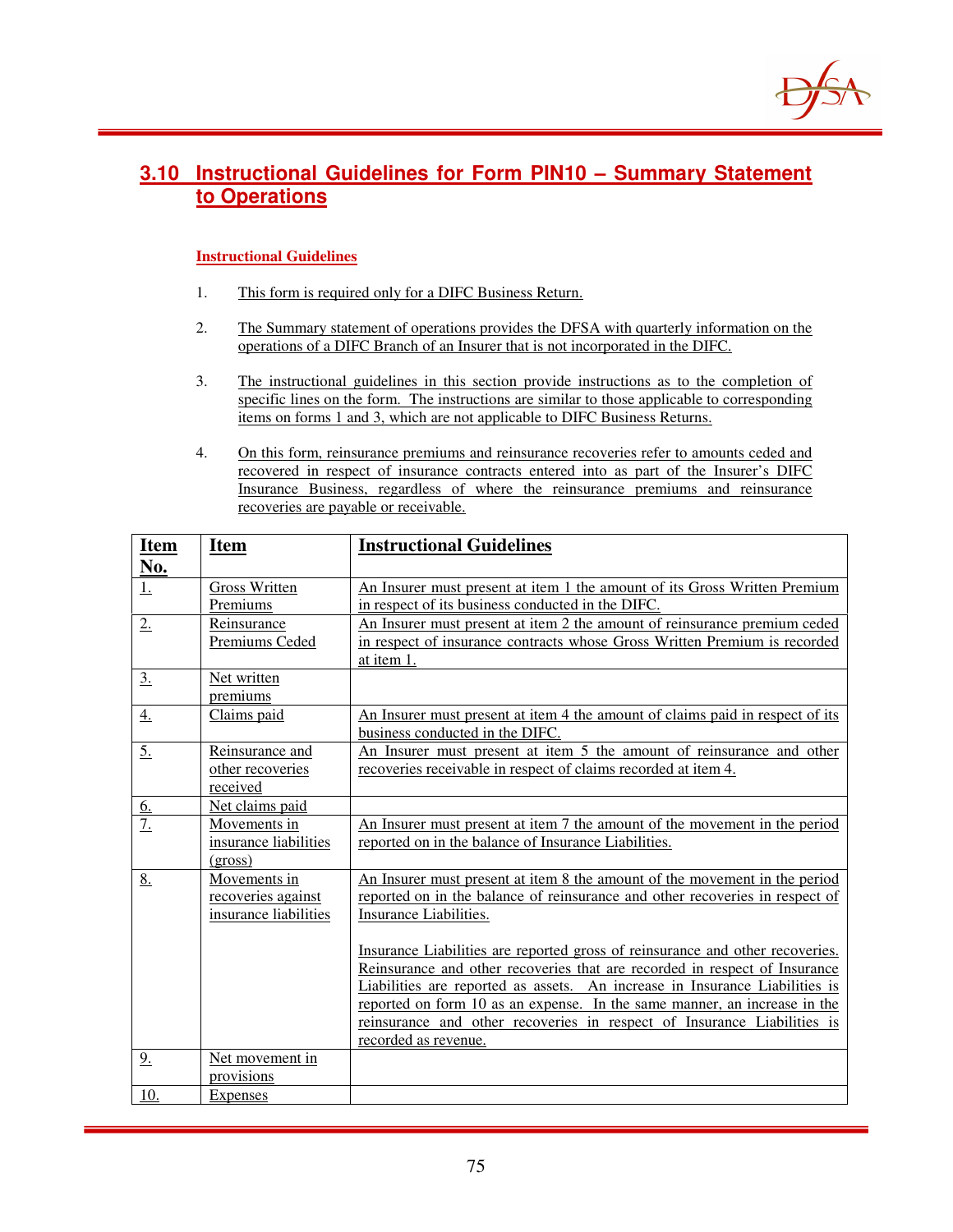## 3.10 Instructional Guidelines for Form PIN10 – Summary Statement to Operations

### Instructional Guidelines

1. This form is required only for a DIFC Business Return.

2. The Summary statement of operations provides the DFSA with quarterly information on the operations of a DIFC Branch of an Insurer that is not incorporated in the DIFC.

3. The instructional guidelines in this section provide instructions as to the completion of specific lines on the form. The instructions are similar to those applicable to corresponding items on forms 1 and 3, which are not applicable to DIFC Business Returns.

4. On this form, reinsurance premiums and reinsurance recoveries refer to amounts ceded and recovered in respect of insurance contracts entered into as part of the Insurer's DIFC Insurance Business, regardless of where the reinsurance premiums and reinsurance recoveries are payable or receivable.

| Item No. | Item | Instructional Guidelines |
|---|---|---|
| 1. | Gross Written Premiums | An Insurer must present at item 1 the amount of its Gross Written Premium in respect of its business conducted in the DIFC. |
| 2. | Reinsurance Premiums Ceded | An Insurer must present at item 2 the amount of reinsurance premium ceded in respect of insurance contracts whose Gross Written Premium is recorded at item 1. |
| 3. | Net written premiums | |
| 4. | Claims paid | An Insurer must present at item 4 the amount of claims paid in respect of its business conducted in the DIFC. |
| 5. | Reinsurance and other recoveries received | An Insurer must present at item 5 the amount of reinsurance and other recoveries receivable in respect of claims recorded at item 4. |
| 6. | Net claims paid | |
| 7. | Movements in insurance liabilities (gross) | An Insurer must present at item 7 the amount of the movement in the period reported on in the balance of Insurance Liabilities. |
| 8. | Movements in recoveries against insurance liabilities | An Insurer must present at item 8 the amount of the movement in the period reported on in the balance of reinsurance and other recoveries in respect of Insurance Liabilities.<br><br>Insurance Liabilities are reported gross of reinsurance and other recoveries. Reinsurance and other recoveries that are recorded in respect of Insurance Liabilities are reported as assets. An increase in Insurance Liabilities is reported on form 10 as an expense. In the same manner, an increase in the reinsurance and other recoveries in respect of Insurance Liabilities is recorded as revenue. |
| 9. | Net movement in provisions | |
| 10. | Expenses | |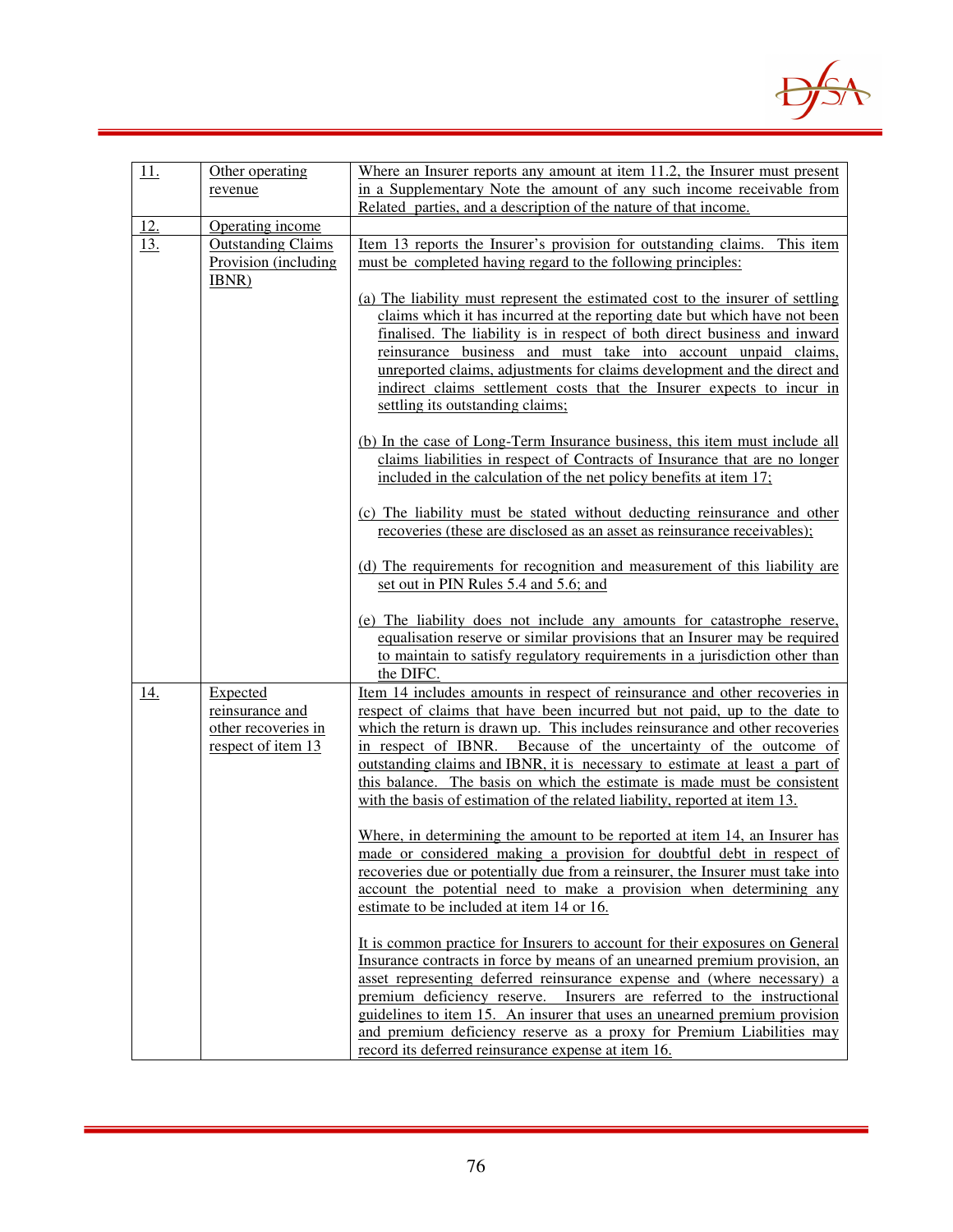| | | |
|---|---|---|
| 11. | Other operating revenue | Where an Insurer reports any amount at item 11.2, the Insurer must present in a Supplementary Note the amount of any such income receivable from Related parties, and a description of the nature of that income. |
| 12. | Operating income | |
| 13. | Outstanding Claims Provision (including IBNR) | Item 13 reports the Insurer's provision for outstanding claims. This item must be completed having regard to the following principles:<br><br>(a) The liability must represent the estimated cost to the insurer of settling claims which it has incurred at the reporting date but which have not been finalised. The liability is in respect of both direct business and inward reinsurance business and must take into account unpaid claims, unreported claims, adjustments for claims development and the direct and indirect claims settlement costs that the Insurer expects to incur in settling its outstanding claims;<br><br>(b) In the case of Long-Term Insurance business, this item must include all claims liabilities in respect of Contracts of Insurance that are no longer included in the calculation of the net policy benefits at item 17;<br><br>(c) The liability must be stated without deducting reinsurance and other recoveries (these are disclosed as an asset as reinsurance receivables);<br><br>(d) The requirements for recognition and measurement of this liability are set out in PIN Rules 5.4 and 5.6; and<br><br>(e) The liability does not include any amounts for catastrophe reserve, equalisation reserve or similar provisions that an Insurer may be required to maintain to satisfy regulatory requirements in a jurisdiction other than the DIFC. |
| 14. | Expected reinsurance and other recoveries in respect of item 13 | Item 14 includes amounts in respect of reinsurance and other recoveries in respect of claims that have been incurred but not paid, up to the date to which the return is drawn up. This includes reinsurance and other recoveries in respect of IBNR. Because of the uncertainty of the outcome of outstanding claims and IBNR, it is necessary to estimate at least a part of this balance. The basis on which the estimate is made must be consistent with the basis of estimation of the related liability, reported at item 13.<br><br>Where, in determining the amount to be reported at item 14, an Insurer has made or considered making a provision for doubtful debt in respect of recoveries due or potentially due from a reinsurer, the Insurer must take into account the potential need to make a provision when determining any estimate to be included at item 14 or 16.<br><br>It is common practice for Insurers to account for their exposures on General Insurance contracts in force by means of an unearned premium provision, an asset representing deferred reinsurance expense and (where necessary) a premium deficiency reserve. Insurers are referred to the instructional guidelines to item 15. An insurer that uses an unearned premium provision and premium deficiency reserve as a proxy for Premium Liabilities may record its deferred reinsurance expense at item 16. |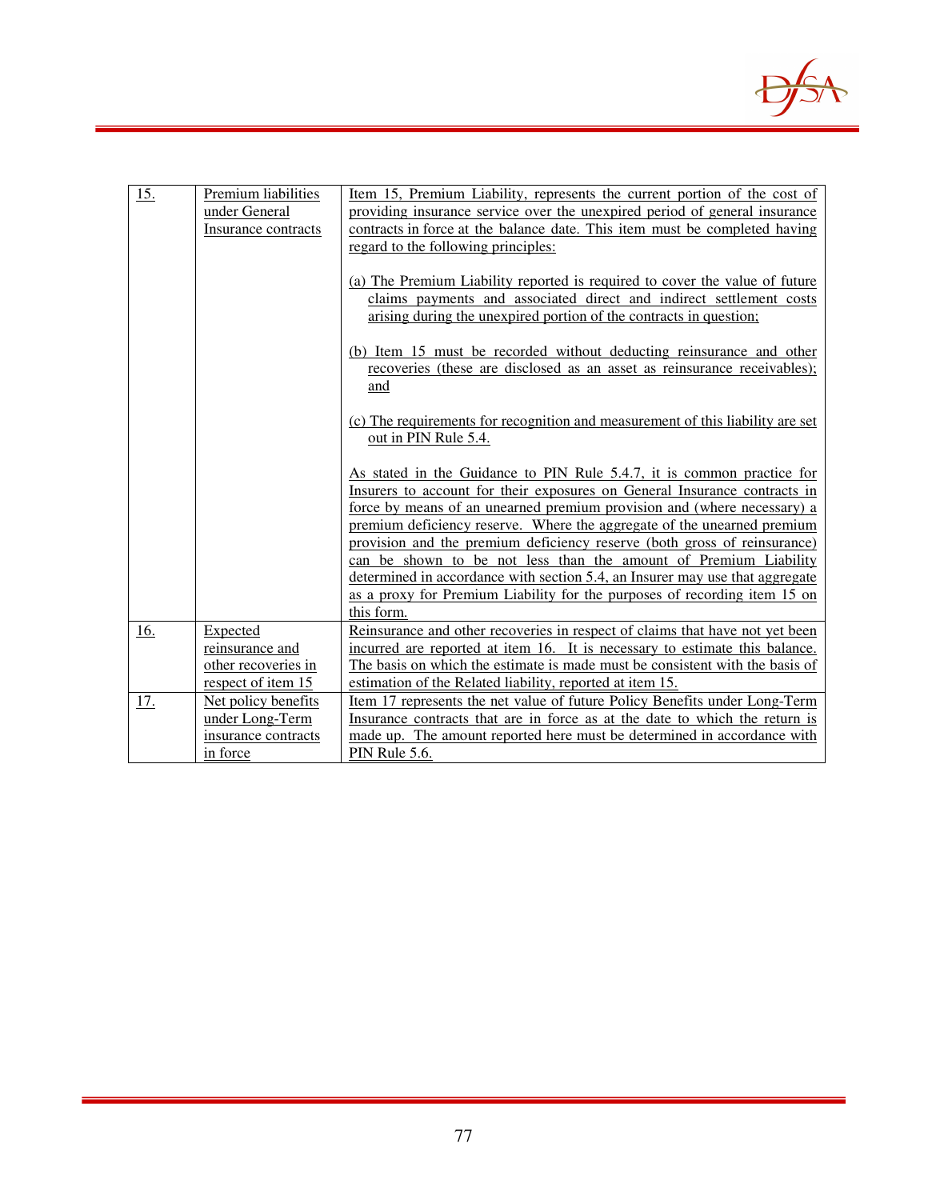| 15. | Premium liabilities under General Insurance contracts | Item 15, Premium Liability, represents the current portion of the cost of providing insurance service over the unexpired period of general insurance contracts in force at the balance date. This item must be completed having regard to the following principles:<br><br>(a) The Premium Liability reported is required to cover the value of future claims payments and associated direct and indirect settlement costs arising during the unexpired portion of the contracts in question;<br><br>(b) Item 15 must be recorded without deducting reinsurance and other recoveries (these are disclosed as an asset as reinsurance receivables); and<br><br>(c) The requirements for recognition and measurement of this liability are set out in PIN Rule 5.4.<br><br>As stated in the Guidance to PIN Rule 5.4.7, it is common practice for Insurers to account for their exposures on General Insurance contracts in force by means of an unearned premium provision and (where necessary) a premium deficiency reserve. Where the aggregate of the unearned premium provision and the premium deficiency reserve (both gross of reinsurance) can be shown to be not less than the amount of Premium Liability determined in accordance with section 5.4, an Insurer may use that aggregate as a proxy for Premium Liability for the purposes of recording item 15 on this form. |
|---|---|---|
| 16. | Expected reinsurance and other recoveries in respect of item 15 | Reinsurance and other recoveries in respect of claims that have not yet been incurred are reported at item 16. It is necessary to estimate this balance. The basis on which the estimate is made must be consistent with the basis of estimation of the Related liability, reported at item 15. |
| 17. | Net policy benefits under Long-Term insurance contracts in force | Item 17 represents the net value of future Policy Benefits under Long-Term Insurance contracts that are in force as at the date to which the return is made up. The amount reported here must be determined in accordance with PIN Rule 5.6. |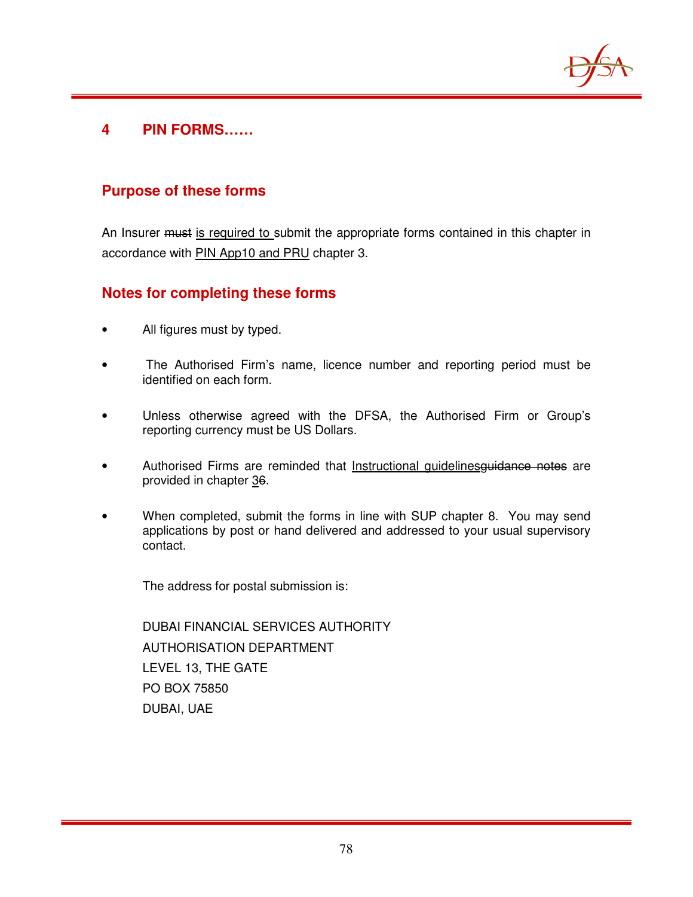# 4 PIN FORMS……

## Purpose of these forms

An Insurer ~~must~~ is required to submit the appropriate forms contained in this chapter in accordance with PIN App10 and PRU chapter 3.

## Notes for completing these forms

- All figures must by typed.
- The Authorised Firm's name, licence number and reporting period must be identified on each form.
- Unless otherwise agreed with the DFSA, the Authorised Firm or Group's reporting currency must be US Dollars.
- Authorised Firms are reminded that Instructional guidelines~~guidance notes~~ are provided in chapter 3~~6~~.
- When completed, submit the forms in line with SUP chapter 8. You may send applications by post or hand delivered and addressed to your usual supervisory contact.

  The address for postal submission is:

  DUBAI FINANCIAL SERVICES AUTHORITY
  AUTHORISATION DEPARTMENT
  LEVEL 13, THE GATE
  PO BOX 75850
  DUBAI, UAE